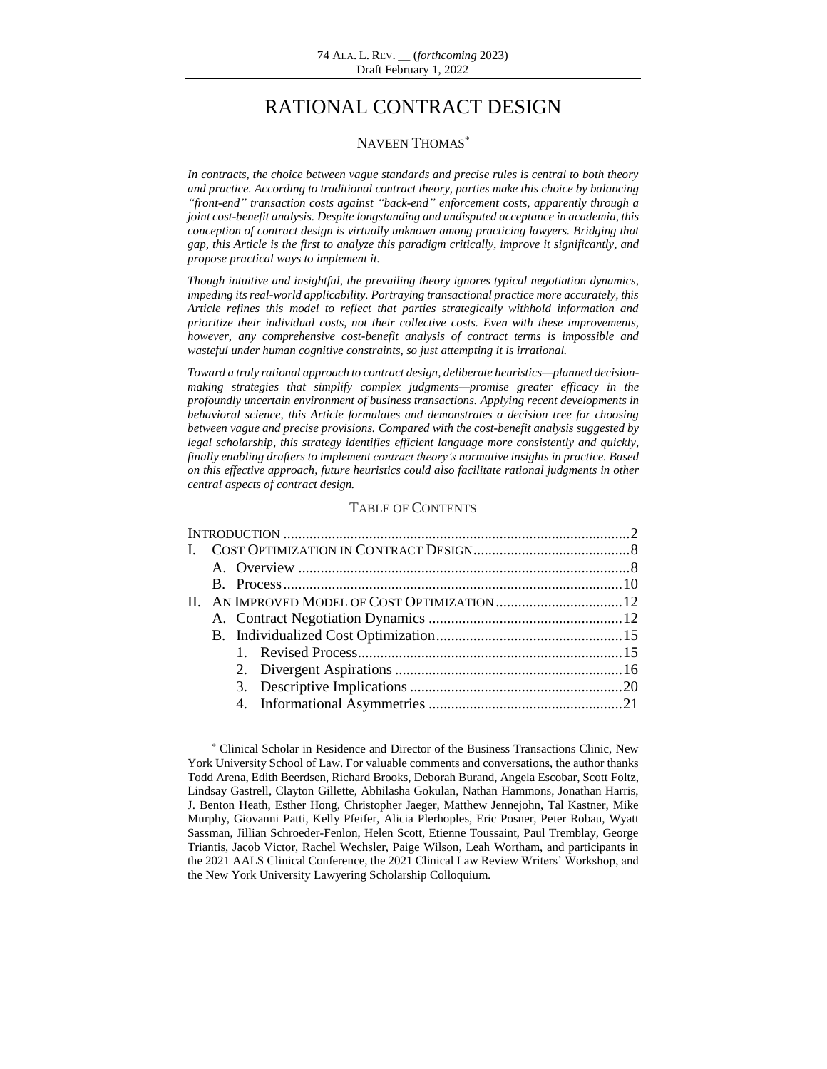# RATIONAL CONTRACT DESIGN

NAVEEN THOMAS*

*In contracts, the choice between vague standards and precise rules is central to both theory and practice. According to traditional contract theory, parties make this choice by balancing "front-end" transaction costs against "back-end" enforcement costs, apparently through a joint cost-benefit analysis. Despite longstanding and undisputed acceptance in academia, this conception of contract design is virtually unknown among practicing lawyers. Bridging that gap, this Article is the first to analyze this paradigm critically, improve it significantly, and propose practical ways to implement it.*

*Though intuitive and insightful, the prevailing theory ignores typical negotiation dynamics, impeding its real-world applicability. Portraying transactional practice more accurately, this Article refines this model to reflect that parties strategically withhold information and prioritize their individual costs, not their collective costs. Even with these improvements, however, any comprehensive cost-benefit analysis of contract terms is impossible and wasteful under human cognitive constraints, so just attempting it is irrational.*

*Toward a truly rational approach to contract design, deliberate heuristics—planned decision-making strategies that simplify complex judgments—promise greater efficacy in the profoundly uncertain environment of business transactions. Applying recent developments in behavioral science, this Article formulates and demonstrates a decision tree for choosing between vague and precise provisions. Compared with the cost-benefit analysis suggested by legal scholarship, this strategy identifies efficient language more consistently and quickly, finally enabling drafters to implement contract theory's normative insights in practice. Based on this effective approach, future heuristics could also facilitate rational judgments in other central aspects of contract design.*

## TABLE OF CONTENTS

| | |
|---|---|
| INTRODUCTION | 2 |
| I. COST OPTIMIZATION IN CONTRACT DESIGN | 8 |
| A. Overview | 8 |
| B. Process | 10 |
| II. AN IMPROVED MODEL OF COST OPTIMIZATION | 12 |
| A. Contract Negotiation Dynamics | 12 |
| B. Individualized Cost Optimization | 15 |
| 1. Revised Process | 15 |
| 2. Divergent Aspirations | 16 |
| 3. Descriptive Implications | 20 |
| 4. Informational Asymmetries | 21 |

\* Clinical Scholar in Residence and Director of the Business Transactions Clinic, New York University School of Law. For valuable comments and conversations, the author thanks Todd Arena, Edith Beerdsen, Richard Brooks, Deborah Burand, Angela Escobar, Scott Foltz, Lindsay Gastrell, Clayton Gillette, Abhilasha Gokulan, Nathan Hammons, Jonathan Harris, J. Benton Heath, Esther Hong, Christopher Jaeger, Matthew Jennejohn, Tal Kastner, Mike Murphy, Giovanni Patti, Kelly Pfeifer, Alicia Plerhoples, Eric Posner, Peter Robau, Wyatt Sassman, Jillian Schroeder-Fenlon, Helen Scott, Etienne Toussaint, Paul Tremblay, George Triantis, Jacob Victor, Rachel Wechsler, Paige Wilson, Leah Wortham, and participants in the 2021 AALS Clinical Conference, the 2021 Clinical Law Review Writers' Workshop, and the New York University Lawyering Scholarship Colloquium.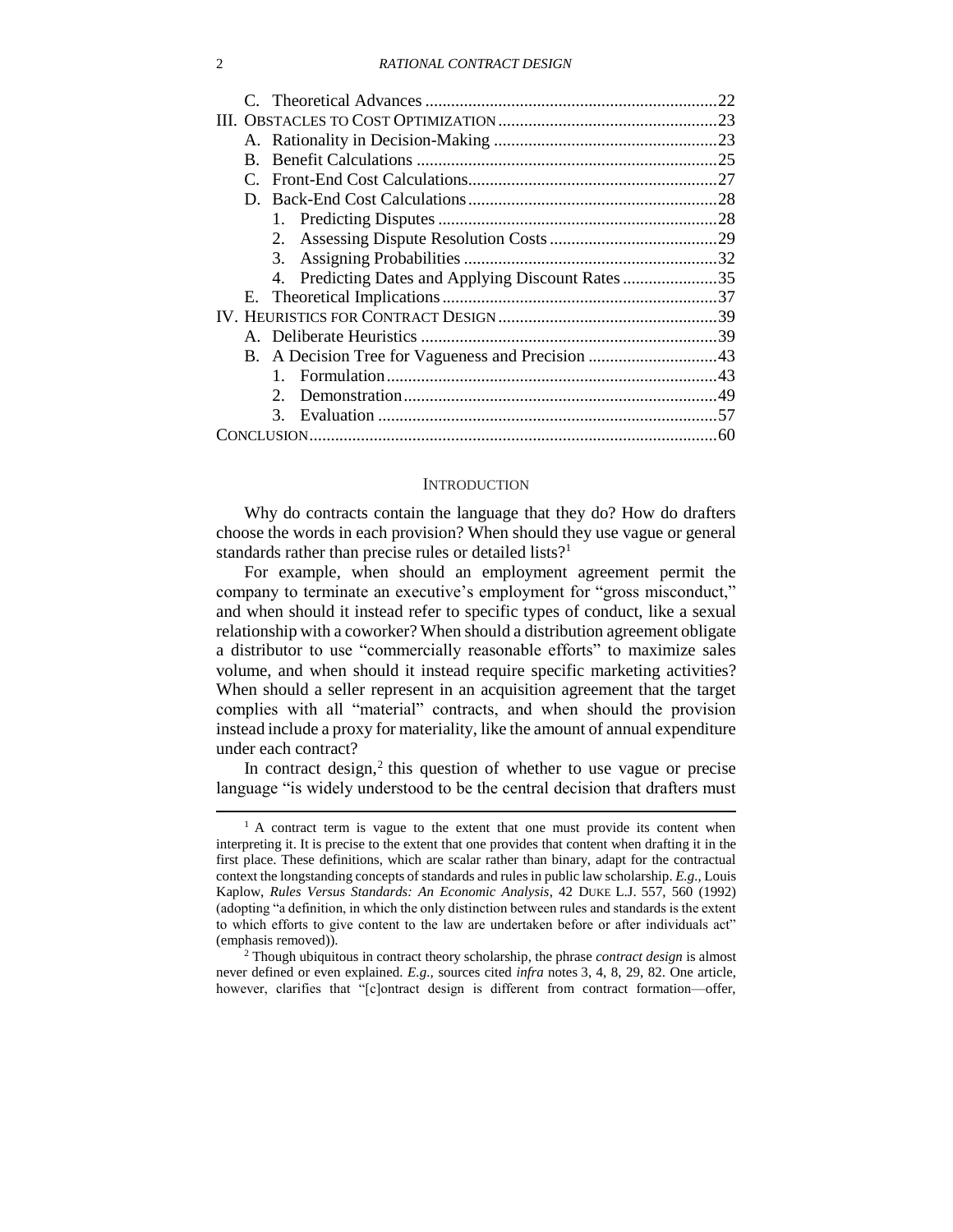C. Theoretical Advances ....................................................................22
III. OBSTACLES TO COST OPTIMIZATION...................................................23
A. Rationality in Decision-Making ....................................................23
B. Benefit Calculations ......................................................................25
C. Front-End Cost Calculations..........................................................27
D. Back-End Cost Calculations..........................................................28
1. Predicting Disputes .................................................................28
2. Assessing Dispute Resolution Costs.......................................29
3. Assigning Probabilities ...........................................................32
4. Predicting Dates and Applying Discount Rates......................35
E. Theoretical Implications................................................................37
IV. HEURISTICS FOR CONTRACT DESIGN...................................................39
A. Deliberate Heuristics .....................................................................39
B. A Decision Tree for Vagueness and Precision ..............................43
1. Formulation.............................................................................43
2. Demonstration.........................................................................49
3. Evaluation ...............................................................................57
CONCLUSION...............................................................................................60

## INTRODUCTION

Why do contracts contain the language that they do? How do drafters choose the words in each provision? When should they use vague or general standards rather than precise rules or detailed lists?[1]

For example, when should an employment agreement permit the company to terminate an executive's employment for "gross misconduct," and when should it instead refer to specific types of conduct, like a sexual relationship with a coworker? When should a distribution agreement obligate a distributor to use "commercially reasonable efforts" to maximize sales volume, and when should it instead require specific marketing activities? When should a seller represent in an acquisition agreement that the target complies with all "material" contracts, and when should the provision instead include a proxy for materiality, like the amount of annual expenditure under each contract?

In contract design,[2] this question of whether to use vague or precise language "is widely understood to be the central decision that drafters must

---

[1] A contract term is vague to the extent that one must provide its content when interpreting it. It is precise to the extent that one provides that content when drafting it in the first place. These definitions, which are scalar rather than binary, adapt for the contractual context the longstanding concepts of standards and rules in public law scholarship. *E.g.,* Louis Kaplow, *Rules Versus Standards: An Economic Analysis*, 42 DUKE L.J. 557, 560 (1992) (adopting "a definition, in which the only distinction between rules and standards is the extent to which efforts to give content to the law are undertaken before or after individuals act" (emphasis removed)).

[2] Though ubiquitous in contract theory scholarship, the phrase *contract design* is almost never defined or even explained. *E.g.,* sources cited *infra* notes 3, 4, 8, 29, 82. One article, however, clarifies that "[c]ontract design is different from contract formation—offer,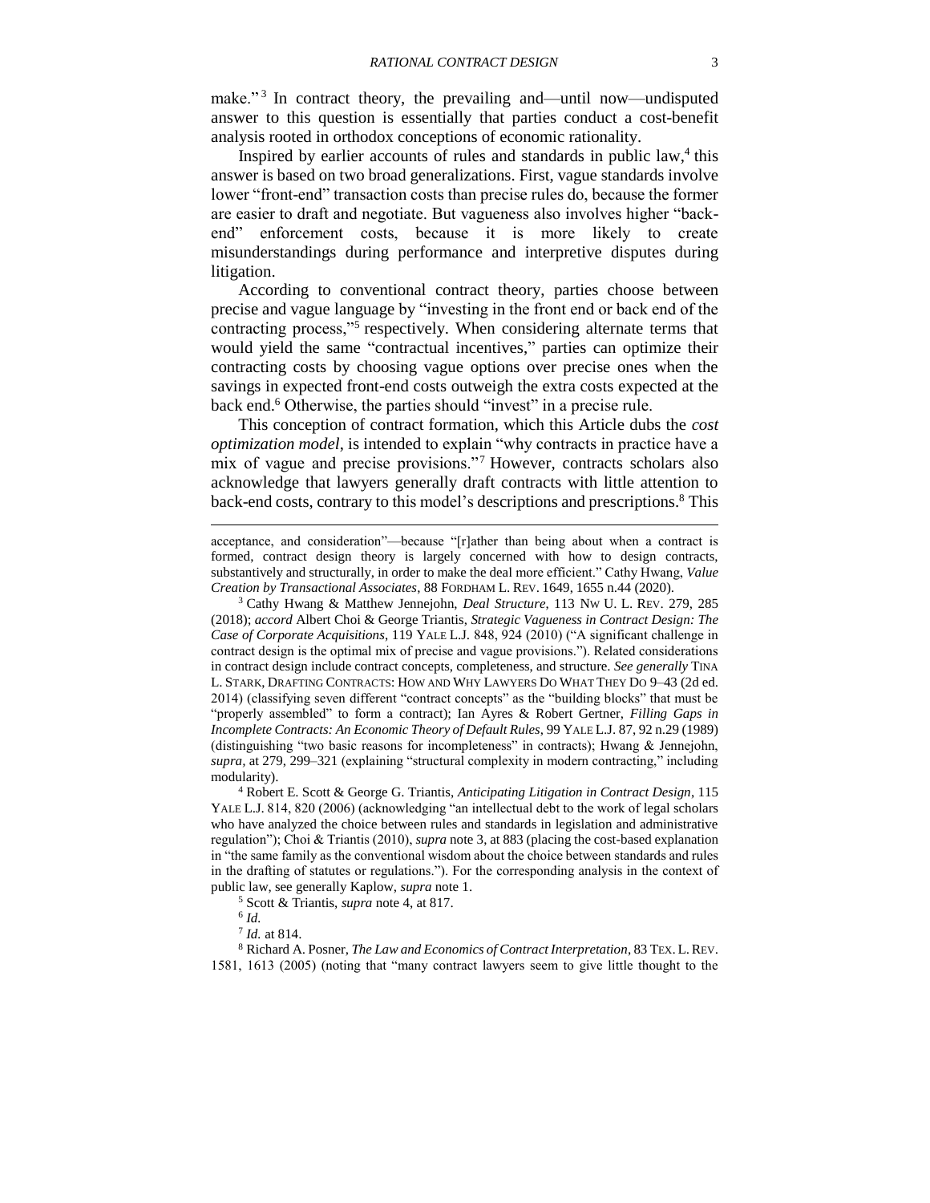make."[3] In contract theory, the prevailing and—until now—undisputed answer to this question is essentially that parties conduct a cost-benefit analysis rooted in orthodox conceptions of economic rationality.

Inspired by earlier accounts of rules and standards in public law,[4] this answer is based on two broad generalizations. First, vague standards involve lower "front-end" transaction costs than precise rules do, because the former are easier to draft and negotiate. But vagueness also involves higher "back-end" enforcement costs, because it is more likely to create misunderstandings during performance and interpretive disputes during litigation.

According to conventional contract theory, parties choose between precise and vague language by "investing in the front end or back end of the contracting process,"[5] respectively. When considering alternate terms that would yield the same "contractual incentives," parties can optimize their contracting costs by choosing vague options over precise ones when the savings in expected front-end costs outweigh the extra costs expected at the back end.[6] Otherwise, the parties should "invest" in a precise rule.

This conception of contract formation, which this Article dubs the *cost optimization model*, is intended to explain "why contracts in practice have a mix of vague and precise provisions."[7] However, contracts scholars also acknowledge that lawyers generally draft contracts with little attention to back-end costs, contrary to this model's descriptions and prescriptions.[8] This

---

acceptance, and consideration"—because "[r]ather than being about when a contract is formed, contract design theory is largely concerned with how to design contracts, substantively and structurally, in order to make the deal more efficient." Cathy Hwang, *Value Creation by Transactional Associates*, 88 FORDHAM L. REV. 1649, 1655 n.44 (2020).

[3] Cathy Hwang & Matthew Jennejohn, *Deal Structure*, 113 NW U. L. REV. 279, 285 (2018); *accord* Albert Choi & George Triantis, *Strategic Vagueness in Contract Design: The Case of Corporate Acquisitions*, 119 YALE L.J. 848, 924 (2010) ("A significant challenge in contract design is the optimal mix of precise and vague provisions."). Related considerations in contract design include contract concepts, completeness, and structure. *See generally* TINA L. STARK, DRAFTING CONTRACTS: HOW AND WHY LAWYERS DO WHAT THEY DO 9–43 (2d ed. 2014) (classifying seven different "contract concepts" as the "building blocks" that must be "properly assembled" to form a contract); Ian Ayres & Robert Gertner, *Filling Gaps in Incomplete Contracts: An Economic Theory of Default Rules*, 99 YALE L.J. 87, 92 n.29 (1989) (distinguishing "two basic reasons for incompleteness" in contracts); Hwang & Jennejohn, *supra*, at 279, 299–321 (explaining "structural complexity in modern contracting," including modularity).

[4] Robert E. Scott & George G. Triantis, *Anticipating Litigation in Contract Design*, 115 YALE L.J. 814, 820 (2006) (acknowledging "an intellectual debt to the work of legal scholars who have analyzed the choice between rules and standards in legislation and administrative regulation"); Choi & Triantis (2010), *supra* note 3, at 883 (placing the cost-based explanation in "the same family as the conventional wisdom about the choice between standards and rules in the drafting of statutes or regulations."). For the corresponding analysis in the context of public law, see generally Kaplow, *supra* note 1.

[5] Scott & Triantis, *supra* note 4, at 817.

[6] *Id.*

[7] *Id.* at 814.

[8] Richard A. Posner, *The Law and Economics of Contract Interpretation*, 83 TEX. L. REV. 1581, 1613 (2005) (noting that "many contract lawyers seem to give little thought to the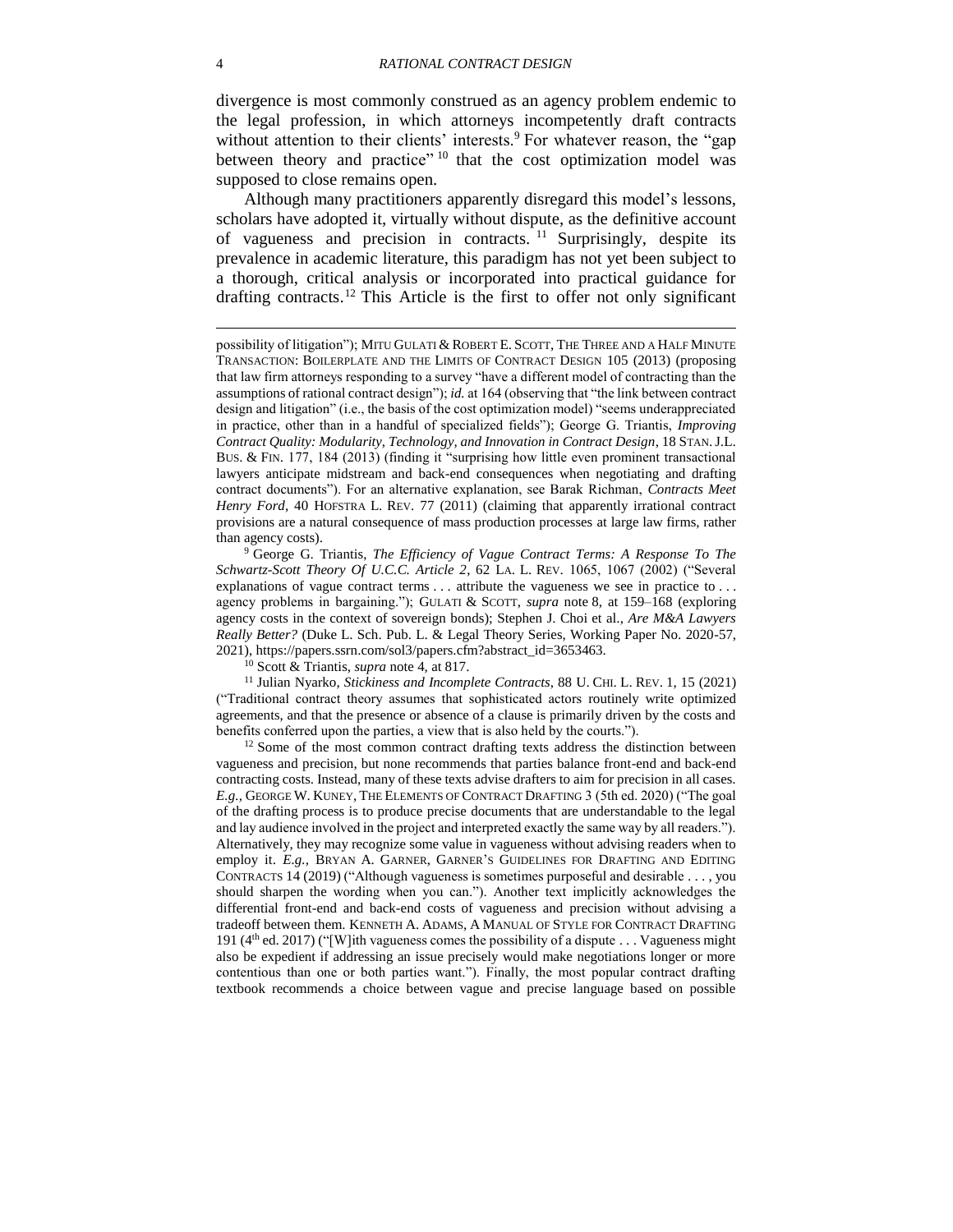divergence is most commonly construed as an agency problem endemic to the legal profession, in which attorneys incompetently draft contracts without attention to their clients' interests.[9] For whatever reason, the "gap between theory and practice"[10] that the cost optimization model was supposed to close remains open.

Although many practitioners apparently disregard this model's lessons, scholars have adopted it, virtually without dispute, as the definitive account of vagueness and precision in contracts.[11] Surprisingly, despite its prevalence in academic literature, this paradigm has not yet been subject to a thorough, critical analysis or incorporated into practical guidance for drafting contracts.[12] This Article is the first to offer not only significant

---

possibility of litigation"); MITU GULATI & ROBERT E. SCOTT, THE THREE AND A HALF MINUTE TRANSACTION: BOILERPLATE AND THE LIMITS OF CONTRACT DESIGN 105 (2013) (proposing that law firm attorneys responding to a survey "have a different model of contracting than the assumptions of rational contract design"); *id.* at 164 (observing that "the link between contract design and litigation" (i.e., the basis of the cost optimization model) "seems underappreciated in practice, other than in a handful of specialized fields"); George G. Triantis, *Improving Contract Quality: Modularity, Technology, and Innovation in Contract Design*, 18 STAN. J.L. BUS. & FIN. 177, 184 (2013) (finding it "surprising how little even prominent transactional lawyers anticipate midstream and back-end consequences when negotiating and drafting contract documents"). For an alternative explanation, see Barak Richman, *Contracts Meet Henry Ford*, 40 HOFSTRA L. REV. 77 (2011) (claiming that apparently irrational contract provisions are a natural consequence of mass production processes at large law firms, rather than agency costs).

[9] George G. Triantis, *The Efficiency of Vague Contract Terms: A Response To The Schwartz-Scott Theory Of U.C.C. Article 2*, 62 LA. L. REV. 1065, 1067 (2002) ("Several explanations of vague contract terms . . . attribute the vagueness we see in practice to . . . agency problems in bargaining."); GULATI & SCOTT, *supra* note 8, at 159–168 (exploring agency costs in the context of sovereign bonds); Stephen J. Choi et al., *Are M&A Lawyers Really Better?* (Duke L. Sch. Pub. L. & Legal Theory Series, Working Paper No. 2020-57, 2021), https://papers.ssrn.com/sol3/papers.cfm?abstract_id=3653463.

[10] Scott & Triantis, *supra* note 4, at 817.

[11] Julian Nyarko, *Stickiness and Incomplete Contracts*, 88 U. CHI. L. REV. 1, 15 (2021) ("Traditional contract theory assumes that sophisticated actors routinely write optimized agreements, and that the presence or absence of a clause is primarily driven by the costs and benefits conferred upon the parties, a view that is also held by the courts.").

[12] Some of the most common contract drafting texts address the distinction between vagueness and precision, but none recommends that parties balance front-end and back-end contracting costs. Instead, many of these texts advise drafters to aim for precision in all cases. *E.g.*, GEORGE W. KUNEY, THE ELEMENTS OF CONTRACT DRAFTING 3 (5th ed. 2020) ("The goal of the drafting process is to produce precise documents that are understandable to the legal and lay audience involved in the project and interpreted exactly the same way by all readers."). Alternatively, they may recognize some value in vagueness without advising readers when to employ it. *E.g.*, BRYAN A. GARNER, GARNER'S GUIDELINES FOR DRAFTING AND EDITING CONTRACTS 14 (2019) ("Although vagueness is sometimes purposeful and desirable . . . , you should sharpen the wording when you can."). Another text implicitly acknowledges the differential front-end and back-end costs of vagueness and precision without advising a tradeoff between them. KENNETH A. ADAMS, A MANUAL OF STYLE FOR CONTRACT DRAFTING 191 (4th ed. 2017) ("[W]ith vagueness comes the possibility of a dispute . . . Vagueness might also be expedient if addressing an issue precisely would make negotiations longer or more contentious than one or both parties want."). Finally, the most popular contract drafting textbook recommends a choice between vague and precise language based on possible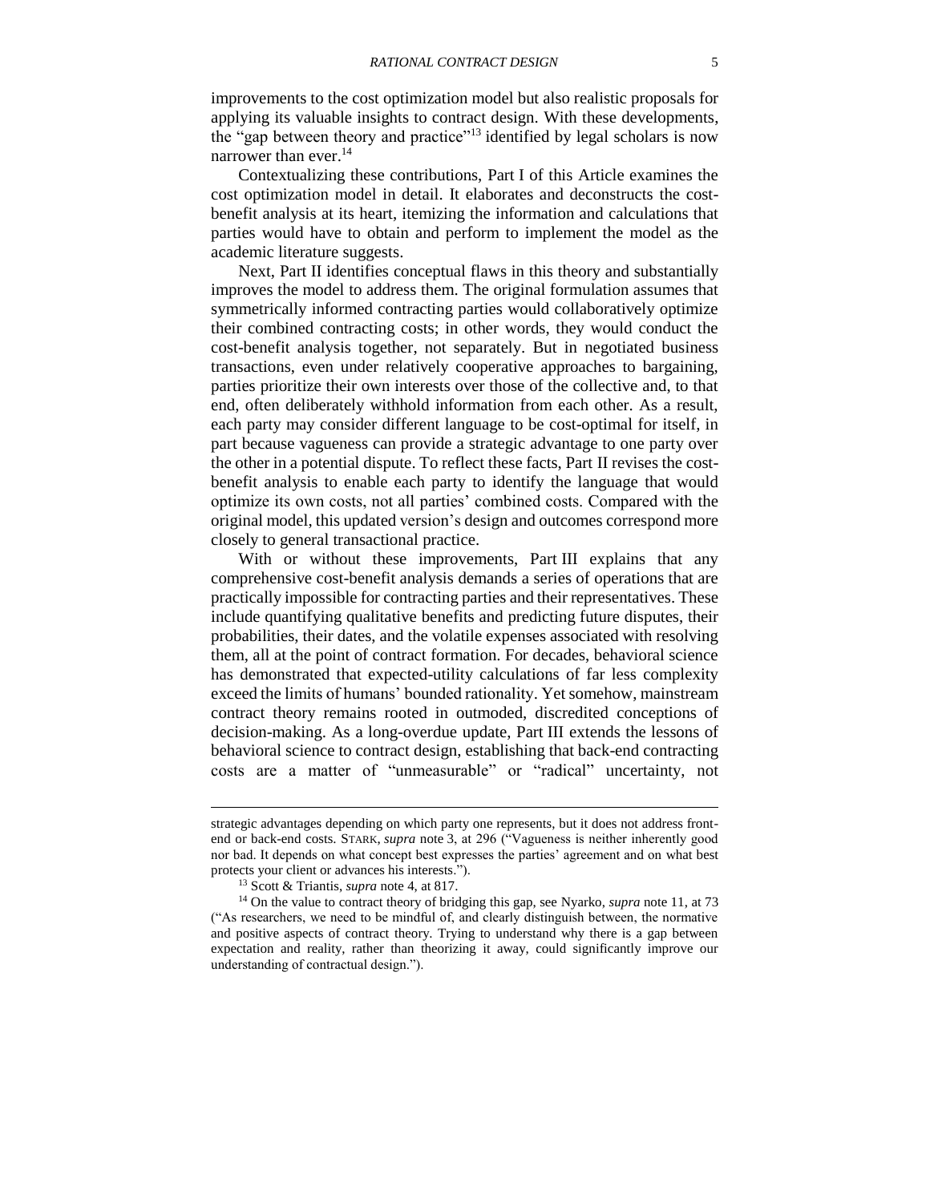improvements to the cost optimization model but also realistic proposals for applying its valuable insights to contract design. With these developments, the "gap between theory and practice"[13] identified by legal scholars is now narrower than ever.[14]

Contextualizing these contributions, Part I of this Article examines the cost optimization model in detail. It elaborates and deconstructs the cost-benefit analysis at its heart, itemizing the information and calculations that parties would have to obtain and perform to implement the model as the academic literature suggests.

Next, Part II identifies conceptual flaws in this theory and substantially improves the model to address them. The original formulation assumes that symmetrically informed contracting parties would collaboratively optimize their combined contracting costs; in other words, they would conduct the cost-benefit analysis together, not separately. But in negotiated business transactions, even under relatively cooperative approaches to bargaining, parties prioritize their own interests over those of the collective and, to that end, often deliberately withhold information from each other. As a result, each party may consider different language to be cost-optimal for itself, in part because vagueness can provide a strategic advantage to one party over the other in a potential dispute. To reflect these facts, Part II revises the cost-benefit analysis to enable each party to identify the language that would optimize its own costs, not all parties' combined costs. Compared with the original model, this updated version's design and outcomes correspond more closely to general transactional practice.

With or without these improvements, Part III explains that any comprehensive cost-benefit analysis demands a series of operations that are practically impossible for contracting parties and their representatives. These include quantifying qualitative benefits and predicting future disputes, their probabilities, their dates, and the volatile expenses associated with resolving them, all at the point of contract formation. For decades, behavioral science has demonstrated that expected-utility calculations of far less complexity exceed the limits of humans' bounded rationality. Yet somehow, mainstream contract theory remains rooted in outmoded, discredited conceptions of decision-making. As a long-overdue update, Part III extends the lessons of behavioral science to contract design, establishing that back-end contracting costs are a matter of "unmeasurable" or "radical" uncertainty, not

---

strategic advantages depending on which party one represents, but it does not address front-end or back-end costs. STARK, *supra* note 3, at 296 ("Vagueness is neither inherently good nor bad. It depends on what concept best expresses the parties' agreement and on what best protects your client or advances his interests.").

[13] Scott & Triantis, *supra* note 4, at 817.

[14] On the value to contract theory of bridging this gap, see Nyarko, *supra* note 11, at 73 ("As researchers, we need to be mindful of, and clearly distinguish between, the normative and positive aspects of contract theory. Trying to understand why there is a gap between expectation and reality, rather than theorizing it away, could significantly improve our understanding of contractual design.").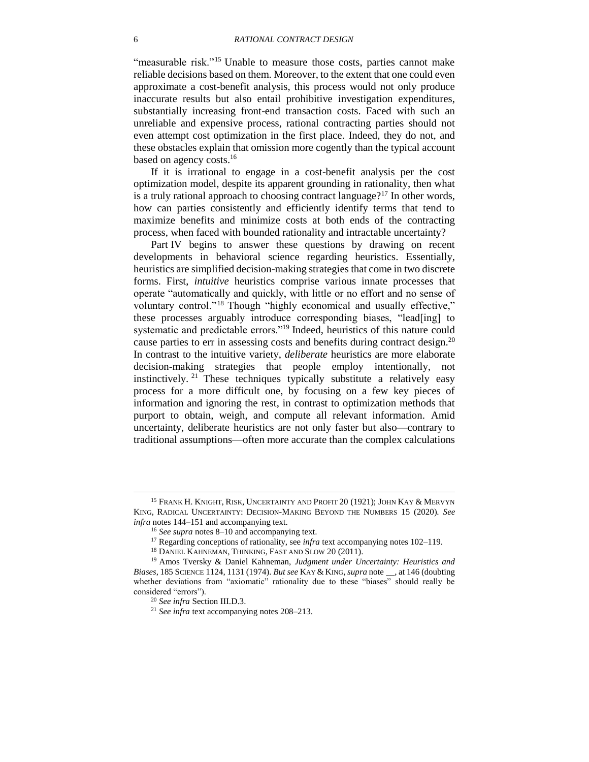"measurable risk."[15] Unable to measure those costs, parties cannot make reliable decisions based on them. Moreover, to the extent that one could even approximate a cost-benefit analysis, this process would not only produce inaccurate results but also entail prohibitive investigation expenditures, substantially increasing front-end transaction costs. Faced with such an unreliable and expensive process, rational contracting parties should not even attempt cost optimization in the first place. Indeed, they do not, and these obstacles explain that omission more cogently than the typical account based on agency costs.[16]

If it is irrational to engage in a cost-benefit analysis per the cost optimization model, despite its apparent grounding in rationality, then what is a truly rational approach to choosing contract language?[17] In other words, how can parties consistently and efficiently identify terms that tend to maximize benefits and minimize costs at both ends of the contracting process, when faced with bounded rationality and intractable uncertainty?

Part IV begins to answer these questions by drawing on recent developments in behavioral science regarding heuristics. Essentially, heuristics are simplified decision-making strategies that come in two discrete forms. First, *intuitive* heuristics comprise various innate processes that operate "automatically and quickly, with little or no effort and no sense of voluntary control."[18] Though "highly economical and usually effective," these processes arguably introduce corresponding biases, "lead[ing] to systematic and predictable errors."[19] Indeed, heuristics of this nature could cause parties to err in assessing costs and benefits during contract design.[20] In contrast to the intuitive variety, *deliberate* heuristics are more elaborate decision-making strategies that people employ intentionally, not instinctively.[21] These techniques typically substitute a relatively easy process for a more difficult one, by focusing on a few key pieces of information and ignoring the rest, in contrast to optimization methods that purport to obtain, weigh, and compute all relevant information. Amid uncertainty, deliberate heuristics are not only faster but also—contrary to traditional assumptions—often more accurate than the complex calculations

---

[15] FRANK H. KNIGHT, RISK, UNCERTAINTY AND PROFIT 20 (1921); JOHN KAY & MERVYN KING, RADICAL UNCERTAINTY: DECISION-MAKING BEYOND THE NUMBERS 15 (2020). *See infra* notes 144–151 and accompanying text.

[16] *See supra* notes 8–10 and accompanying text.

[17] Regarding conceptions of rationality, see *infra* text accompanying notes 102–119.

[18] DANIEL KAHNEMAN, THINKING, FAST AND SLOW 20 (2011).

[19] Amos Tversky & Daniel Kahneman, *Judgment under Uncertainty: Heuristics and Biases*, 185 SCIENCE 1124, 1131 (1974). *But see* KAY & KING, *supra* note __, at 146 (doubting whether deviations from "axiomatic" rationality due to these "biases" should really be considered "errors").

[20] *See infra* Section III.D.3.

[21] *See infra* text accompanying notes 208–213.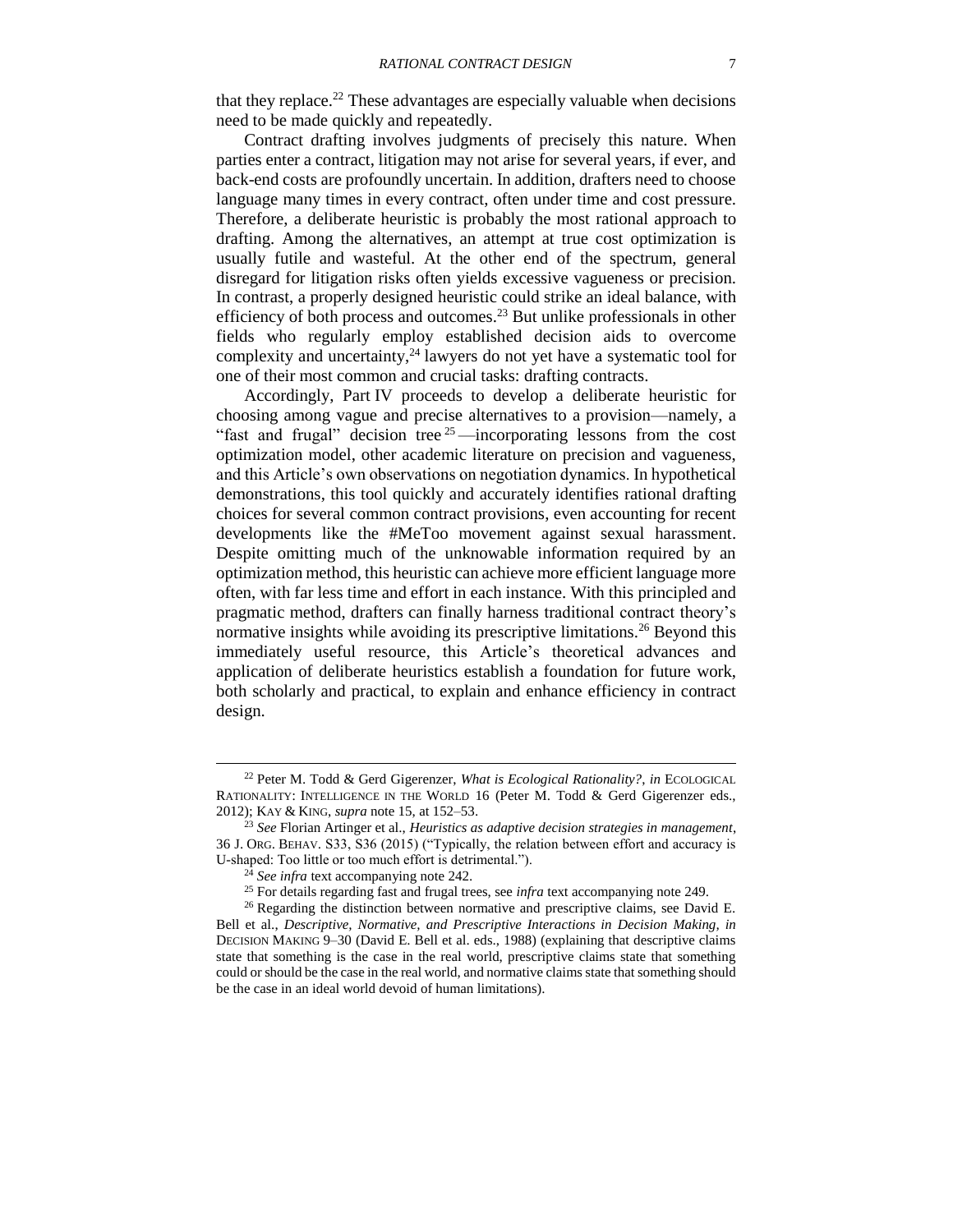that they replace.[22] These advantages are especially valuable when decisions need to be made quickly and repeatedly.

Contract drafting involves judgments of precisely this nature. When parties enter a contract, litigation may not arise for several years, if ever, and back-end costs are profoundly uncertain. In addition, drafters need to choose language many times in every contract, often under time and cost pressure. Therefore, a deliberate heuristic is probably the most rational approach to drafting. Among the alternatives, an attempt at true cost optimization is usually futile and wasteful. At the other end of the spectrum, general disregard for litigation risks often yields excessive vagueness or precision. In contrast, a properly designed heuristic could strike an ideal balance, with efficiency of both process and outcomes.[23] But unlike professionals in other fields who regularly employ established decision aids to overcome complexity and uncertainty,[24] lawyers do not yet have a systematic tool for one of their most common and crucial tasks: drafting contracts.

Accordingly, Part IV proceeds to develop a deliberate heuristic for choosing among vague and precise alternatives to a provision—namely, a "fast and frugal" decision tree[25]—incorporating lessons from the cost optimization model, other academic literature on precision and vagueness, and this Article's own observations on negotiation dynamics. In hypothetical demonstrations, this tool quickly and accurately identifies rational drafting choices for several common contract provisions, even accounting for recent developments like the #MeToo movement against sexual harassment. Despite omitting much of the unknowable information required by an optimization method, this heuristic can achieve more efficient language more often, with far less time and effort in each instance. With this principled and pragmatic method, drafters can finally harness traditional contract theory's normative insights while avoiding its prescriptive limitations.[26] Beyond this immediately useful resource, this Article's theoretical advances and application of deliberate heuristics establish a foundation for future work, both scholarly and practical, to explain and enhance efficiency in contract design.

---

[22] Peter M. Todd & Gerd Gigerenzer, *What is Ecological Rationality?*, *in* ECOLOGICAL RATIONALITY: INTELLIGENCE IN THE WORLD 16 (Peter M. Todd & Gerd Gigerenzer eds., 2012); KAY & KING, *supra* note 15, at 152–53.

[23] *See* Florian Artinger et al., *Heuristics as adaptive decision strategies in management*, 36 J. ORG. BEHAV. S33, S36 (2015) ("Typically, the relation between effort and accuracy is U-shaped: Too little or too much effort is detrimental.").

[24] *See infra* text accompanying note 242.

[25] For details regarding fast and frugal trees, see *infra* text accompanying note 249.

[26] Regarding the distinction between normative and prescriptive claims, see David E. Bell et al., *Descriptive, Normative, and Prescriptive Interactions in Decision Making, in* DECISION MAKING 9–30 (David E. Bell et al. eds., 1988) (explaining that descriptive claims state that something is the case in the real world, prescriptive claims state that something could or should be the case in the real world, and normative claims state that something should be the case in an ideal world devoid of human limitations).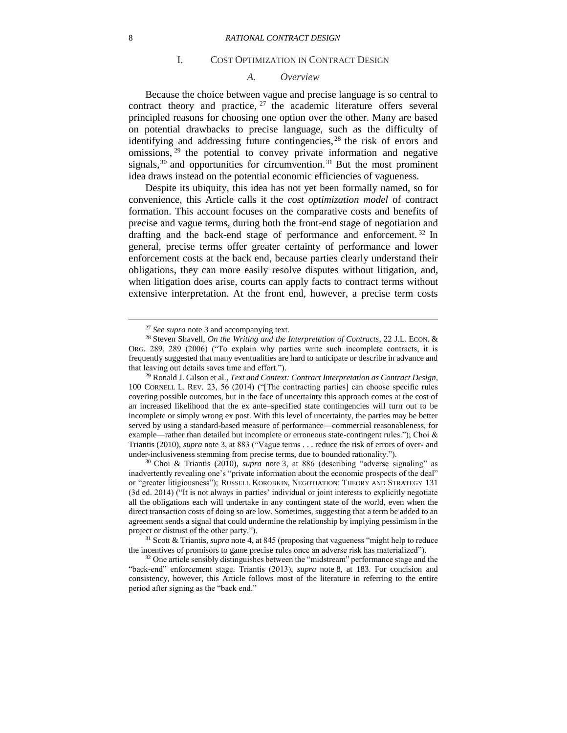# I. Cost Optimization in Contract Design

## A. Overview

Because the choice between vague and precise language is so central to contract theory and practice,[27] the academic literature offers several principled reasons for choosing one option over the other. Many are based on potential drawbacks to precise language, such as the difficulty of identifying and addressing future contingencies,[28] the risk of errors and omissions,[29] the potential to convey private information and negative signals,[30] and opportunities for circumvention.[31] But the most prominent idea draws instead on the potential economic efficiencies of vagueness.

Despite its ubiquity, this idea has not yet been formally named, so for convenience, this Article calls it the *cost optimization model* of contract formation. This account focuses on the comparative costs and benefits of precise and vague terms, during both the front-end stage of negotiation and drafting and the back-end stage of performance and enforcement.[32] In general, precise terms offer greater certainty of performance and lower enforcement costs at the back end, because parties clearly understand their obligations, they can more easily resolve disputes without litigation, and, when litigation does arise, courts can apply facts to contract terms without extensive interpretation. At the front end, however, a precise term costs

---

[27] *See supra* note 3 and accompanying text.

[28] Steven Shavell, *On the Writing and the Interpretation of Contracts*, 22 J.L. ECON. & ORG. 289, 289 (2006) ("To explain why parties write such incomplete contracts, it is frequently suggested that many eventualities are hard to anticipate or describe in advance and that leaving out details saves time and effort.").

[29] Ronald J. Gilson et al., *Text and Context: Contract Interpretation as Contract Design*, 100 CORNELL L. REV. 23, 56 (2014) ("[The contracting parties] can choose specific rules covering possible outcomes, but in the face of uncertainty this approach comes at the cost of an increased likelihood that the ex ante–specified state contingencies will turn out to be incomplete or simply wrong ex post. With this level of uncertainty, the parties may be better served by using a standard-based measure of performance—commercial reasonableness, for example—rather than detailed but incomplete or erroneous state-contingent rules."); Choi & Triantis (2010), *supra* note 3, at 883 ("Vague terms . . . reduce the risk of errors of over- and under-inclusiveness stemming from precise terms, due to bounded rationality.").

[30] Choi & Triantis (2010), *supra* note 3, at 886 (describing "adverse signaling" as inadvertently revealing one's "private information about the economic prospects of the deal" or "greater litigiousness"); RUSSELL KOROBKIN, NEGOTIATION: THEORY AND STRATEGY 131 (3d ed. 2014) ("It is not always in parties' individual or joint interests to explicitly negotiate all the obligations each will undertake in any contingent state of the world, even when the direct transaction costs of doing so are low. Sometimes, suggesting that a term be added to an agreement sends a signal that could undermine the relationship by implying pessimism in the project or distrust of the other party.").

[31] Scott & Triantis, *supra* note 4, at 845 (proposing that vagueness "might help to reduce the incentives of promisors to game precise rules once an adverse risk has materialized").

[32] One article sensibly distinguishes between the "midstream" performance stage and the "back-end" enforcement stage. Triantis (2013), *supra* note 8, at 183. For concision and consistency, however, this Article follows most of the literature in referring to the entire period after signing as the "back end."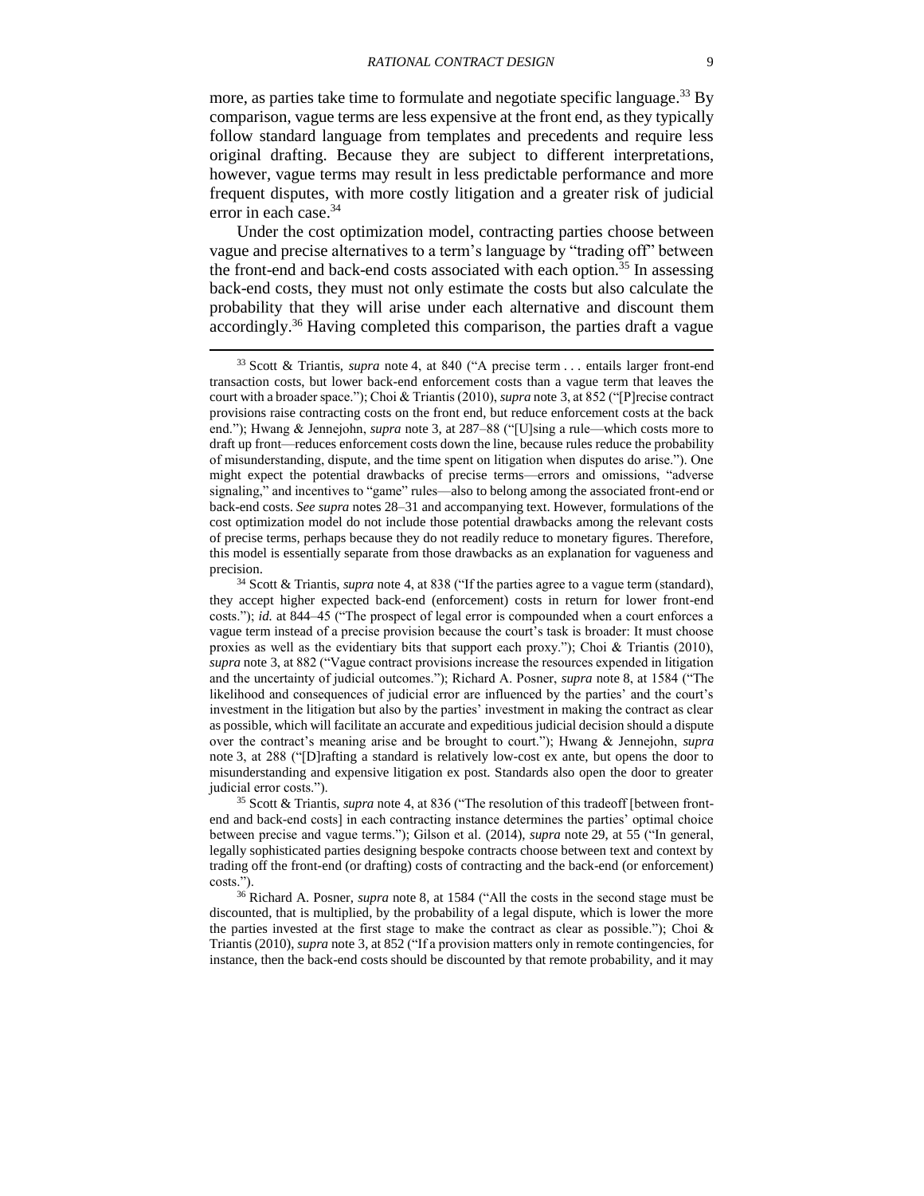more, as parties take time to formulate and negotiate specific language.[33] By comparison, vague terms are less expensive at the front end, as they typically follow standard language from templates and precedents and require less original drafting. Because they are subject to different interpretations, however, vague terms may result in less predictable performance and more frequent disputes, with more costly litigation and a greater risk of judicial error in each case.[34]

Under the cost optimization model, contracting parties choose between vague and precise alternatives to a term's language by "trading off" between the front-end and back-end costs associated with each option.[35] In assessing back-end costs, they must not only estimate the costs but also calculate the probability that they will arise under each alternative and discount them accordingly.[36] Having completed this comparison, the parties draft a vague

---

[33] Scott & Triantis, *supra* note 4, at 840 ("A precise term . . . entails larger front-end transaction costs, but lower back-end enforcement costs than a vague term that leaves the court with a broader space."); Choi & Triantis (2010), *supra* note 3, at 852 ("[P]recise contract provisions raise contracting costs on the front end, but reduce enforcement costs at the back end."); Hwang & Jennejohn, *supra* note 3, at 287–88 ("[U]sing a rule—which costs more to draft up front—reduces enforcement costs down the line, because rules reduce the probability of misunderstanding, dispute, and the time spent on litigation when disputes do arise."). One might expect the potential drawbacks of precise terms—errors and omissions, "adverse signaling," and incentives to "game" rules—also to belong among the associated front-end or back-end costs. *See supra* notes 28–31 and accompanying text. However, formulations of the cost optimization model do not include those potential drawbacks among the relevant costs of precise terms, perhaps because they do not readily reduce to monetary figures. Therefore, this model is essentially separate from those drawbacks as an explanation for vagueness and precision.

[34] Scott & Triantis, *supra* note 4, at 838 ("If the parties agree to a vague term (standard), they accept higher expected back-end (enforcement) costs in return for lower front-end costs."); *id.* at 844–45 ("The prospect of legal error is compounded when a court enforces a vague term instead of a precise provision because the court's task is broader: It must choose proxies as well as the evidentiary bits that support each proxy."); Choi & Triantis (2010), *supra* note 3, at 882 ("Vague contract provisions increase the resources expended in litigation and the uncertainty of judicial outcomes."); Richard A. Posner, *supra* note 8, at 1584 ("The likelihood and consequences of judicial error are influenced by the parties' and the court's investment in the litigation but also by the parties' investment in making the contract as clear as possible, which will facilitate an accurate and expeditious judicial decision should a dispute over the contract's meaning arise and be brought to court."); Hwang & Jennejohn, *supra* note 3, at 288 ("[D]rafting a standard is relatively low-cost ex ante, but opens the door to misunderstanding and expensive litigation ex post. Standards also open the door to greater judicial error costs.").

[35] Scott & Triantis, *supra* note 4, at 836 ("The resolution of this tradeoff [between front-end and back-end costs] in each contracting instance determines the parties' optimal choice between precise and vague terms."); Gilson et al. (2014), *supra* note 29, at 55 ("In general, legally sophisticated parties designing bespoke contracts choose between text and context by trading off the front-end (or drafting) costs of contracting and the back-end (or enforcement) costs.").

[36] Richard A. Posner, *supra* note 8, at 1584 ("All the costs in the second stage must be discounted, that is multiplied, by the probability of a legal dispute, which is lower the more the parties invested at the first stage to make the contract as clear as possible."); Choi & Triantis (2010), *supra* note 3, at 852 ("If a provision matters only in remote contingencies, for instance, then the back-end costs should be discounted by that remote probability, and it may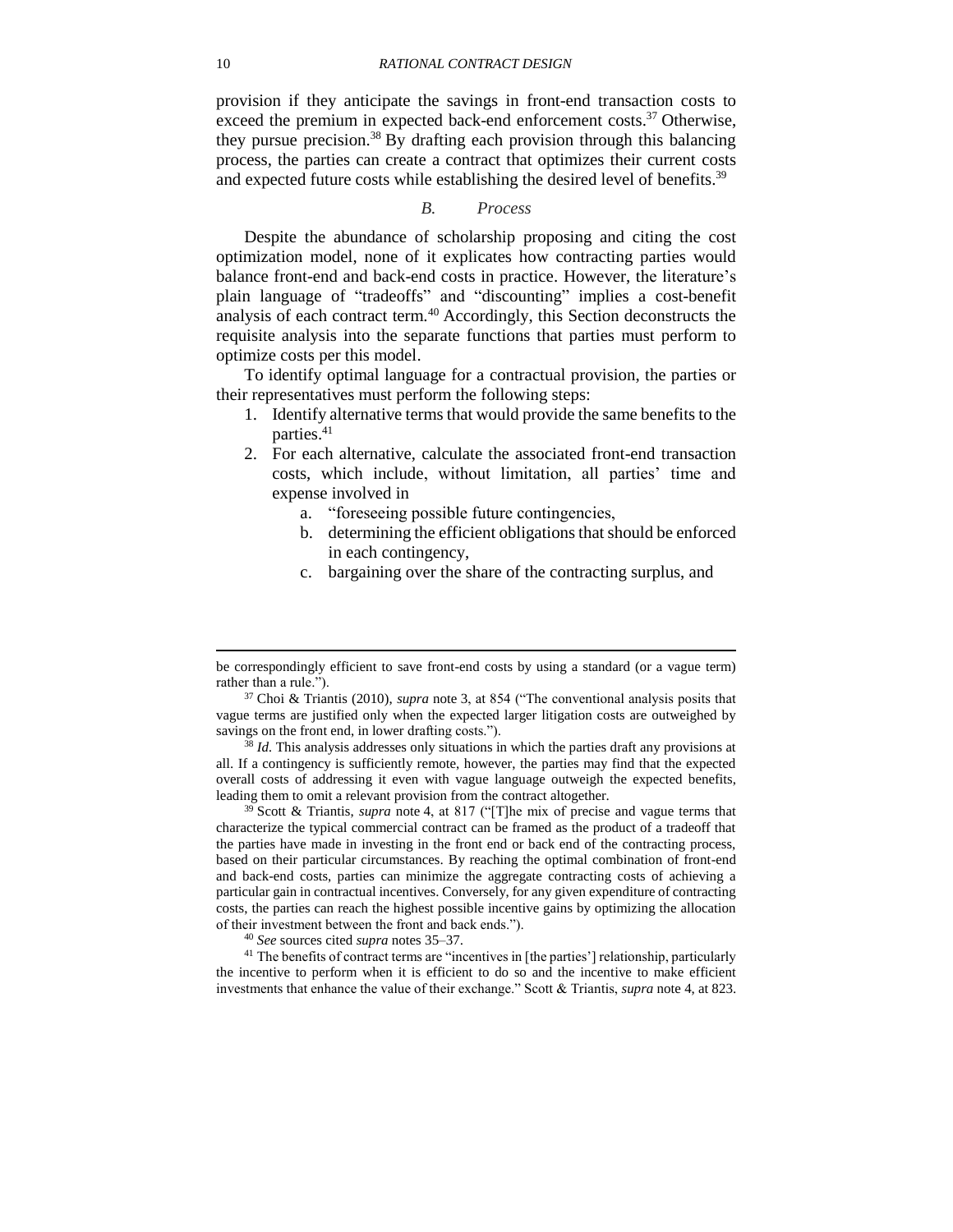provision if they anticipate the savings in front-end transaction costs to exceed the premium in expected back-end enforcement costs.[37] Otherwise, they pursue precision.[38] By drafting each provision through this balancing process, the parties can create a contract that optimizes their current costs and expected future costs while establishing the desired level of benefits.[39]

### *B. Process*

Despite the abundance of scholarship proposing and citing the cost optimization model, none of it explicates how contracting parties would balance front-end and back-end costs in practice. However, the literature's plain language of "tradeoffs" and "discounting" implies a cost-benefit analysis of each contract term.[40] Accordingly, this Section deconstructs the requisite analysis into the separate functions that parties must perform to optimize costs per this model.

To identify optimal language for a contractual provision, the parties or their representatives must perform the following steps:

1. Identify alternative terms that would provide the same benefits to the parties.[41]
2. For each alternative, calculate the associated front-end transaction costs, which include, without limitation, all parties' time and expense involved in
   a. "foreseeing possible future contingencies,
   b. determining the efficient obligations that should be enforced in each contingency,
   c. bargaining over the share of the contracting surplus, and

---

be correspondingly efficient to save front-end costs by using a standard (or a vague term) rather than a rule.").

[37] Choi & Triantis (2010), *supra* note 3, at 854 ("The conventional analysis posits that vague terms are justified only when the expected larger litigation costs are outweighed by savings on the front end, in lower drafting costs.").

[38] *Id.* This analysis addresses only situations in which the parties draft any provisions at all. If a contingency is sufficiently remote, however, the parties may find that the expected overall costs of addressing it even with vague language outweigh the expected benefits, leading them to omit a relevant provision from the contract altogether.

[39] Scott & Triantis, *supra* note 4, at 817 ("[T]he mix of precise and vague terms that characterize the typical commercial contract can be framed as the product of a tradeoff that the parties have made in investing in the front end or back end of the contracting process, based on their particular circumstances. By reaching the optimal combination of front-end and back-end costs, parties can minimize the aggregate contracting costs of achieving a particular gain in contractual incentives. Conversely, for any given expenditure of contracting costs, the parties can reach the highest possible incentive gains by optimizing the allocation of their investment between the front and back ends.").

[40] *See* sources cited *supra* notes 35–37.

[41] The benefits of contract terms are "incentives in [the parties'] relationship, particularly the incentive to perform when it is efficient to do so and the incentive to make efficient investments that enhance the value of their exchange." Scott & Triantis, *supra* note 4, at 823.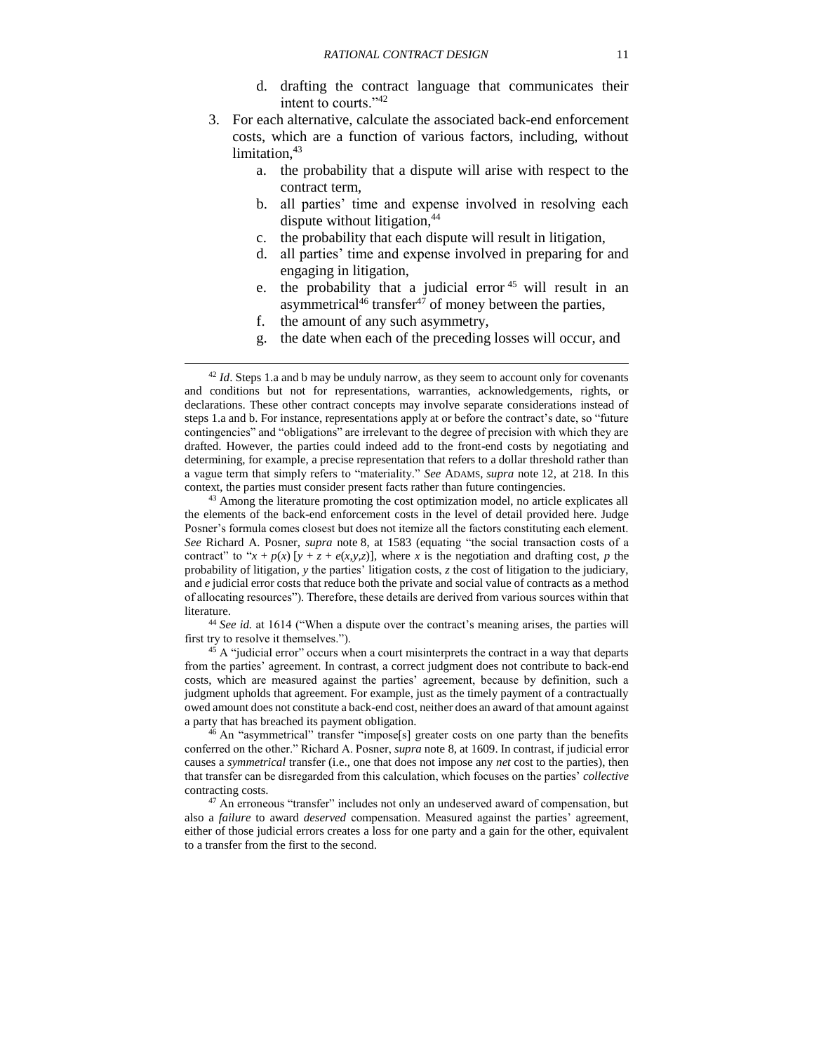d. drafting the contract language that communicates their intent to courts."[42]

3. For each alternative, calculate the associated back-end enforcement costs, which are a function of various factors, including, without limitation,[43]
   a. the probability that a dispute will arise with respect to the contract term,
   b. all parties' time and expense involved in resolving each dispute without litigation,[44]
   c. the probability that each dispute will result in litigation,
   d. all parties' time and expense involved in preparing for and engaging in litigation,
   e. the probability that a judicial error[45] will result in an asymmetrical[46] transfer[47] of money between the parties,
   f. the amount of any such asymmetry,
   g. the date when each of the preceding losses will occur, and

---

[42] *Id*. Steps 1.a and b may be unduly narrow, as they seem to account only for covenants and conditions but not for representations, warranties, acknowledgements, rights, or declarations. These other contract concepts may involve separate considerations instead of steps 1.a and b. For instance, representations apply at or before the contract's date, so "future contingencies" and "obligations" are irrelevant to the degree of precision with which they are drafted. However, the parties could indeed add to the front-end costs by negotiating and determining, for example, a precise representation that refers to a dollar threshold rather than a vague term that simply refers to "materiality." *See* ADAMS, *supra* note 12, at 218. In this context, the parties must consider present facts rather than future contingencies.

[43] Among the literature promoting the cost optimization model, no article explicates all the elements of the back-end enforcement costs in the level of detail provided here. Judge Posner's formula comes closest but does not itemize all the factors constituting each element. *See* Richard A. Posner, *supra* note 8, at 1583 (equating "the social transaction costs of a contract" to "$x + p(x)\,[y + z + e(x,y,z)]$, where $x$ is the negotiation and drafting cost, $p$ the probability of litigation, $y$ the parties' litigation costs, $z$ the cost of litigation to the judiciary, and $e$ judicial error costs that reduce both the private and social value of contracts as a method of allocating resources"). Therefore, these details are derived from various sources within that literature.

[44] *See id.* at 1614 ("When a dispute over the contract's meaning arises, the parties will first try to resolve it themselves.").

[45] A "judicial error" occurs when a court misinterprets the contract in a way that departs from the parties' agreement. In contrast, a correct judgment does not contribute to back-end costs, which are measured against the parties' agreement, because by definition, such a judgment upholds that agreement. For example, just as the timely payment of a contractually owed amount does not constitute a back-end cost, neither does an award of that amount against a party that has breached its payment obligation.

[46] An "asymmetrical" transfer "impose[s] greater costs on one party than the benefits conferred on the other." Richard A. Posner, *supra* note 8, at 1609. In contrast, if judicial error causes a *symmetrical* transfer (i.e., one that does not impose any *net* cost to the parties), then that transfer can be disregarded from this calculation, which focuses on the parties' *collective* contracting costs.

[47] An erroneous "transfer" includes not only an undeserved award of compensation, but also a *failure* to award *deserved* compensation. Measured against the parties' agreement, either of those judicial errors creates a loss for one party and a gain for the other, equivalent to a transfer from the first to the second.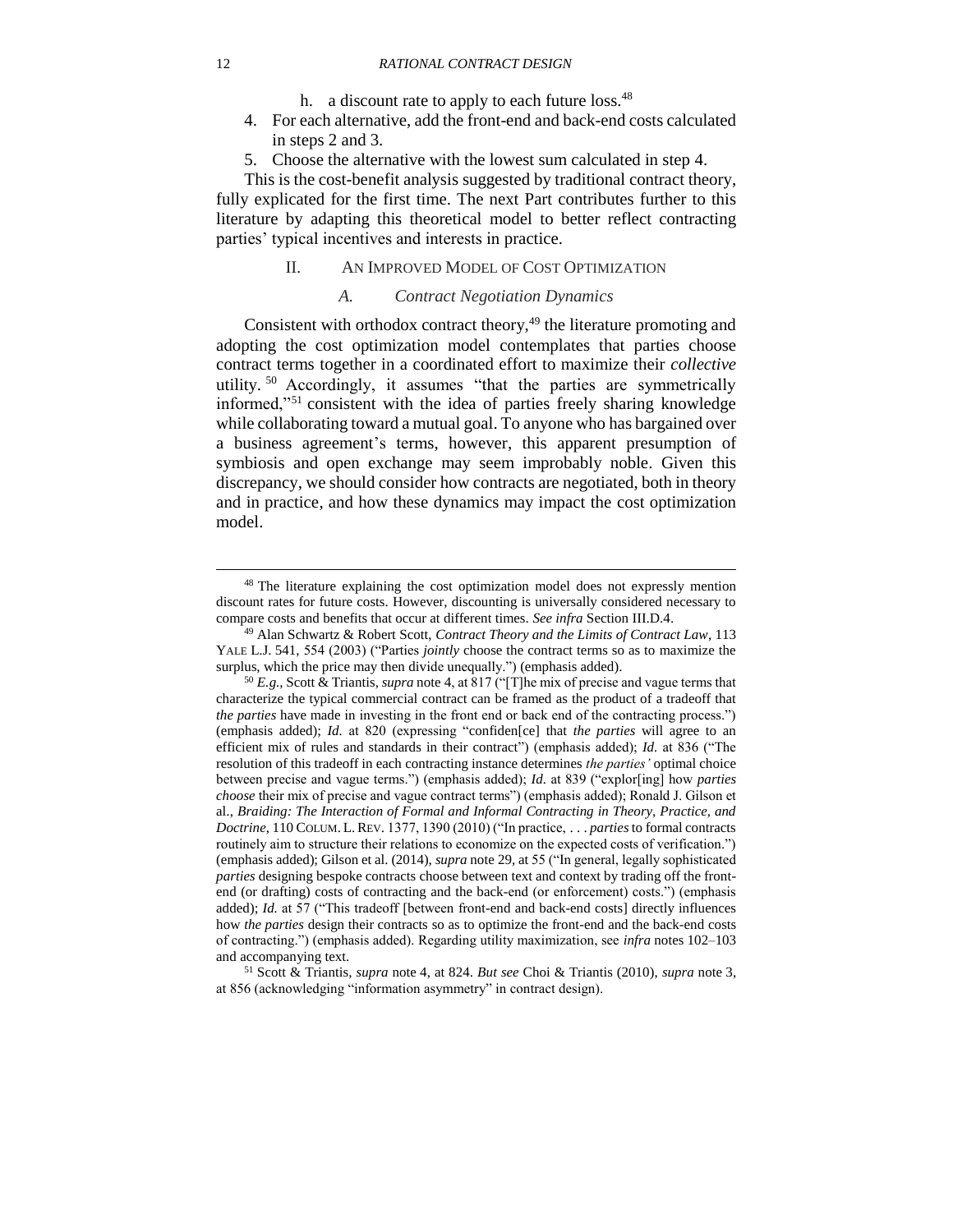h. a discount rate to apply to each future loss.[48]

4. For each alternative, add the front-end and back-end costs calculated in steps 2 and 3.
5. Choose the alternative with the lowest sum calculated in step 4.

This is the cost-benefit analysis suggested by traditional contract theory, fully explicated for the first time. The next Part contributes further to this literature by adapting this theoretical model to better reflect contracting parties' typical incentives and interests in practice.

## II. AN IMPROVED MODEL OF COST OPTIMIZATION

### A. *Contract Negotiation Dynamics*

Consistent with orthodox contract theory,[49] the literature promoting and adopting the cost optimization model contemplates that parties choose contract terms together in a coordinated effort to maximize their *collective* utility.[50] Accordingly, it assumes "that the parties are symmetrically informed,"[51] consistent with the idea of parties freely sharing knowledge while collaborating toward a mutual goal. To anyone who has bargained over a business agreement's terms, however, this apparent presumption of symbiosis and open exchange may seem improbably noble. Given this discrepancy, we should consider how contracts are negotiated, both in theory and in practice, and how these dynamics may impact the cost optimization model.

---

[48] The literature explaining the cost optimization model does not expressly mention discount rates for future costs. However, discounting is universally considered necessary to compare costs and benefits that occur at different times. *See infra* Section III.D.4.

[49] Alan Schwartz & Robert Scott, *Contract Theory and the Limits of Contract Law*, 113 YALE L.J. 541, 554 (2003) ("Parties *jointly* choose the contract terms so as to maximize the surplus, which the price may then divide unequally.") (emphasis added).

[50] *E.g.*, Scott & Triantis, *supra* note 4, at 817 ("[T]he mix of precise and vague terms that characterize the typical commercial contract can be framed as the product of a tradeoff that *the parties* have made in investing in the front end or back end of the contracting process.") (emphasis added); *Id.* at 820 (expressing "confiden[ce] that *the parties* will agree to an efficient mix of rules and standards in their contract") (emphasis added); *Id.* at 836 ("The resolution of this tradeoff in each contracting instance determines *the parties'* optimal choice between precise and vague terms.") (emphasis added); *Id.* at 839 ("explor[ing] how *parties choose* their mix of precise and vague contract terms") (emphasis added); Ronald J. Gilson et al., *Braiding: The Interaction of Formal and Informal Contracting in Theory, Practice, and Doctrine*, 110 COLUM. L. REV. 1377, 1390 (2010) ("In practice, . . . *parties* to formal contracts routinely aim to structure their relations to economize on the expected costs of verification.") (emphasis added); Gilson et al. (2014), *supra* note 29, at 55 ("In general, legally sophisticated *parties* designing bespoke contracts choose between text and context by trading off the front-end (or drafting) costs of contracting and the back-end (or enforcement) costs.") (emphasis added); *Id.* at 57 ("This tradeoff [between front-end and back-end costs] directly influences how *the parties* design their contracts so as to optimize the front-end and the back-end costs of contracting.") (emphasis added). Regarding utility maximization, see *infra* notes 102–103 and accompanying text.

[51] Scott & Triantis, *supra* note 4, at 824. *But see* Choi & Triantis (2010), *supra* note 3, at 856 (acknowledging "information asymmetry" in contract design).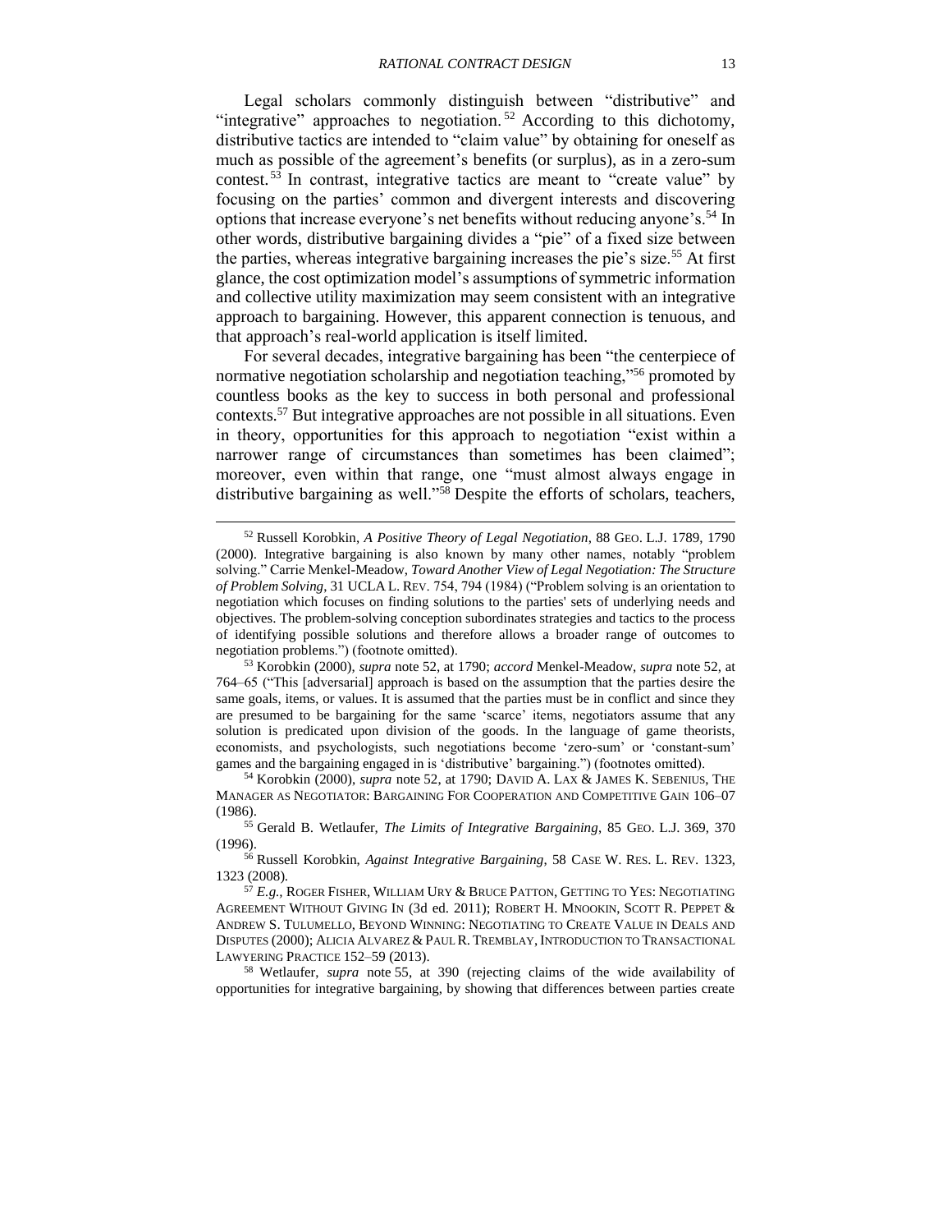Legal scholars commonly distinguish between "distributive" and "integrative" approaches to negotiation.[52] According to this dichotomy, distributive tactics are intended to "claim value" by obtaining for oneself as much as possible of the agreement's benefits (or surplus), as in a zero-sum contest.[53] In contrast, integrative tactics are meant to "create value" by focusing on the parties' common and divergent interests and discovering options that increase everyone's net benefits without reducing anyone's.[54] In other words, distributive bargaining divides a "pie" of a fixed size between the parties, whereas integrative bargaining increases the pie's size.[55] At first glance, the cost optimization model's assumptions of symmetric information and collective utility maximization may seem consistent with an integrative approach to bargaining. However, this apparent connection is tenuous, and that approach's real-world application is itself limited.

For several decades, integrative bargaining has been "the centerpiece of normative negotiation scholarship and negotiation teaching,"[56] promoted by countless books as the key to success in both personal and professional contexts.[57] But integrative approaches are not possible in all situations. Even in theory, opportunities for this approach to negotiation "exist within a narrower range of circumstances than sometimes has been claimed"; moreover, even within that range, one "must almost always engage in distributive bargaining as well."[58] Despite the efforts of scholars, teachers,

---

[52] Russell Korobkin, *A Positive Theory of Legal Negotiation*, 88 GEO. L.J. 1789, 1790 (2000). Integrative bargaining is also known by many other names, notably "problem solving." Carrie Menkel-Meadow, *Toward Another View of Legal Negotiation: The Structure of Problem Solving*, 31 UCLA L. REV. 754, 794 (1984) ("Problem solving is an orientation to negotiation which focuses on finding solutions to the parties' sets of underlying needs and objectives. The problem-solving conception subordinates strategies and tactics to the process of identifying possible solutions and therefore allows a broader range of outcomes to negotiation problems.") (footnote omitted).

[53] Korobkin (2000), *supra* note 52, at 1790; *accord* Menkel-Meadow, *supra* note 52, at 764–65 ("This [adversarial] approach is based on the assumption that the parties desire the same goals, items, or values. It is assumed that the parties must be in conflict and since they are presumed to be bargaining for the same 'scarce' items, negotiators assume that any solution is predicated upon division of the goods. In the language of game theorists, economists, and psychologists, such negotiations become 'zero-sum' or 'constant-sum' games and the bargaining engaged in is 'distributive' bargaining.") (footnotes omitted).

[54] Korobkin (2000), *supra* note 52, at 1790; DAVID A. LAX & JAMES K. SEBENIUS, THE MANAGER AS NEGOTIATOR: BARGAINING FOR COOPERATION AND COMPETITIVE GAIN 106–07 (1986).

[55] Gerald B. Wetlaufer, *The Limits of Integrative Bargaining*, 85 GEO. L.J. 369, 370 (1996).

[56] Russell Korobkin, *Against Integrative Bargaining*, 58 CASE W. RES. L. REV. 1323, 1323 (2008).

[57] *E.g.*, ROGER FISHER, WILLIAM URY & BRUCE PATTON, GETTING TO YES: NEGOTIATING AGREEMENT WITHOUT GIVING IN (3d ed. 2011); ROBERT H. MNOOKIN, SCOTT R. PEPPET & ANDREW S. TULUMELLO, BEYOND WINNING: NEGOTIATING TO CREATE VALUE IN DEALS AND DISPUTES (2000); ALICIA ALVAREZ & PAUL R. TREMBLAY, INTRODUCTION TO TRANSACTIONAL LAWYERING PRACTICE 152–59 (2013).

[58] Wetlaufer, *supra* note 55, at 390 (rejecting claims of the wide availability of opportunities for integrative bargaining, by showing that differences between parties create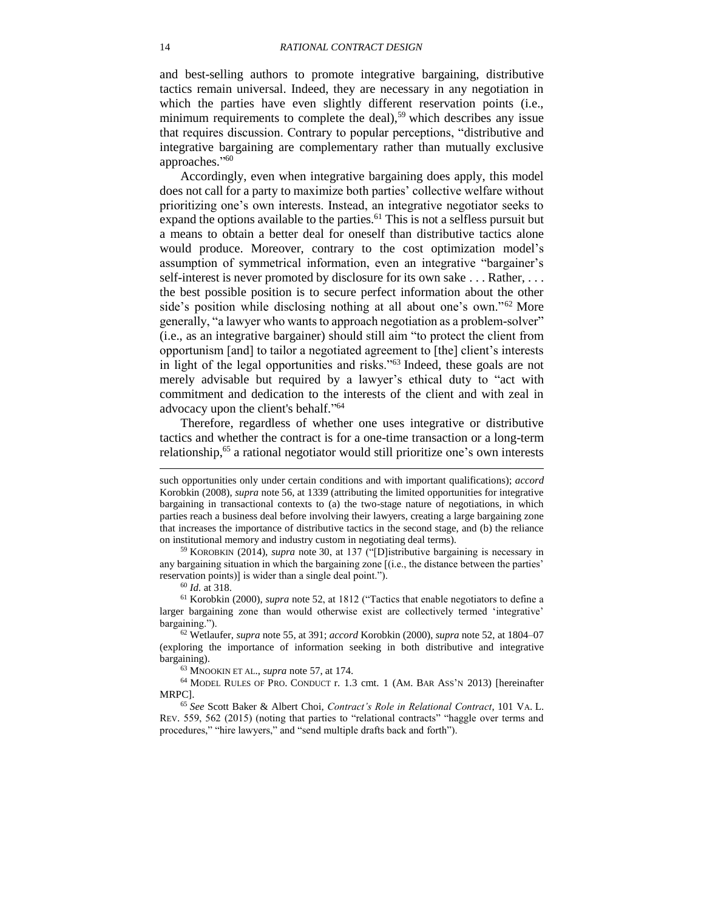and best-selling authors to promote integrative bargaining, distributive tactics remain universal. Indeed, they are necessary in any negotiation in which the parties have even slightly different reservation points (i.e., minimum requirements to complete the deal),[59] which describes any issue that requires discussion. Contrary to popular perceptions, "distributive and integrative bargaining are complementary rather than mutually exclusive approaches."[60]

Accordingly, even when integrative bargaining does apply, this model does not call for a party to maximize both parties' collective welfare without prioritizing one's own interests. Instead, an integrative negotiator seeks to expand the options available to the parties.[61] This is not a selfless pursuit but a means to obtain a better deal for oneself than distributive tactics alone would produce. Moreover, contrary to the cost optimization model's assumption of symmetrical information, even an integrative "bargainer's self-interest is never promoted by disclosure for its own sake . . . Rather, . . . the best possible position is to secure perfect information about the other side's position while disclosing nothing at all about one's own."[62] More generally, "a lawyer who wants to approach negotiation as a problem-solver" (i.e., as an integrative bargainer) should still aim "to protect the client from opportunism [and] to tailor a negotiated agreement to [the] client's interests in light of the legal opportunities and risks."[63] Indeed, these goals are not merely advisable but required by a lawyer's ethical duty to "act with commitment and dedication to the interests of the client and with zeal in advocacy upon the client's behalf."[64]

Therefore, regardless of whether one uses integrative or distributive tactics and whether the contract is for a one-time transaction or a long-term relationship,[65] a rational negotiator would still prioritize one's own interests

---

such opportunities only under certain conditions and with important qualifications); *accord* Korobkin (2008), *supra* note 56, at 1339 (attributing the limited opportunities for integrative bargaining in transactional contexts to (a) the two-stage nature of negotiations, in which parties reach a business deal before involving their lawyers, creating a large bargaining zone that increases the importance of distributive tactics in the second stage, and (b) the reliance on institutional memory and industry custom in negotiating deal terms).

[59] KOROBKIN (2014), *supra* note 30, at 137 ("[D]istributive bargaining is necessary in any bargaining situation in which the bargaining zone [(i.e., the distance between the parties' reservation points)] is wider than a single deal point.").

[60] *Id.* at 318.

[61] Korobkin (2000), *supra* note 52, at 1812 ("Tactics that enable negotiators to define a larger bargaining zone than would otherwise exist are collectively termed 'integrative' bargaining.").

[62] Wetlaufer, *supra* note 55, at 391; *accord* Korobkin (2000), *supra* note 52, at 1804–07 (exploring the importance of information seeking in both distributive and integrative bargaining).

[63] MNOOKIN ET AL., *supra* note 57, at 174.

[64] MODEL RULES OF PRO. CONDUCT r. 1.3 cmt. 1 (AM. BAR ASS'N 2013) [hereinafter MRPC].

[65] *See* Scott Baker & Albert Choi, *Contract's Role in Relational Contract*, 101 VA. L. REV. 559, 562 (2015) (noting that parties to "relational contracts" "haggle over terms and procedures," "hire lawyers," and "send multiple drafts back and forth").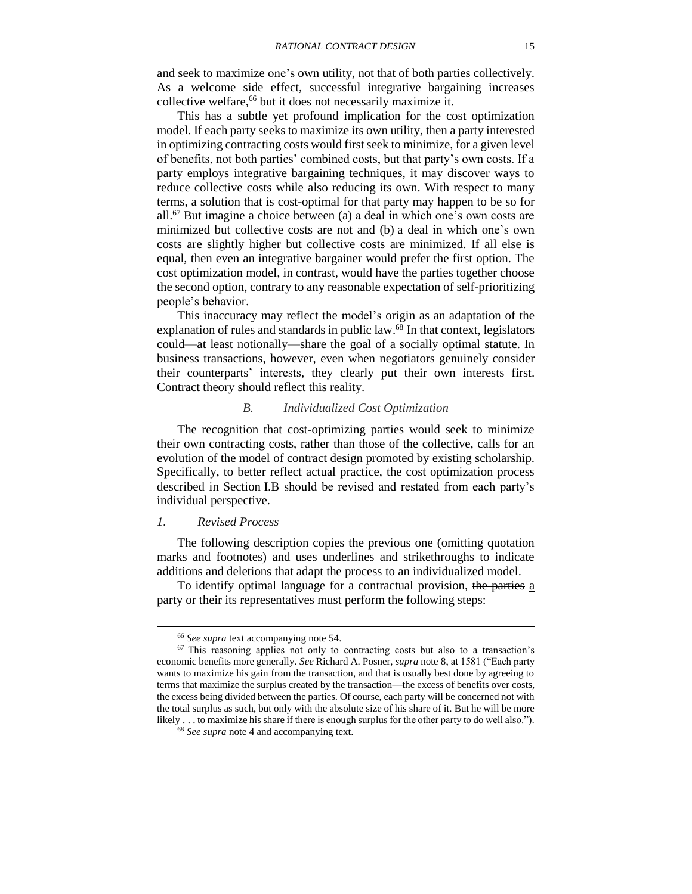and seek to maximize one's own utility, not that of both parties collectively. As a welcome side effect, successful integrative bargaining increases collective welfare,[66] but it does not necessarily maximize it.

This has a subtle yet profound implication for the cost optimization model. If each party seeks to maximize its own utility, then a party interested in optimizing contracting costs would first seek to minimize, for a given level of benefits, not both parties' combined costs, but that party's own costs. If a party employs integrative bargaining techniques, it may discover ways to reduce collective costs while also reducing its own. With respect to many terms, a solution that is cost-optimal for that party may happen to be so for all.[67] But imagine a choice between (a) a deal in which one's own costs are minimized but collective costs are not and (b) a deal in which one's own costs are slightly higher but collective costs are minimized. If all else is equal, then even an integrative bargainer would prefer the first option. The cost optimization model, in contrast, would have the parties together choose the second option, contrary to any reasonable expectation of self-prioritizing people's behavior.

This inaccuracy may reflect the model's origin as an adaptation of the explanation of rules and standards in public law.[68] In that context, legislators could—at least notionally—share the goal of a socially optimal statute. In business transactions, however, even when negotiators genuinely consider their counterparts' interests, they clearly put their own interests first. Contract theory should reflect this reality.

### *B. Individualized Cost Optimization*

The recognition that cost-optimizing parties would seek to minimize their own contracting costs, rather than those of the collective, calls for an evolution of the model of contract design promoted by existing scholarship. Specifically, to better reflect actual practice, the cost optimization process described in Section I.B should be revised and restated from each party's individual perspective.

#### *1. Revised Process*

The following description copies the previous one (omitting quotation marks and footnotes) and uses underlines and strikethroughs to indicate additions and deletions that adapt the process to an individualized model.

To identify optimal language for a contractual provision, ~~the parties~~ <u>a party</u> or ~~their~~ <u>its</u> representatives must perform the following steps:

---

[66] *See supra* text accompanying note 54.

[67] This reasoning applies not only to contracting costs but also to a transaction's economic benefits more generally. *See* Richard A. Posner, *supra* note 8, at 1581 ("Each party wants to maximize his gain from the transaction, and that is usually best done by agreeing to terms that maximize the surplus created by the transaction—the excess of benefits over costs, the excess being divided between the parties. Of course, each party will be concerned not with the total surplus as such, but only with the absolute size of his share of it. But he will be more likely . . . to maximize his share if there is enough surplus for the other party to do well also.").

[68] *See supra* note 4 and accompanying text.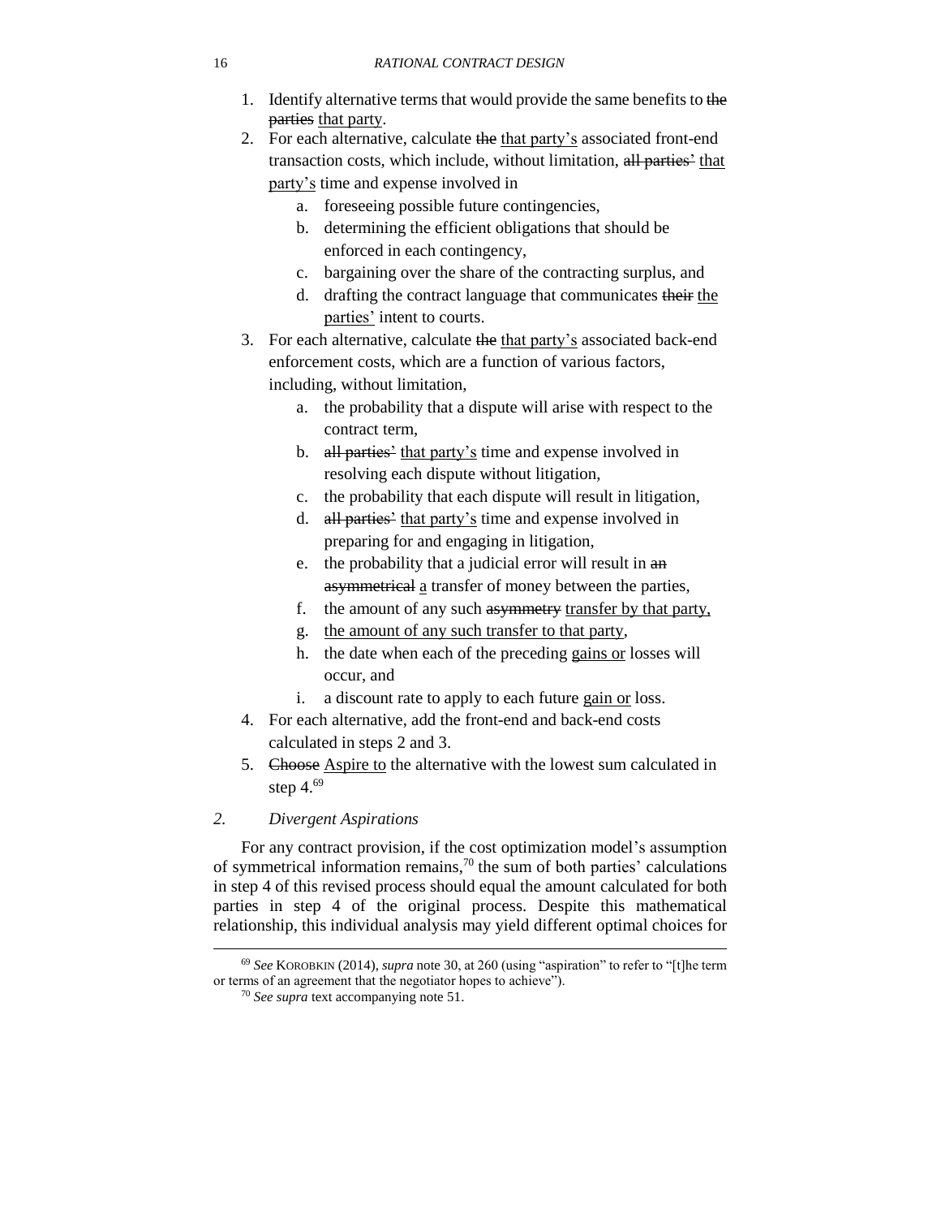1. Identify alternative terms that would provide the same benefits to ~~the parties~~ <u>that party</u>.
2. For each alternative, calculate ~~the~~ <u>that party's</u> associated front-end transaction costs, which include, without limitation, ~~all parties'~~ <u>that party's</u> time and expense involved in
   a. foreseeing possible future contingencies,
   b. determining the efficient obligations that should be enforced in each contingency,
   c. bargaining over the share of the contracting surplus, and
   d. drafting the contract language that communicates ~~their~~ <u>the parties'</u> intent to courts.
3. For each alternative, calculate ~~the~~ <u>that party's</u> associated back-end enforcement costs, which are a function of various factors, including, without limitation,
   a. the probability that a dispute will arise with respect to the contract term,
   b. ~~all parties'~~ <u>that party's</u> time and expense involved in resolving each dispute without litigation,
   c. the probability that each dispute will result in litigation,
   d. ~~all parties'~~ <u>that party's</u> time and expense involved in preparing for and engaging in litigation,
   e. the probability that a judicial error will result in ~~an asymmetrical~~ <u>a</u> transfer of money between the parties,
   f. the amount of any such ~~asymmetry~~ <u>transfer by that party,</u>
   g. <u>the amount of any such transfer to that party</u>,
   h. the date when each of the preceding <u>gains or</u> losses will occur, and
   i. a discount rate to apply to each future <u>gain or</u> loss.
4. For each alternative, add the front-end and back-end costs calculated in steps 2 and 3.
5. ~~Choose~~ <u>Aspire to</u> the alternative with the lowest sum calculated in step 4.[69]

### *2. Divergent Aspirations*

For any contract provision, if the cost optimization model's assumption of symmetrical information remains,[70] the sum of both parties' calculations in step 4 of this revised process should equal the amount calculated for both parties in step 4 of the original process. Despite this mathematical relationship, this individual analysis may yield different optimal choices for

---

[69] *See* KOROBKIN (2014), *supra* note 30, at 260 (using "aspiration" to refer to "[t]he term or terms of an agreement that the negotiator hopes to achieve").

[70] *See supra* text accompanying note 51.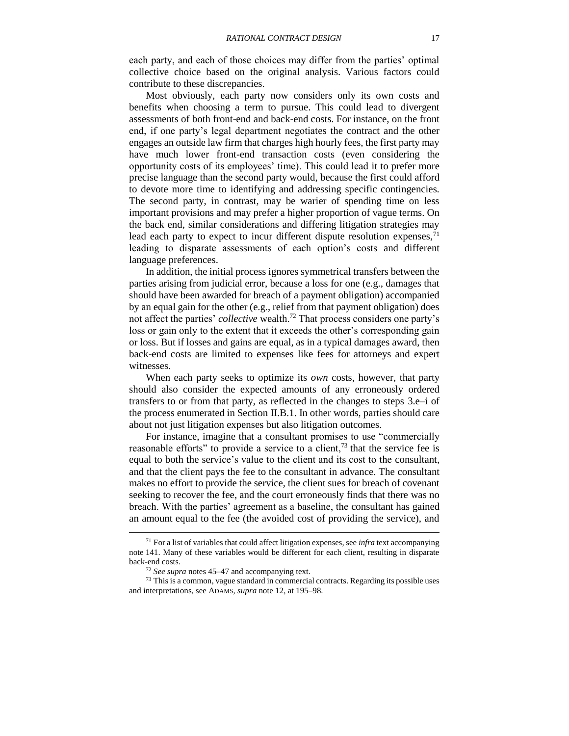each party, and each of those choices may differ from the parties' optimal collective choice based on the original analysis. Various factors could contribute to these discrepancies.

Most obviously, each party now considers only its own costs and benefits when choosing a term to pursue. This could lead to divergent assessments of both front-end and back-end costs. For instance, on the front end, if one party's legal department negotiates the contract and the other engages an outside law firm that charges high hourly fees, the first party may have much lower front-end transaction costs (even considering the opportunity costs of its employees' time). This could lead it to prefer more precise language than the second party would, because the first could afford to devote more time to identifying and addressing specific contingencies. The second party, in contrast, may be warier of spending time on less important provisions and may prefer a higher proportion of vague terms. On the back end, similar considerations and differing litigation strategies may lead each party to expect to incur different dispute resolution expenses,[71] leading to disparate assessments of each option's costs and different language preferences.

In addition, the initial process ignores symmetrical transfers between the parties arising from judicial error, because a loss for one (e.g., damages that should have been awarded for breach of a payment obligation) accompanied by an equal gain for the other (e.g., relief from that payment obligation) does not affect the parties' *collective* wealth.[72] That process considers one party's loss or gain only to the extent that it exceeds the other's corresponding gain or loss. But if losses and gains are equal, as in a typical damages award, then back-end costs are limited to expenses like fees for attorneys and expert witnesses.

When each party seeks to optimize its *own* costs, however, that party should also consider the expected amounts of any erroneously ordered transfers to or from that party, as reflected in the changes to steps 3.e–i of the process enumerated in Section II.B.1. In other words, parties should care about not just litigation expenses but also litigation outcomes.

For instance, imagine that a consultant promises to use "commercially reasonable efforts" to provide a service to a client,[73] that the service fee is equal to both the service's value to the client and its cost to the consultant, and that the client pays the fee to the consultant in advance. The consultant makes no effort to provide the service, the client sues for breach of covenant seeking to recover the fee, and the court erroneously finds that there was no breach. With the parties' agreement as a baseline, the consultant has gained an amount equal to the fee (the avoided cost of providing the service), and

---

[71] For a list of variables that could affect litigation expenses, see *infra* text accompanying note 141. Many of these variables would be different for each client, resulting in disparate back-end costs.

[72] *See supra* notes 45–47 and accompanying text.

[73] This is a common, vague standard in commercial contracts. Regarding its possible uses and interpretations, see ADAMS, *supra* note 12, at 195–98.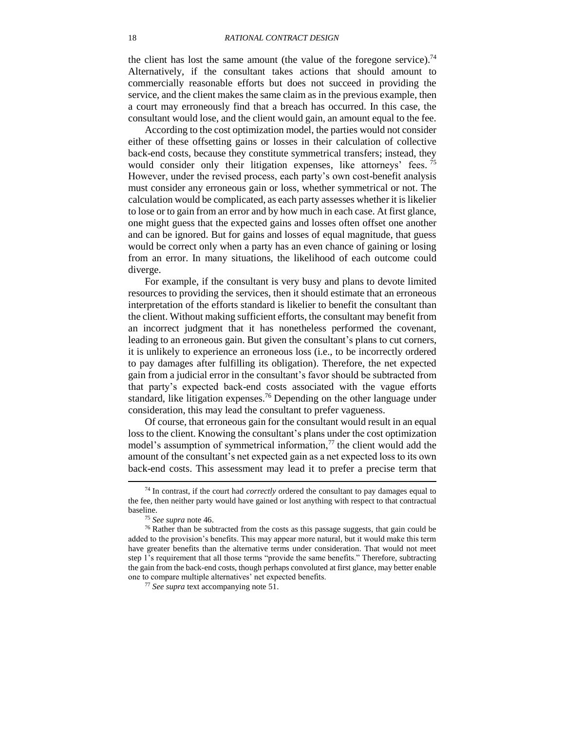the client has lost the same amount (the value of the foregone service).[74] Alternatively, if the consultant takes actions that should amount to commercially reasonable efforts but does not succeed in providing the service, and the client makes the same claim as in the previous example, then a court may erroneously find that a breach has occurred. In this case, the consultant would lose, and the client would gain, an amount equal to the fee.

According to the cost optimization model, the parties would not consider either of these offsetting gains or losses in their calculation of collective back-end costs, because they constitute symmetrical transfers; instead, they would consider only their litigation expenses, like attorneys' fees.[75] However, under the revised process, each party's own cost-benefit analysis must consider any erroneous gain or loss, whether symmetrical or not. The calculation would be complicated, as each party assesses whether it is likelier to lose or to gain from an error and by how much in each case. At first glance, one might guess that the expected gains and losses often offset one another and can be ignored. But for gains and losses of equal magnitude, that guess would be correct only when a party has an even chance of gaining or losing from an error. In many situations, the likelihood of each outcome could diverge.

For example, if the consultant is very busy and plans to devote limited resources to providing the services, then it should estimate that an erroneous interpretation of the efforts standard is likelier to benefit the consultant than the client. Without making sufficient efforts, the consultant may benefit from an incorrect judgment that it has nonetheless performed the covenant, leading to an erroneous gain. But given the consultant's plans to cut corners, it is unlikely to experience an erroneous loss (i.e., to be incorrectly ordered to pay damages after fulfilling its obligation). Therefore, the net expected gain from a judicial error in the consultant's favor should be subtracted from that party's expected back-end costs associated with the vague efforts standard, like litigation expenses.[76] Depending on the other language under consideration, this may lead the consultant to prefer vagueness.

Of course, that erroneous gain for the consultant would result in an equal loss to the client. Knowing the consultant's plans under the cost optimization model's assumption of symmetrical information,[77] the client would add the amount of the consultant's net expected gain as a net expected loss to its own back-end costs. This assessment may lead it to prefer a precise term that

---

[74] In contrast, if the court had *correctly* ordered the consultant to pay damages equal to the fee, then neither party would have gained or lost anything with respect to that contractual baseline.

[75] *See supra* note 46.

[76] Rather than be subtracted from the costs as this passage suggests, that gain could be added to the provision's benefits. This may appear more natural, but it would make this term have greater benefits than the alternative terms under consideration. That would not meet step 1's requirement that all those terms "provide the same benefits." Therefore, subtracting the gain from the back-end costs, though perhaps convoluted at first glance, may better enable one to compare multiple alternatives' net expected benefits.

[77] *See supra* text accompanying note 51.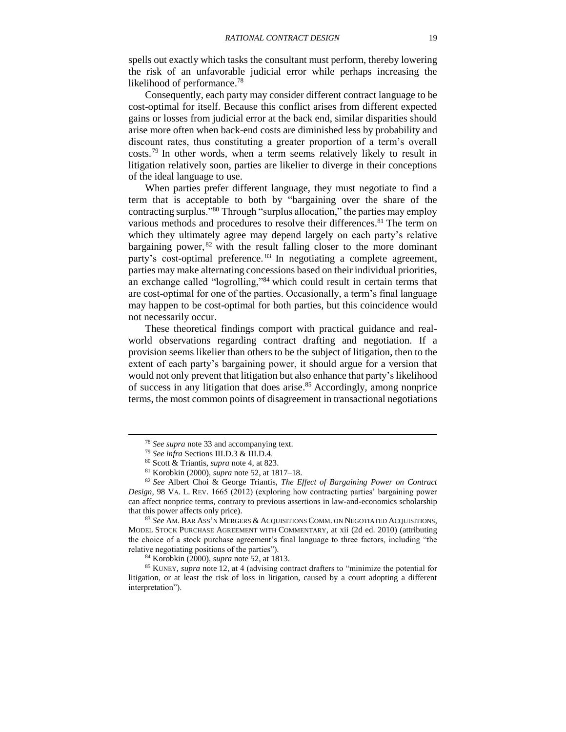spells out exactly which tasks the consultant must perform, thereby lowering the risk of an unfavorable judicial error while perhaps increasing the likelihood of performance.[78]

Consequently, each party may consider different contract language to be cost-optimal for itself. Because this conflict arises from different expected gains or losses from judicial error at the back end, similar disparities should arise more often when back-end costs are diminished less by probability and discount rates, thus constituting a greater proportion of a term's overall costs.[79] In other words, when a term seems relatively likely to result in litigation relatively soon, parties are likelier to diverge in their conceptions of the ideal language to use.

When parties prefer different language, they must negotiate to find a term that is acceptable to both by "bargaining over the share of the contracting surplus."[80] Through "surplus allocation," the parties may employ various methods and procedures to resolve their differences.[81] The term on which they ultimately agree may depend largely on each party's relative bargaining power,[82] with the result falling closer to the more dominant party's cost-optimal preference.[83] In negotiating a complete agreement, parties may make alternating concessions based on their individual priorities, an exchange called "logrolling,"[84] which could result in certain terms that are cost-optimal for one of the parties. Occasionally, a term's final language may happen to be cost-optimal for both parties, but this coincidence would not necessarily occur.

These theoretical findings comport with practical guidance and real-world observations regarding contract drafting and negotiation. If a provision seems likelier than others to be the subject of litigation, then to the extent of each party's bargaining power, it should argue for a version that would not only prevent that litigation but also enhance that party's likelihood of success in any litigation that does arise.[85] Accordingly, among nonprice terms, the most common points of disagreement in transactional negotiations

---

[78] *See supra* note 33 and accompanying text.

[79] *See infra* Sections III.D.3 & III.D.4.

[80] Scott & Triantis, *supra* note 4, at 823.

[81] Korobkin (2000), *supra* note 52, at 1817–18.

[82] *See* Albert Choi & George Triantis, *The Effect of Bargaining Power on Contract Design*, 98 VA. L. REV. 1665 (2012) (exploring how contracting parties' bargaining power can affect nonprice terms, contrary to previous assertions in law-and-economics scholarship that this power affects only price).

[83] *See* AM. BAR ASS'N MERGERS & ACQUISITIONS COMM. ON NEGOTIATED ACQUISITIONS, MODEL STOCK PURCHASE AGREEMENT WITH COMMENTARY, at xii (2d ed. 2010) (attributing the choice of a stock purchase agreement's final language to three factors, including "the relative negotiating positions of the parties").

[84] Korobkin (2000), *supra* note 52, at 1813.

[85] KUNEY, *supra* note 12, at 4 (advising contract drafters to "minimize the potential for litigation, or at least the risk of loss in litigation, caused by a court adopting a different interpretation").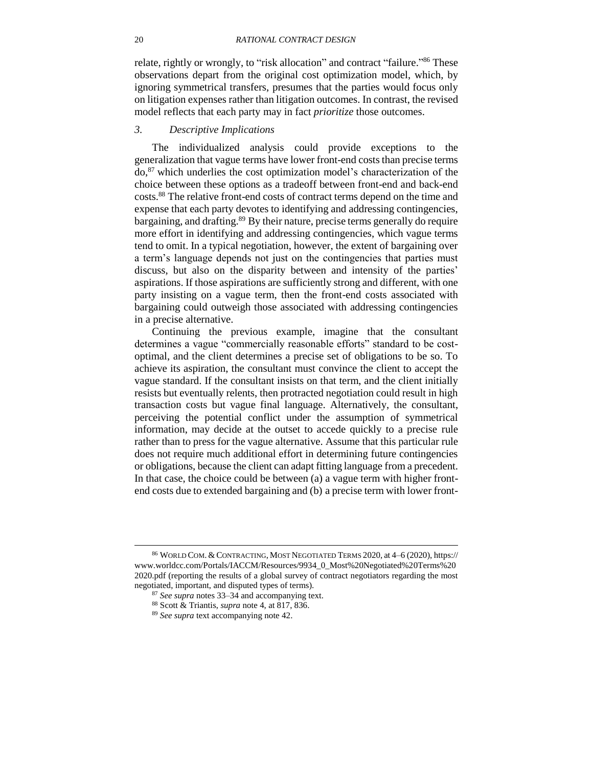relate, rightly or wrongly, to "risk allocation" and contract "failure."[86] These observations depart from the original cost optimization model, which, by ignoring symmetrical transfers, presumes that the parties would focus only on litigation expenses rather than litigation outcomes. In contrast, the revised model reflects that each party may in fact *prioritize* those outcomes.

### *3. Descriptive Implications*

The individualized analysis could provide exceptions to the generalization that vague terms have lower front-end costs than precise terms do,[87] which underlies the cost optimization model's characterization of the choice between these options as a tradeoff between front-end and back-end costs.[88] The relative front-end costs of contract terms depend on the time and expense that each party devotes to identifying and addressing contingencies, bargaining, and drafting.[89] By their nature, precise terms generally do require more effort in identifying and addressing contingencies, which vague terms tend to omit. In a typical negotiation, however, the extent of bargaining over a term's language depends not just on the contingencies that parties must discuss, but also on the disparity between and intensity of the parties' aspirations. If those aspirations are sufficiently strong and different, with one party insisting on a vague term, then the front-end costs associated with bargaining could outweigh those associated with addressing contingencies in a precise alternative.

Continuing the previous example, imagine that the consultant determines a vague "commercially reasonable efforts" standard to be cost-optimal, and the client determines a precise set of obligations to be so. To achieve its aspiration, the consultant must convince the client to accept the vague standard. If the consultant insists on that term, and the client initially resists but eventually relents, then protracted negotiation could result in high transaction costs but vague final language. Alternatively, the consultant, perceiving the potential conflict under the assumption of symmetrical information, may decide at the outset to accede quickly to a precise rule rather than to press for the vague alternative. Assume that this particular rule does not require much additional effort in determining future contingencies or obligations, because the client can adapt fitting language from a precedent. In that case, the choice could be between (a) a vague term with higher front-end costs due to extended bargaining and (b) a precise term with lower front-

---

[86] WORLD COM. & CONTRACTING, MOST NEGOTIATED TERMS 2020, at 4–6 (2020), https://www.worldcc.com/Portals/IACCM/Resources/9934_0_Most%20Negotiated%20Terms%202020.pdf (reporting the results of a global survey of contract negotiators regarding the most negotiated, important, and disputed types of terms).

[87] *See supra* notes 33–34 and accompanying text.

[88] Scott & Triantis, *supra* note 4, at 817, 836.

[89] *See supra* text accompanying note 42.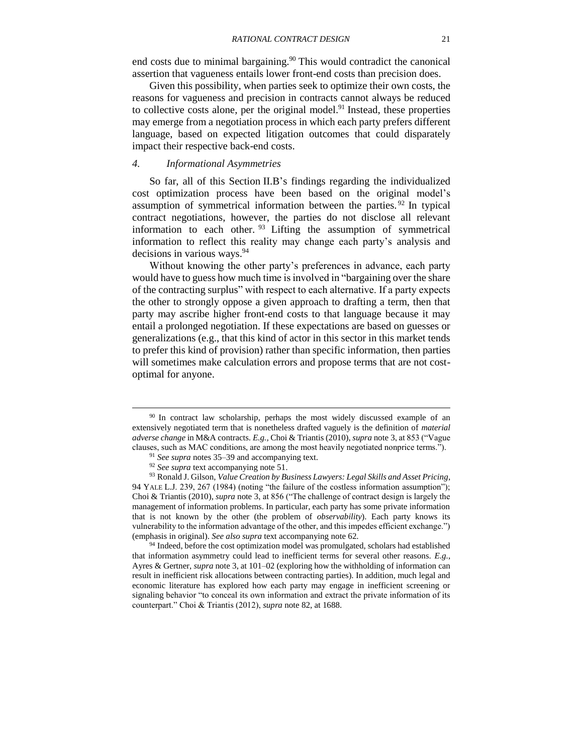end costs due to minimal bargaining.[90] This would contradict the canonical assertion that vagueness entails lower front-end costs than precision does.

Given this possibility, when parties seek to optimize their own costs, the reasons for vagueness and precision in contracts cannot always be reduced to collective costs alone, per the original model.[91] Instead, these properties may emerge from a negotiation process in which each party prefers different language, based on expected litigation outcomes that could disparately impact their respective back-end costs.

#### *4. Informational Asymmetries*

So far, all of this Section II.B's findings regarding the individualized cost optimization process have been based on the original model's assumption of symmetrical information between the parties.[92] In typical contract negotiations, however, the parties do not disclose all relevant information to each other.[93] Lifting the assumption of symmetrical information to reflect this reality may change each party's analysis and decisions in various ways.[94]

Without knowing the other party's preferences in advance, each party would have to guess how much time is involved in "bargaining over the share of the contracting surplus" with respect to each alternative. If a party expects the other to strongly oppose a given approach to drafting a term, then that party may ascribe higher front-end costs to that language because it may entail a prolonged negotiation. If these expectations are based on guesses or generalizations (e.g., that this kind of actor in this sector in this market tends to prefer this kind of provision) rather than specific information, then parties will sometimes make calculation errors and propose terms that are not cost-optimal for anyone.

---

[90] In contract law scholarship, perhaps the most widely discussed example of an extensively negotiated term that is nonetheless drafted vaguely is the definition of *material adverse change* in M&A contracts. *E.g.*, Choi & Triantis (2010), *supra* note 3, at 853 ("Vague clauses, such as MAC conditions, are among the most heavily negotiated nonprice terms.").

[91] *See supra* notes 35–39 and accompanying text.

[92] *See supra* text accompanying note 51.

[93] Ronald J. Gilson, *Value Creation by Business Lawyers: Legal Skills and Asset Pricing*, 94 YALE L.J. 239, 267 (1984) (noting "the failure of the costless information assumption"); Choi & Triantis (2010), *supra* note 3, at 856 ("The challenge of contract design is largely the management of information problems. In particular, each party has some private information that is not known by the other (the problem of *observability*). Each party knows its vulnerability to the information advantage of the other, and this impedes efficient exchange.") (emphasis in original). *See also supra* text accompanying note 62.

[94] Indeed, before the cost optimization model was promulgated, scholars had established that information asymmetry could lead to inefficient terms for several other reasons. *E.g.*, Ayres & Gertner, *supra* note 3, at 101–02 (exploring how the withholding of information can result in inefficient risk allocations between contracting parties). In addition, much legal and economic literature has explored how each party may engage in inefficient screening or signaling behavior "to conceal its own information and extract the private information of its counterpart." Choi & Triantis (2012), *supra* note 82, at 1688.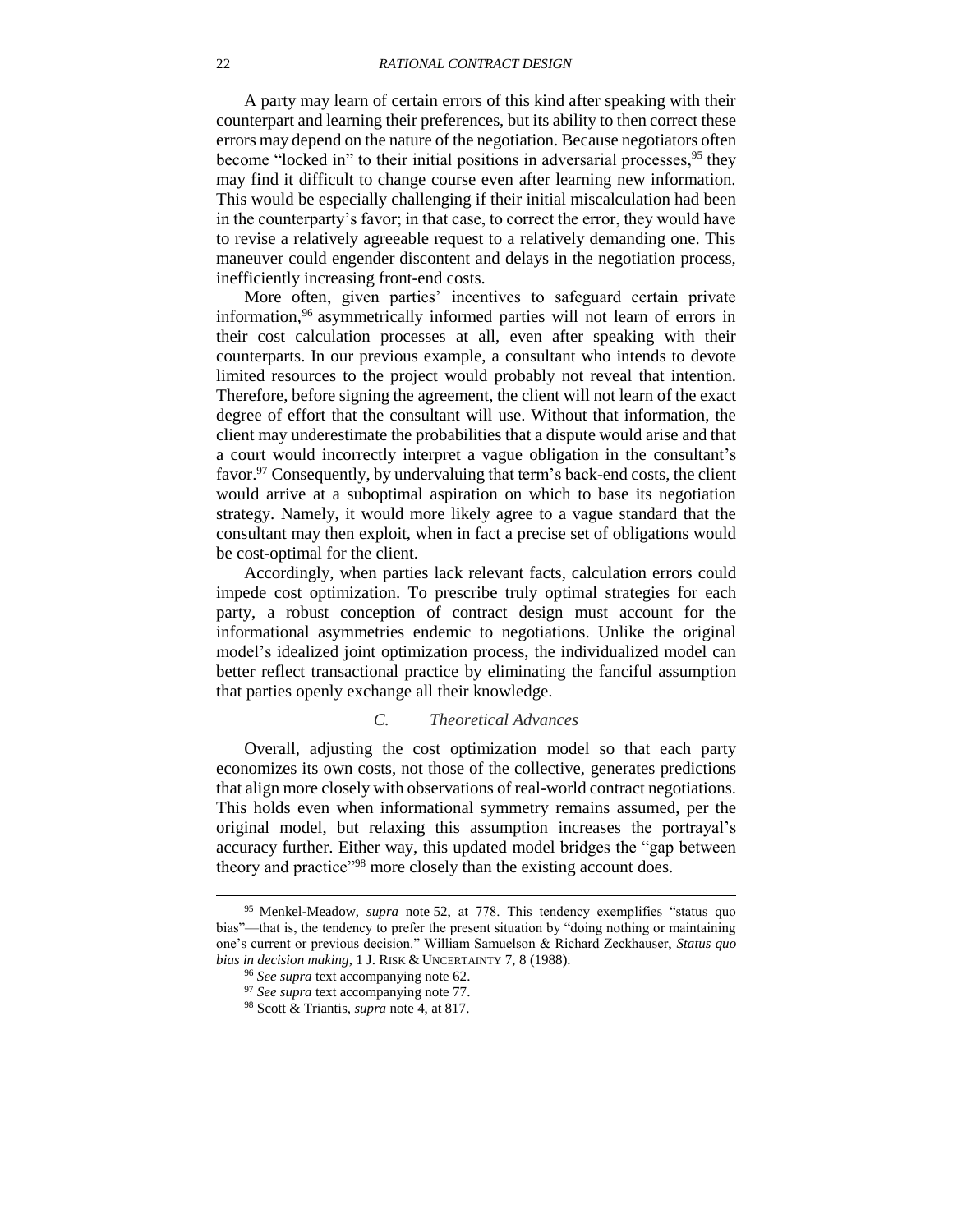A party may learn of certain errors of this kind after speaking with their counterpart and learning their preferences, but its ability to then correct these errors may depend on the nature of the negotiation. Because negotiators often become "locked in" to their initial positions in adversarial processes,[95] they may find it difficult to change course even after learning new information. This would be especially challenging if their initial miscalculation had been in the counterparty's favor; in that case, to correct the error, they would have to revise a relatively agreeable request to a relatively demanding one. This maneuver could engender discontent and delays in the negotiation process, inefficiently increasing front-end costs.

More often, given parties' incentives to safeguard certain private information,[96] asymmetrically informed parties will not learn of errors in their cost calculation processes at all, even after speaking with their counterparts. In our previous example, a consultant who intends to devote limited resources to the project would probably not reveal that intention. Therefore, before signing the agreement, the client will not learn of the exact degree of effort that the consultant will use. Without that information, the client may underestimate the probabilities that a dispute would arise and that a court would incorrectly interpret a vague obligation in the consultant's favor.[97] Consequently, by undervaluing that term's back-end costs, the client would arrive at a suboptimal aspiration on which to base its negotiation strategy. Namely, it would more likely agree to a vague standard that the consultant may then exploit, when in fact a precise set of obligations would be cost-optimal for the client.

Accordingly, when parties lack relevant facts, calculation errors could impede cost optimization. To prescribe truly optimal strategies for each party, a robust conception of contract design must account for the informational asymmetries endemic to negotiations. Unlike the original model's idealized joint optimization process, the individualized model can better reflect transactional practice by eliminating the fanciful assumption that parties openly exchange all their knowledge.

### *C. Theoretical Advances*

Overall, adjusting the cost optimization model so that each party economizes its own costs, not those of the collective, generates predictions that align more closely with observations of real-world contract negotiations. This holds even when informational symmetry remains assumed, per the original model, but relaxing this assumption increases the portrayal's accuracy further. Either way, this updated model bridges the "gap between theory and practice"[98] more closely than the existing account does.

---

[95] Menkel-Meadow, *supra* note 52, at 778. This tendency exemplifies "status quo bias"—that is, the tendency to prefer the present situation by "doing nothing or maintaining one's current or previous decision." William Samuelson & Richard Zeckhauser, *Status quo bias in decision making*, 1 J. RISK & UNCERTAINTY 7, 8 (1988).

[96] *See supra* text accompanying note 62.

[97] *See supra* text accompanying note 77.

[98] Scott & Triantis, *supra* note 4, at 817.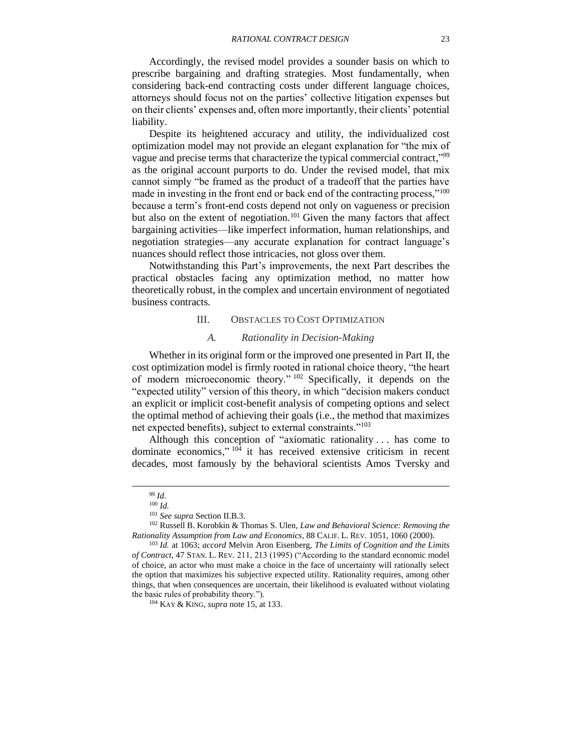Accordingly, the revised model provides a sounder basis on which to prescribe bargaining and drafting strategies. Most fundamentally, when considering back-end contracting costs under different language choices, attorneys should focus not on the parties' collective litigation expenses but on their clients' expenses and, often more importantly, their clients' potential liability.

Despite its heightened accuracy and utility, the individualized cost optimization model may not provide an elegant explanation for "the mix of vague and precise terms that characterize the typical commercial contract,"[99] as the original account purports to do. Under the revised model, that mix cannot simply "be framed as the product of a tradeoff that the parties have made in investing in the front end or back end of the contracting process,"[100] because a term's front-end costs depend not only on vagueness or precision but also on the extent of negotiation.[101] Given the many factors that affect bargaining activities—like imperfect information, human relationships, and negotiation strategies—any accurate explanation for contract language's nuances should reflect those intricacies, not gloss over them.

Notwithstanding this Part's improvements, the next Part describes the practical obstacles facing any optimization method, no matter how theoretically robust, in the complex and uncertain environment of negotiated business contracts.

## III. Obstacles to Cost Optimization

### A. *Rationality in Decision-Making*

Whether in its original form or the improved one presented in Part II, the cost optimization model is firmly rooted in rational choice theory, "the heart of modern microeconomic theory."[102] Specifically, it depends on the "expected utility" version of this theory, in which "decision makers conduct an explicit or implicit cost-benefit analysis of competing options and select the optimal method of achieving their goals (i.e., the method that maximizes net expected benefits), subject to external constraints."[103]

Although this conception of "axiomatic rationality . . . has come to dominate economics,"[104] it has received extensive criticism in recent decades, most famously by the behavioral scientists Amos Tversky and

---

[99] *Id.*

[100] *Id.*

[101] *See supra* Section II.B.3.

[102] Russell B. Korobkin & Thomas S. Ulen, *Law and Behavioral Science: Removing the Rationality Assumption from Law and Economics*, 88 CALIF. L. REV. 1051, 1060 (2000).

[103] *Id.* at 1063; *accord* Melvin Aron Eisenberg, *The Limits of Cognition and the Limits of Contract*, 47 STAN. L. REV. 211, 213 (1995) ("According to the standard economic model of choice, an actor who must make a choice in the face of uncertainty will rationally select the option that maximizes his subjective expected utility. Rationality requires, among other things, that when consequences are uncertain, their likelihood is evaluated without violating the basic rules of probability theory.").

[104] KAY & KING, *supra* note 15, at 133.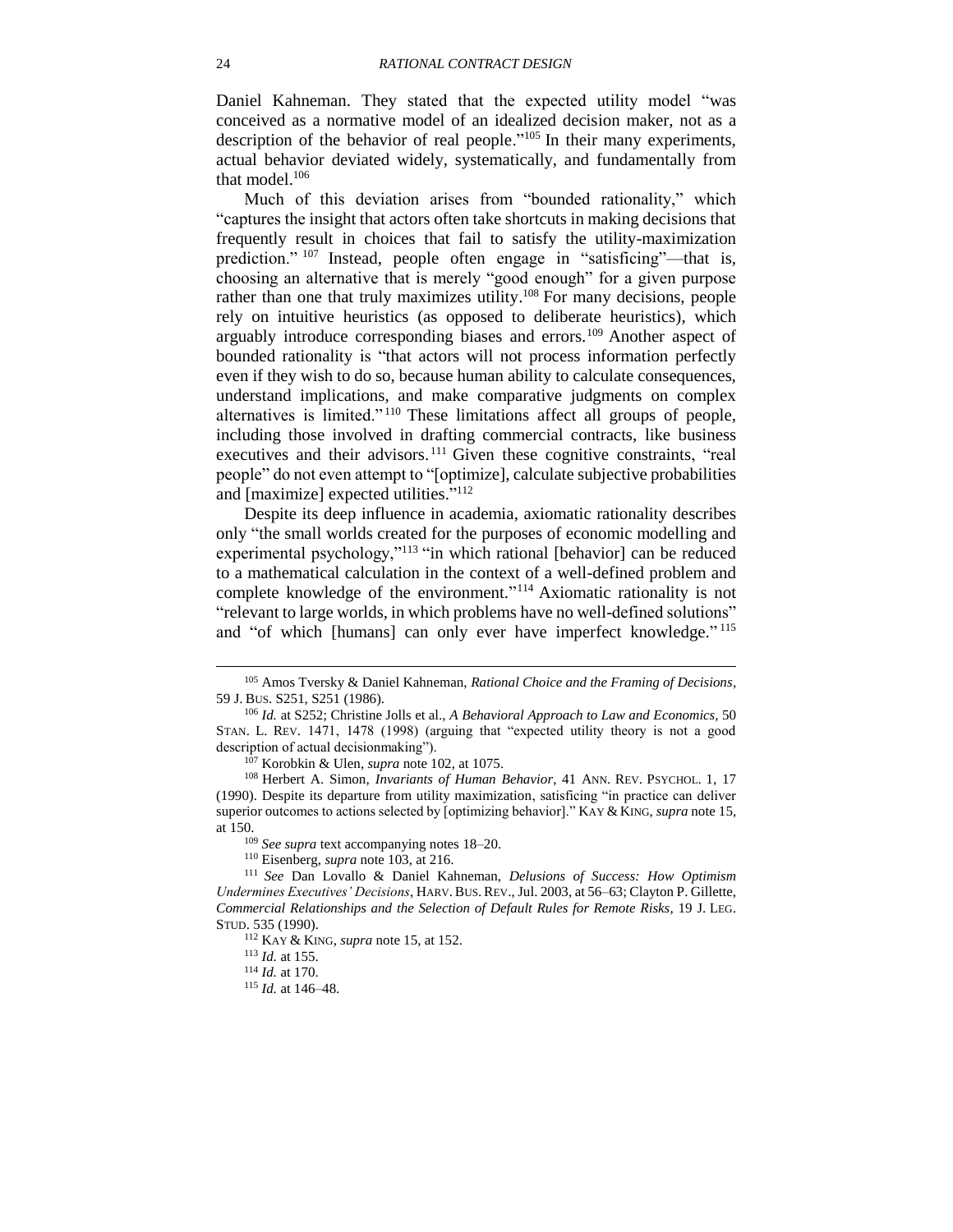Daniel Kahneman. They stated that the expected utility model "was conceived as a normative model of an idealized decision maker, not as a description of the behavior of real people."[105] In their many experiments, actual behavior deviated widely, systematically, and fundamentally from that model.[106]

Much of this deviation arises from "bounded rationality," which "captures the insight that actors often take shortcuts in making decisions that frequently result in choices that fail to satisfy the utility-maximization prediction."[107] Instead, people often engage in "satisficing"—that is, choosing an alternative that is merely "good enough" for a given purpose rather than one that truly maximizes utility.[108] For many decisions, people rely on intuitive heuristics (as opposed to deliberate heuristics), which arguably introduce corresponding biases and errors.[109] Another aspect of bounded rationality is "that actors will not process information perfectly even if they wish to do so, because human ability to calculate consequences, understand implications, and make comparative judgments on complex alternatives is limited."[110] These limitations affect all groups of people, including those involved in drafting commercial contracts, like business executives and their advisors.[111] Given these cognitive constraints, "real people" do not even attempt to "[optimize], calculate subjective probabilities and [maximize] expected utilities."[112]

Despite its deep influence in academia, axiomatic rationality describes only "the small worlds created for the purposes of economic modelling and experimental psychology,"[113] "in which rational [behavior] can be reduced to a mathematical calculation in the context of a well-defined problem and complete knowledge of the environment."[114] Axiomatic rationality is not "relevant to large worlds, in which problems have no well-defined solutions" and "of which [humans] can only ever have imperfect knowledge."[115]

---

[105] Amos Tversky & Daniel Kahneman, *Rational Choice and the Framing of Decisions*, 59 J. BUS. S251, S251 (1986).

[106] *Id.* at S252; Christine Jolls et al., *A Behavioral Approach to Law and Economics*, 50 STAN. L. REV. 1471, 1478 (1998) (arguing that "expected utility theory is not a good description of actual decisionmaking").

[107] Korobkin & Ulen, *supra* note 102, at 1075.

[108] Herbert A. Simon, *Invariants of Human Behavior*, 41 ANN. REV. PSYCHOL. 1, 17 (1990). Despite its departure from utility maximization, satisficing "in practice can deliver superior outcomes to actions selected by [optimizing behavior]." KAY & KING, *supra* note 15, at 150.

[109] *See supra* text accompanying notes 18–20.

[110] Eisenberg, *supra* note 103, at 216.

[111] *See* Dan Lovallo & Daniel Kahneman, *Delusions of Success: How Optimism Undermines Executives' Decisions*, HARV. BUS. REV., Jul. 2003, at 56–63; Clayton P. Gillette, *Commercial Relationships and the Selection of Default Rules for Remote Risks*, 19 J. LEG. STUD. 535 (1990).

[112] KAY & KING, *supra* note 15, at 152.

[113] *Id.* at 155.

[114] *Id.* at 170.

[115] *Id.* at 146–48.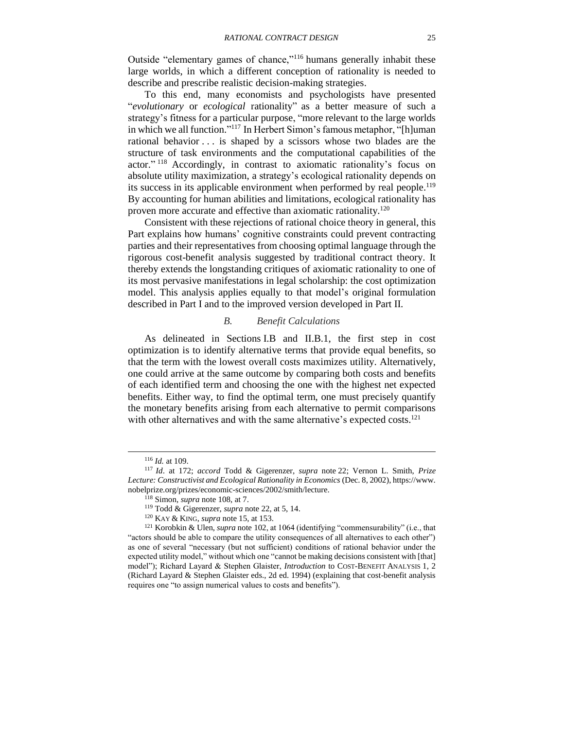Outside "elementary games of chance,"[116] humans generally inhabit these large worlds, in which a different conception of rationality is needed to describe and prescribe realistic decision-making strategies.

To this end, many economists and psychologists have presented "*evolutionary* or *ecological* rationality" as a better measure of such a strategy's fitness for a particular purpose, "more relevant to the large worlds in which we all function."[117] In Herbert Simon's famous metaphor, "[h]uman rational behavior . . . is shaped by a scissors whose two blades are the structure of task environments and the computational capabilities of the actor."[118] Accordingly, in contrast to axiomatic rationality's focus on absolute utility maximization, a strategy's ecological rationality depends on its success in its applicable environment when performed by real people.[119] By accounting for human abilities and limitations, ecological rationality has proven more accurate and effective than axiomatic rationality.[120]

Consistent with these rejections of rational choice theory in general, this Part explains how humans' cognitive constraints could prevent contracting parties and their representatives from choosing optimal language through the rigorous cost-benefit analysis suggested by traditional contract theory. It thereby extends the longstanding critiques of axiomatic rationality to one of its most pervasive manifestations in legal scholarship: the cost optimization model. This analysis applies equally to that model's original formulation described in Part I and to the improved version developed in Part II.

### *B. Benefit Calculations*

As delineated in Sections I.B and II.B.1, the first step in cost optimization is to identify alternative terms that provide equal benefits, so that the term with the lowest overall costs maximizes utility. Alternatively, one could arrive at the same outcome by comparing both costs and benefits of each identified term and choosing the one with the highest net expected benefits. Either way, to find the optimal term, one must precisely quantify the monetary benefits arising from each alternative to permit comparisons with other alternatives and with the same alternative's expected costs.[121]

---

[116] *Id.* at 109.

[117] *Id*. at 172; *accord* Todd & Gigerenzer, *supra* note 22; Vernon L. Smith, *Prize Lecture: Constructivist and Ecological Rationality in Economics* (Dec. 8, 2002), https://www.nobelprize.org/prizes/economic-sciences/2002/smith/lecture.

[118] Simon, *supra* note 108, at 7.

[119] Todd & Gigerenzer, *supra* note 22, at 5, 14.

[120] KAY & KING, *supra* note 15, at 153.

[121] Korobkin & Ulen, *supra* note 102, at 1064 (identifying "commensurability" (i.e., that "actors should be able to compare the utility consequences of all alternatives to each other") as one of several "necessary (but not sufficient) conditions of rational behavior under the expected utility model," without which one "cannot be making decisions consistent with [that] model"); Richard Layard & Stephen Glaister, *Introduction* to COST-BENEFIT ANALYSIS 1, 2 (Richard Layard & Stephen Glaister eds., 2d ed. 1994) (explaining that cost-benefit analysis requires one "to assign numerical values to costs and benefits").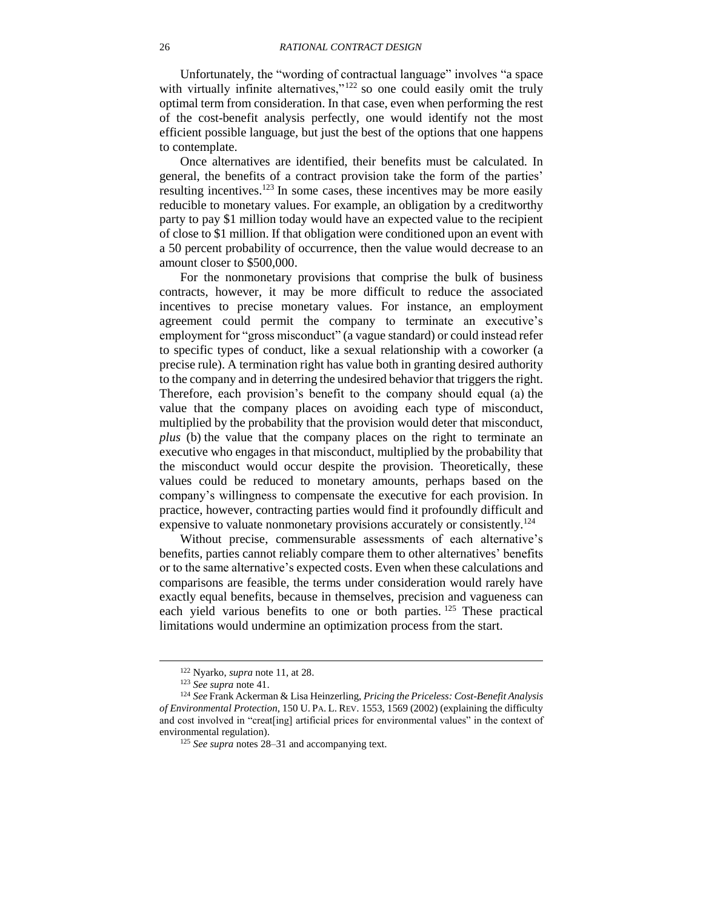Unfortunately, the "wording of contractual language" involves "a space with virtually infinite alternatives,"[122] so one could easily omit the truly optimal term from consideration. In that case, even when performing the rest of the cost-benefit analysis perfectly, one would identify not the most efficient possible language, but just the best of the options that one happens to contemplate.

Once alternatives are identified, their benefits must be calculated. In general, the benefits of a contract provision take the form of the parties' resulting incentives.[123] In some cases, these incentives may be more easily reducible to monetary values. For example, an obligation by a creditworthy party to pay $1 million today would have an expected value to the recipient of close to $1 million. If that obligation were conditioned upon an event with a 50 percent probability of occurrence, then the value would decrease to an amount closer to $500,000.

For the nonmonetary provisions that comprise the bulk of business contracts, however, it may be more difficult to reduce the associated incentives to precise monetary values. For instance, an employment agreement could permit the company to terminate an executive's employment for "gross misconduct" (a vague standard) or could instead refer to specific types of conduct, like a sexual relationship with a coworker (a precise rule). A termination right has value both in granting desired authority to the company and in deterring the undesired behavior that triggers the right. Therefore, each provision's benefit to the company should equal (a) the value that the company places on avoiding each type of misconduct, multiplied by the probability that the provision would deter that misconduct, *plus* (b) the value that the company places on the right to terminate an executive who engages in that misconduct, multiplied by the probability that the misconduct would occur despite the provision. Theoretically, these values could be reduced to monetary amounts, perhaps based on the company's willingness to compensate the executive for each provision. In practice, however, contracting parties would find it profoundly difficult and expensive to valuate nonmonetary provisions accurately or consistently.[124]

Without precise, commensurable assessments of each alternative's benefits, parties cannot reliably compare them to other alternatives' benefits or to the same alternative's expected costs. Even when these calculations and comparisons are feasible, the terms under consideration would rarely have exactly equal benefits, because in themselves, precision and vagueness can each yield various benefits to one or both parties.[125] These practical limitations would undermine an optimization process from the start.

---

[122] Nyarko, *supra* note 11, at 28.

[123] *See supra* note 41.

[124] *See* Frank Ackerman & Lisa Heinzerling, *Pricing the Priceless: Cost-Benefit Analysis of Environmental Protection*, 150 U. PA. L. REV. 1553, 1569 (2002) (explaining the difficulty and cost involved in "creat[ing] artificial prices for environmental values" in the context of environmental regulation).

[125] *See supra* notes 28–31 and accompanying text.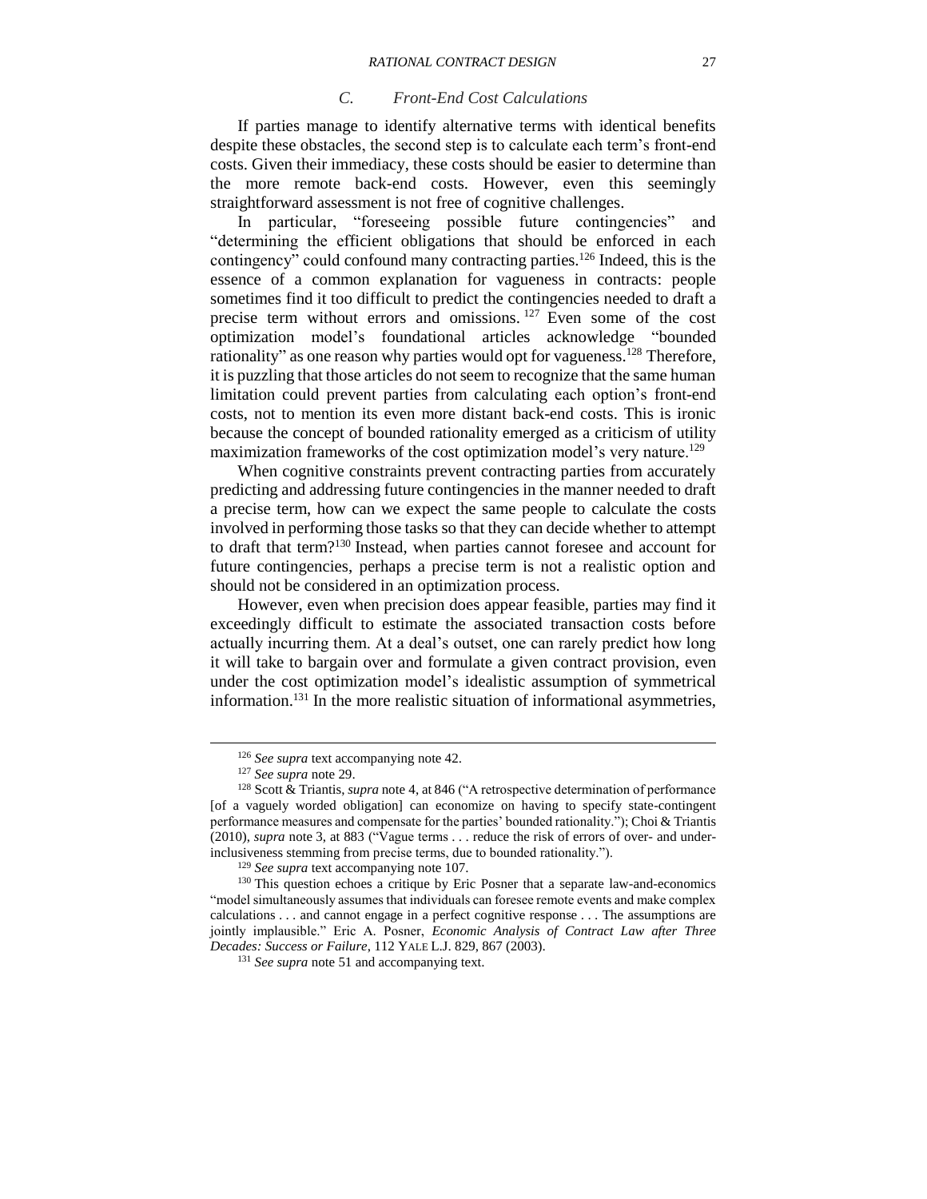### C. Front-End Cost Calculations

If parties manage to identify alternative terms with identical benefits despite these obstacles, the second step is to calculate each term's front-end costs. Given their immediacy, these costs should be easier to determine than the more remote back-end costs. However, even this seemingly straightforward assessment is not free of cognitive challenges.

In particular, "foreseeing possible future contingencies" and "determining the efficient obligations that should be enforced in each contingency" could confound many contracting parties.[126] Indeed, this is the essence of a common explanation for vagueness in contracts: people sometimes find it too difficult to predict the contingencies needed to draft a precise term without errors and omissions.[127] Even some of the cost optimization model's foundational articles acknowledge "bounded rationality" as one reason why parties would opt for vagueness.[128] Therefore, it is puzzling that those articles do not seem to recognize that the same human limitation could prevent parties from calculating each option's front-end costs, not to mention its even more distant back-end costs. This is ironic because the concept of bounded rationality emerged as a criticism of utility maximization frameworks of the cost optimization model's very nature.[129]

When cognitive constraints prevent contracting parties from accurately predicting and addressing future contingencies in the manner needed to draft a precise term, how can we expect the same people to calculate the costs involved in performing those tasks so that they can decide whether to attempt to draft that term?[130] Instead, when parties cannot foresee and account for future contingencies, perhaps a precise term is not a realistic option and should not be considered in an optimization process.

However, even when precision does appear feasible, parties may find it exceedingly difficult to estimate the associated transaction costs before actually incurring them. At a deal's outset, one can rarely predict how long it will take to bargain over and formulate a given contract provision, even under the cost optimization model's idealistic assumption of symmetrical information.[131] In the more realistic situation of informational asymmetries,

---

[126] *See supra* text accompanying note 42.

[127] *See supra* note 29.

[128] Scott & Triantis, *supra* note 4, at 846 ("A retrospective determination of performance [of a vaguely worded obligation] can economize on having to specify state-contingent performance measures and compensate for the parties' bounded rationality."); Choi & Triantis (2010), *supra* note 3, at 883 ("Vague terms . . . reduce the risk of errors of over- and under-inclusiveness stemming from precise terms, due to bounded rationality.").

[129] *See supra* text accompanying note 107.

[130] This question echoes a critique by Eric Posner that a separate law-and-economics "model simultaneously assumes that individuals can foresee remote events and make complex calculations . . . and cannot engage in a perfect cognitive response . . . The assumptions are jointly implausible." Eric A. Posner, *Economic Analysis of Contract Law after Three Decades: Success or Failure*, 112 YALE L.J. 829, 867 (2003).

[131] *See supra* note 51 and accompanying text.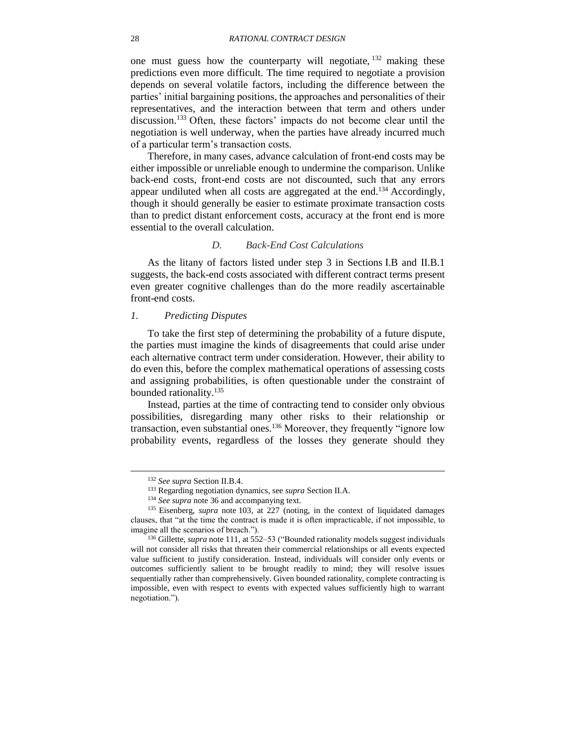one must guess how the counterparty will negotiate,[132] making these predictions even more difficult. The time required to negotiate a provision depends on several volatile factors, including the difference between the parties' initial bargaining positions, the approaches and personalities of their representatives, and the interaction between that term and others under discussion.[133] Often, these factors' impacts do not become clear until the negotiation is well underway, when the parties have already incurred much of a particular term's transaction costs.

Therefore, in many cases, advance calculation of front-end costs may be either impossible or unreliable enough to undermine the comparison. Unlike back-end costs, front-end costs are not discounted, such that any errors appear undiluted when all costs are aggregated at the end.[134] Accordingly, though it should generally be easier to estimate proximate transaction costs than to predict distant enforcement costs, accuracy at the front end is more essential to the overall calculation.

### *D. Back-End Cost Calculations*

As the litany of factors listed under step 3 in Sections I.B and II.B.1 suggests, the back-end costs associated with different contract terms present even greater cognitive challenges than do the more readily ascertainable front-end costs.

#### *1. Predicting Disputes*

To take the first step of determining the probability of a future dispute, the parties must imagine the kinds of disagreements that could arise under each alternative contract term under consideration. However, their ability to do even this, before the complex mathematical operations of assessing costs and assigning probabilities, is often questionable under the constraint of bounded rationality.[135]

Instead, parties at the time of contracting tend to consider only obvious possibilities, disregarding many other risks to their relationship or transaction, even substantial ones.[136] Moreover, they frequently "ignore low probability events, regardless of the losses they generate should they

---

[132] *See supra* Section II.B.4.

[133] Regarding negotiation dynamics, see *supra* Section II.A.

[134] *See supra* note 36 and accompanying text.

[135] Eisenberg, *supra* note 103, at 227 (noting, in the context of liquidated damages clauses, that "at the time the contract is made it is often impracticable, if not impossible, to imagine all the scenarios of breach.").

[136] Gillette, *supra* note 111, at 552–53 ("Bounded rationality models suggest individuals will not consider all risks that threaten their commercial relationships or all events expected value sufficient to justify consideration. Instead, individuals will consider only events or outcomes sufficiently salient to be brought readily to mind; they will resolve issues sequentially rather than comprehensively. Given bounded rationality, complete contracting is impossible, even with respect to events with expected values sufficiently high to warrant negotiation.").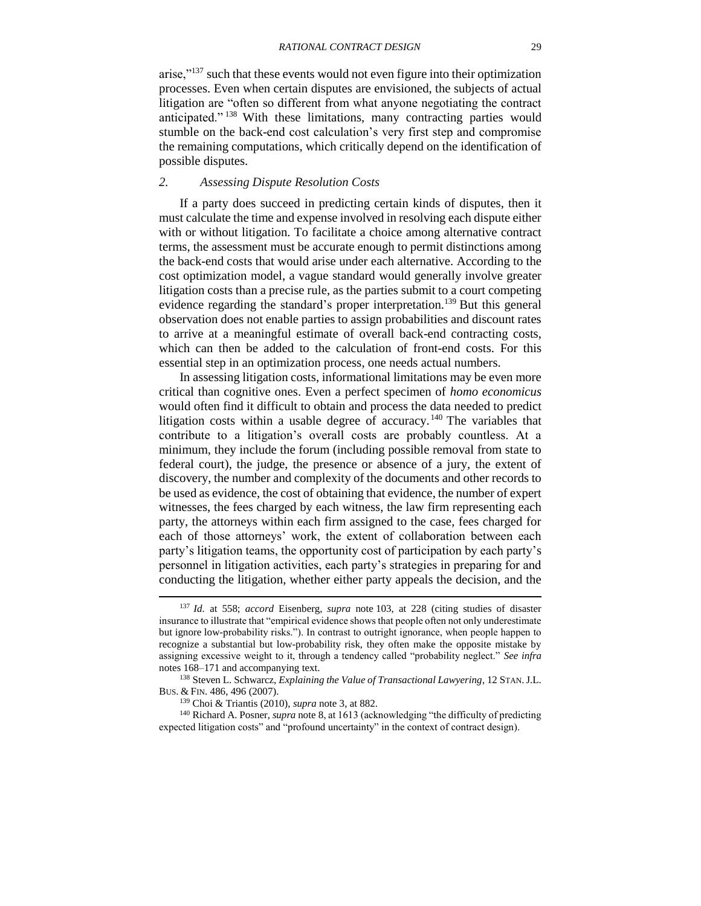arise,"[137] such that these events would not even figure into their optimization processes. Even when certain disputes are envisioned, the subjects of actual litigation are "often so different from what anyone negotiating the contract anticipated."[138] With these limitations, many contracting parties would stumble on the back-end cost calculation's very first step and compromise the remaining computations, which critically depend on the identification of possible disputes.

### *2. Assessing Dispute Resolution Costs*

If a party does succeed in predicting certain kinds of disputes, then it must calculate the time and expense involved in resolving each dispute either with or without litigation. To facilitate a choice among alternative contract terms, the assessment must be accurate enough to permit distinctions among the back-end costs that would arise under each alternative. According to the cost optimization model, a vague standard would generally involve greater litigation costs than a precise rule, as the parties submit to a court competing evidence regarding the standard's proper interpretation.[139] But this general observation does not enable parties to assign probabilities and discount rates to arrive at a meaningful estimate of overall back-end contracting costs, which can then be added to the calculation of front-end costs. For this essential step in an optimization process, one needs actual numbers.

In assessing litigation costs, informational limitations may be even more critical than cognitive ones. Even a perfect specimen of *homo economicus* would often find it difficult to obtain and process the data needed to predict litigation costs within a usable degree of accuracy.[140] The variables that contribute to a litigation's overall costs are probably countless. At a minimum, they include the forum (including possible removal from state to federal court), the judge, the presence or absence of a jury, the extent of discovery, the number and complexity of the documents and other records to be used as evidence, the cost of obtaining that evidence, the number of expert witnesses, the fees charged by each witness, the law firm representing each party, the attorneys within each firm assigned to the case, fees charged for each of those attorneys' work, the extent of collaboration between each party's litigation teams, the opportunity cost of participation by each party's personnel in litigation activities, each party's strategies in preparing for and conducting the litigation, whether either party appeals the decision, and the

---

[137] *Id.* at 558; *accord* Eisenberg, *supra* note 103, at 228 (citing studies of disaster insurance to illustrate that "empirical evidence shows that people often not only underestimate but ignore low-probability risks."). In contrast to outright ignorance, when people happen to recognize a substantial but low-probability risk, they often make the opposite mistake by assigning excessive weight to it, through a tendency called "probability neglect." *See infra* notes 168–171 and accompanying text.

[138] Steven L. Schwarcz, *Explaining the Value of Transactional Lawyering*, 12 STAN. J.L. BUS. & FIN. 486, 496 (2007).

[139] Choi & Triantis (2010), *supra* note 3, at 882.

[140] Richard A. Posner, *supra* note 8, at 1613 (acknowledging "the difficulty of predicting expected litigation costs" and "profound uncertainty" in the context of contract design).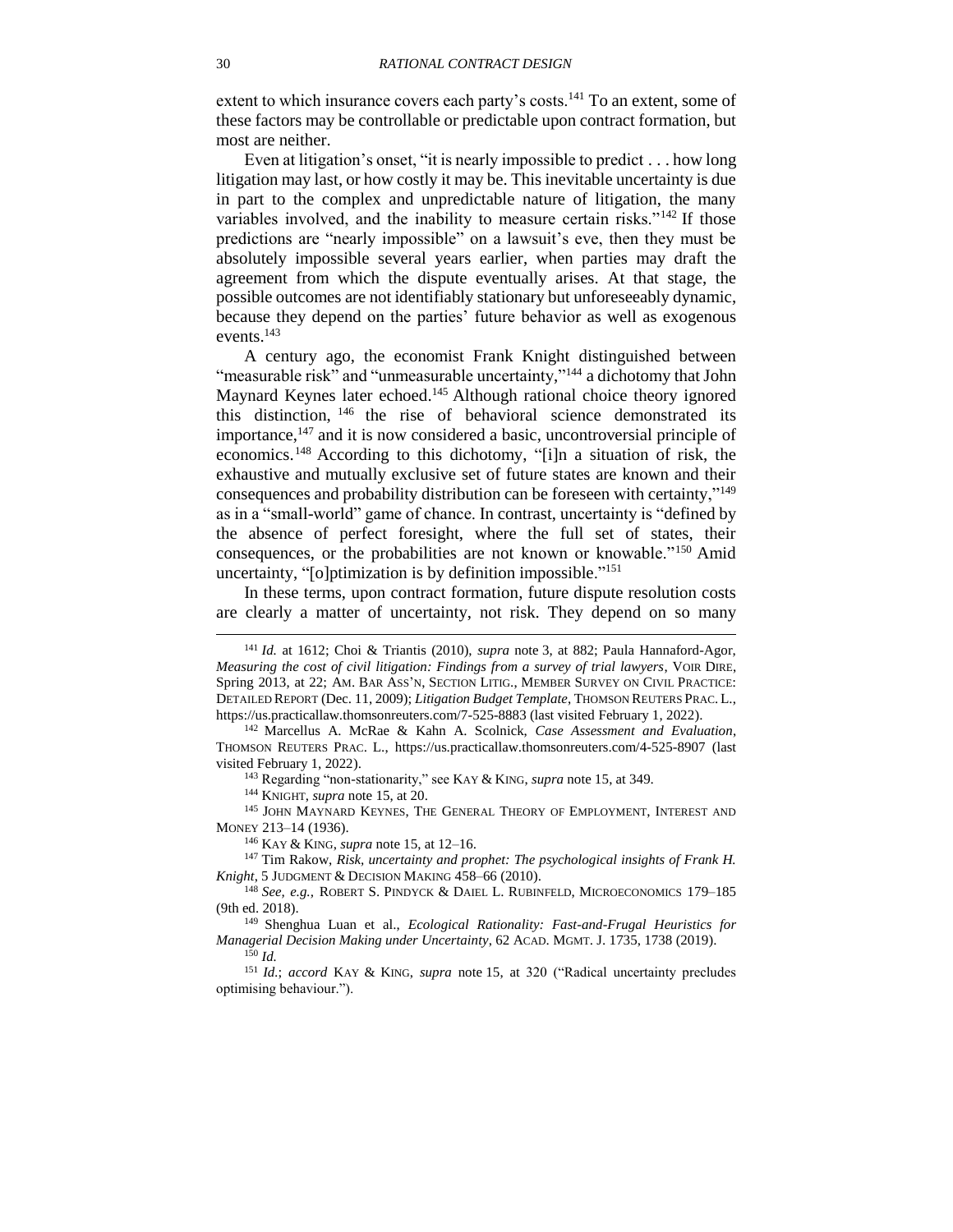extent to which insurance covers each party's costs.[141] To an extent, some of these factors may be controllable or predictable upon contract formation, but most are neither.

Even at litigation's onset, "it is nearly impossible to predict . . . how long litigation may last, or how costly it may be. This inevitable uncertainty is due in part to the complex and unpredictable nature of litigation, the many variables involved, and the inability to measure certain risks."[142] If those predictions are "nearly impossible" on a lawsuit's eve, then they must be absolutely impossible several years earlier, when parties may draft the agreement from which the dispute eventually arises. At that stage, the possible outcomes are not identifiably stationary but unforeseeably dynamic, because they depend on the parties' future behavior as well as exogenous events.[143]

A century ago, the economist Frank Knight distinguished between "measurable risk" and "unmeasurable uncertainty,"[144] a dichotomy that John Maynard Keynes later echoed.[145] Although rational choice theory ignored this distinction,[146] the rise of behavioral science demonstrated its importance,[147] and it is now considered a basic, uncontroversial principle of economics.[148] According to this dichotomy, "[i]n a situation of risk, the exhaustive and mutually exclusive set of future states are known and their consequences and probability distribution can be foreseen with certainty,"[149] as in a "small-world" game of chance. In contrast, uncertainty is "defined by the absence of perfect foresight, where the full set of states, their consequences, or the probabilities are not known or knowable."[150] Amid uncertainty, "[o]ptimization is by definition impossible."[151]

In these terms, upon contract formation, future dispute resolution costs are clearly a matter of uncertainty, not risk. They depend on so many

---

[141] *Id.* at 1612; Choi & Triantis (2010), *supra* note 3, at 882; Paula Hannaford-Agor, *Measuring the cost of civil litigation: Findings from a survey of trial lawyers*, VOIR DIRE, Spring 2013, at 22; AM. BAR ASS'N, SECTION LITIG., MEMBER SURVEY ON CIVIL PRACTICE: DETAILED REPORT (Dec. 11, 2009); *Litigation Budget Template*, THOMSON REUTERS PRAC. L., https://us.practicallaw.thomsonreuters.com/7-525-8883 (last visited February 1, 2022).

[142] Marcellus A. McRae & Kahn A. Scolnick, *Case Assessment and Evaluation*, THOMSON REUTERS PRAC. L., https://us.practicallaw.thomsonreuters.com/4-525-8907 (last visited February 1, 2022).

[143] Regarding "non-stationarity," see KAY & KING, *supra* note 15, at 349.

[144] KNIGHT, *supra* note 15, at 20.

[145] JOHN MAYNARD KEYNES, THE GENERAL THEORY OF EMPLOYMENT, INTEREST AND MONEY 213–14 (1936).

[146] KAY & KING, *supra* note 15, at 12–16.

[147] Tim Rakow, *Risk, uncertainty and prophet: The psychological insights of Frank H. Knight*, 5 JUDGMENT & DECISION MAKING 458–66 (2010).

[148] *See, e.g.,* ROBERT S. PINDYCK & DAIEL L. RUBINFELD, MICROECONOMICS 179–185 (9th ed. 2018).

[149] Shenghua Luan et al., *Ecological Rationality: Fast-and-Frugal Heuristics for Managerial Decision Making under Uncertainty*, 62 ACAD. MGMT. J. 1735, 1738 (2019).

[150] *Id.*

[151] *Id.*; *accord* KAY & KING, *supra* note 15, at 320 ("Radical uncertainty precludes optimising behaviour.").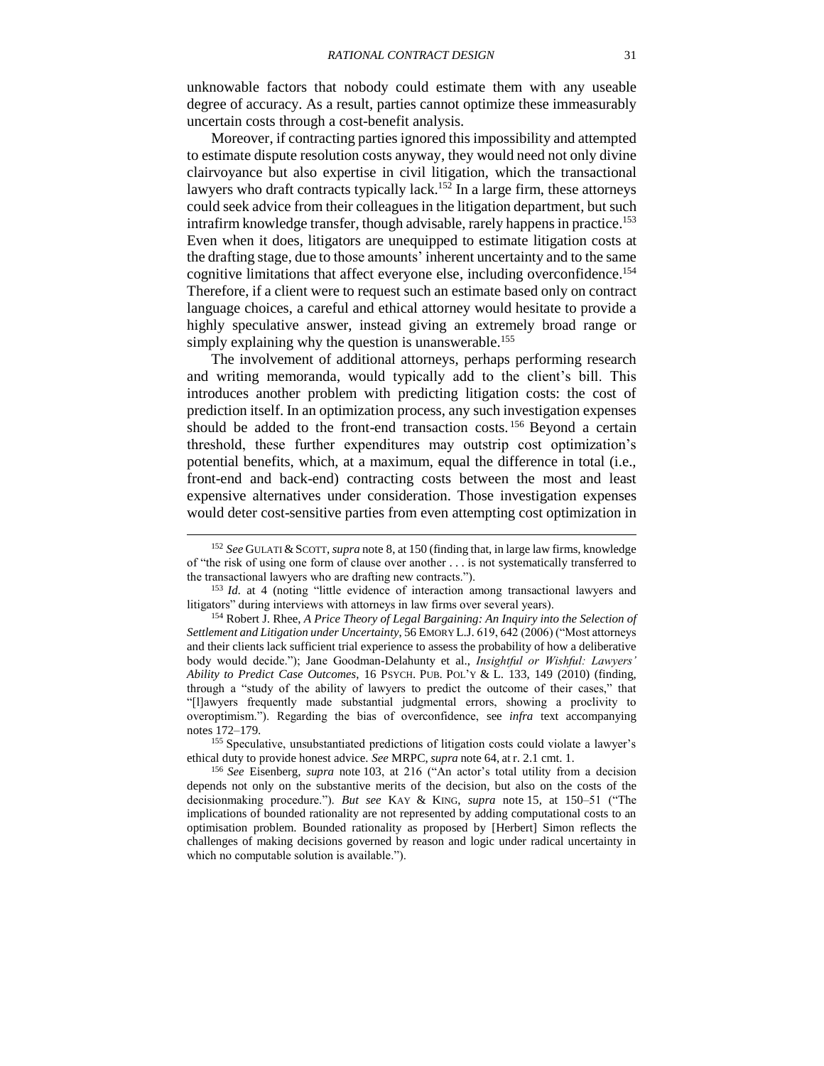unknowable factors that nobody could estimate them with any useable degree of accuracy. As a result, parties cannot optimize these immeasurably uncertain costs through a cost-benefit analysis.

Moreover, if contracting parties ignored this impossibility and attempted to estimate dispute resolution costs anyway, they would need not only divine clairvoyance but also expertise in civil litigation, which the transactional lawyers who draft contracts typically lack.[152] In a large firm, these attorneys could seek advice from their colleagues in the litigation department, but such intrafirm knowledge transfer, though advisable, rarely happens in practice.[153] Even when it does, litigators are unequipped to estimate litigation costs at the drafting stage, due to those amounts' inherent uncertainty and to the same cognitive limitations that affect everyone else, including overconfidence.[154] Therefore, if a client were to request such an estimate based only on contract language choices, a careful and ethical attorney would hesitate to provide a highly speculative answer, instead giving an extremely broad range or simply explaining why the question is unanswerable.[155]

The involvement of additional attorneys, perhaps performing research and writing memoranda, would typically add to the client's bill. This introduces another problem with predicting litigation costs: the cost of prediction itself. In an optimization process, any such investigation expenses should be added to the front-end transaction costs.[156] Beyond a certain threshold, these further expenditures may outstrip cost optimization's potential benefits, which, at a maximum, equal the difference in total (i.e., front-end and back-end) contracting costs between the most and least expensive alternatives under consideration. Those investigation expenses would deter cost-sensitive parties from even attempting cost optimization in

---

[152] *See* GULATI & SCOTT, *supra* note 8, at 150 (finding that, in large law firms, knowledge of "the risk of using one form of clause over another . . . is not systematically transferred to the transactional lawyers who are drafting new contracts.").

[153] *Id.* at 4 (noting "little evidence of interaction among transactional lawyers and litigators" during interviews with attorneys in law firms over several years).

[154] Robert J. Rhee, *A Price Theory of Legal Bargaining: An Inquiry into the Selection of Settlement and Litigation under Uncertainty*, 56 EMORY L.J. 619, 642 (2006) ("Most attorneys and their clients lack sufficient trial experience to assess the probability of how a deliberative body would decide."); Jane Goodman-Delahunty et al., *Insightful or Wishful: Lawyers' Ability to Predict Case Outcomes*, 16 PSYCH. PUB. POL'Y & L. 133, 149 (2010) (finding, through a "study of the ability of lawyers to predict the outcome of their cases," that "[l]awyers frequently made substantial judgmental errors, showing a proclivity to overoptimism."). Regarding the bias of overconfidence, see *infra* text accompanying notes 172–179.

[155] Speculative, unsubstantiated predictions of litigation costs could violate a lawyer's ethical duty to provide honest advice. *See* MRPC, *supra* note 64, at r. 2.1 cmt. 1.

[156] *See* Eisenberg, *supra* note 103, at 216 ("An actor's total utility from a decision depends not only on the substantive merits of the decision, but also on the costs of the decisionmaking procedure."). *But see* KAY & KING, *supra* note 15, at 150–51 ("The implications of bounded rationality are not represented by adding computational costs to an optimisation problem. Bounded rationality as proposed by [Herbert] Simon reflects the challenges of making decisions governed by reason and logic under radical uncertainty in which no computable solution is available.").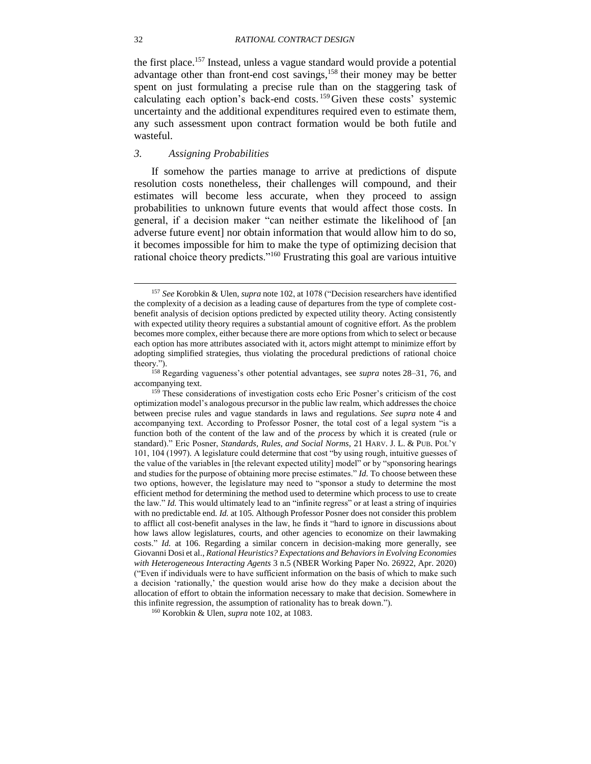the first place.[157] Instead, unless a vague standard would provide a potential advantage other than front-end cost savings,[158] their money may be better spent on just formulating a precise rule than on the staggering task of calculating each option's back-end costs.[159] Given these costs' systemic uncertainty and the additional expenditures required even to estimate them, any such assessment upon contract formation would be both futile and wasteful.

### *3. Assigning Probabilities*

If somehow the parties manage to arrive at predictions of dispute resolution costs nonetheless, their challenges will compound, and their estimates will become less accurate, when they proceed to assign probabilities to unknown future events that would affect those costs. In general, if a decision maker "can neither estimate the likelihood of [an adverse future event] nor obtain information that would allow him to do so, it becomes impossible for him to make the type of optimizing decision that rational choice theory predicts."[160] Frustrating this goal are various intuitive

---

[157] *See* Korobkin & Ulen, *supra* note 102, at 1078 ("Decision researchers have identified the complexity of a decision as a leading cause of departures from the type of complete cost-benefit analysis of decision options predicted by expected utility theory. Acting consistently with expected utility theory requires a substantial amount of cognitive effort. As the problem becomes more complex, either because there are more options from which to select or because each option has more attributes associated with it, actors might attempt to minimize effort by adopting simplified strategies, thus violating the procedural predictions of rational choice theory.").

[158] Regarding vagueness's other potential advantages, see *supra* notes 28–31, 76, and accompanying text.

[159] These considerations of investigation costs echo Eric Posner's criticism of the cost optimization model's analogous precursor in the public law realm, which addresses the choice between precise rules and vague standards in laws and regulations. *See supra* note 4 and accompanying text. According to Professor Posner, the total cost of a legal system "is a function both of the content of the law and of the *process* by which it is created (rule or standard)." Eric Posner, *Standards, Rules, and Social Norms*, 21 HARV. J. L. & PUB. POL'Y 101, 104 (1997). A legislature could determine that cost "by using rough, intuitive guesses of the value of the variables in [the relevant expected utility] model" or by "sponsoring hearings and studies for the purpose of obtaining more precise estimates." *Id.* To choose between these two options, however, the legislature may need to "sponsor a study to determine the most efficient method for determining the method used to determine which process to use to create the law." *Id.* This would ultimately lead to an "infinite regress" or at least a string of inquiries with no predictable end. *Id.* at 105. Although Professor Posner does not consider this problem to afflict all cost-benefit analyses in the law, he finds it "hard to ignore in discussions about how laws allow legislatures, courts, and other agencies to economize on their lawmaking costs." *Id.* at 106. Regarding a similar concern in decision-making more generally, see Giovanni Dosi et al., *Rational Heuristics? Expectations and Behaviors in Evolving Economies with Heterogeneous Interacting Agents* 3 n.5 (NBER Working Paper No. 26922, Apr. 2020) ("Even if individuals were to have sufficient information on the basis of which to make such a decision 'rationally,' the question would arise how do they make a decision about the allocation of effort to obtain the information necessary to make that decision. Somewhere in this infinite regression, the assumption of rationality has to break down.").

[160] Korobkin & Ulen, *supra* note 102, at 1083.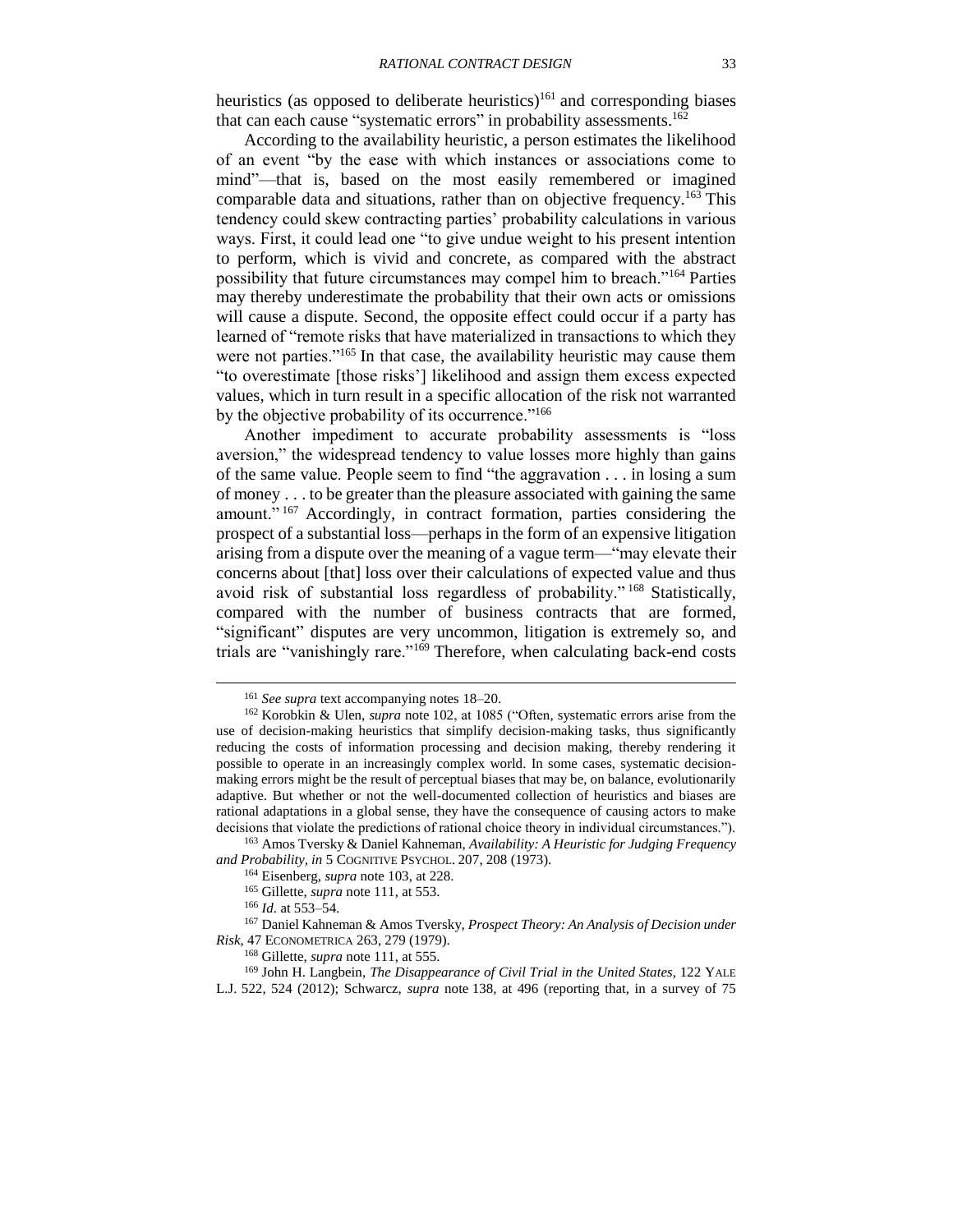heuristics (as opposed to deliberate heuristics)[161] and corresponding biases that can each cause "systematic errors" in probability assessments.[162]

According to the availability heuristic, a person estimates the likelihood of an event "by the ease with which instances or associations come to mind"—that is, based on the most easily remembered or imagined comparable data and situations, rather than on objective frequency.[163] This tendency could skew contracting parties' probability calculations in various ways. First, it could lead one "to give undue weight to his present intention to perform, which is vivid and concrete, as compared with the abstract possibility that future circumstances may compel him to breach."[164] Parties may thereby underestimate the probability that their own acts or omissions will cause a dispute. Second, the opposite effect could occur if a party has learned of "remote risks that have materialized in transactions to which they were not parties."[165] In that case, the availability heuristic may cause them "to overestimate [those risks'] likelihood and assign them excess expected values, which in turn result in a specific allocation of the risk not warranted by the objective probability of its occurrence."[166]

Another impediment to accurate probability assessments is "loss aversion," the widespread tendency to value losses more highly than gains of the same value. People seem to find "the aggravation . . . in losing a sum of money . . . to be greater than the pleasure associated with gaining the same amount."[167] Accordingly, in contract formation, parties considering the prospect of a substantial loss—perhaps in the form of an expensive litigation arising from a dispute over the meaning of a vague term—"may elevate their concerns about [that] loss over their calculations of expected value and thus avoid risk of substantial loss regardless of probability."[168] Statistically, compared with the number of business contracts that are formed, "significant" disputes are very uncommon, litigation is extremely so, and trials are "vanishingly rare."[169] Therefore, when calculating back-end costs

---

[161] *See supra* text accompanying notes 18–20.

[162] Korobkin & Ulen, *supra* note 102, at 1085 ("Often, systematic errors arise from the use of decision-making heuristics that simplify decision-making tasks, thus significantly reducing the costs of information processing and decision making, thereby rendering it possible to operate in an increasingly complex world. In some cases, systematic decision-making errors might be the result of perceptual biases that may be, on balance, evolutionarily adaptive. But whether or not the well-documented collection of heuristics and biases are rational adaptations in a global sense, they have the consequence of causing actors to make decisions that violate the predictions of rational choice theory in individual circumstances.").

[163] Amos Tversky & Daniel Kahneman, *Availability: A Heuristic for Judging Frequency and Probability*, *in* 5 COGNITIVE PSYCHOL. 207, 208 (1973).

[164] Eisenberg, *supra* note 103, at 228.

[165] Gillette, *supra* note 111, at 553.

[166] *Id.* at 553–54.

[167] Daniel Kahneman & Amos Tversky, *Prospect Theory: An Analysis of Decision under Risk*, 47 ECONOMETRICA 263, 279 (1979).

[168] Gillette, *supra* note 111, at 555.

[169] John H. Langbein, *The Disappearance of Civil Trial in the United States*, 122 YALE L.J. 522, 524 (2012); Schwarcz, *supra* note 138, at 496 (reporting that, in a survey of 75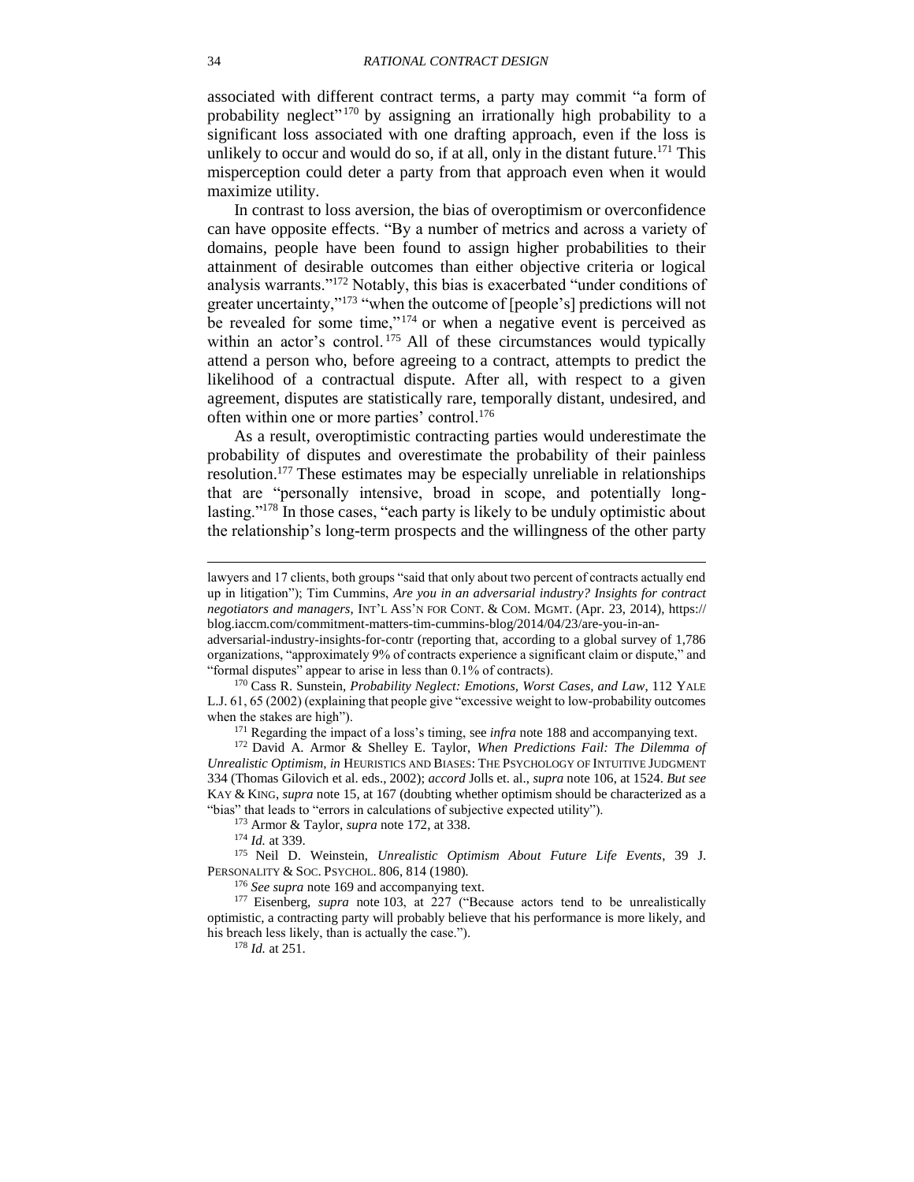associated with different contract terms, a party may commit "a form of probability neglect"[170] by assigning an irrationally high probability to a significant loss associated with one drafting approach, even if the loss is unlikely to occur and would do so, if at all, only in the distant future.[171] This misperception could deter a party from that approach even when it would maximize utility.

In contrast to loss aversion, the bias of overoptimism or overconfidence can have opposite effects. "By a number of metrics and across a variety of domains, people have been found to assign higher probabilities to their attainment of desirable outcomes than either objective criteria or logical analysis warrants."[172] Notably, this bias is exacerbated "under conditions of greater uncertainty,"[173] "when the outcome of [people's] predictions will not be revealed for some time,"[174] or when a negative event is perceived as within an actor's control.[175] All of these circumstances would typically attend a person who, before agreeing to a contract, attempts to predict the likelihood of a contractual dispute. After all, with respect to a given agreement, disputes are statistically rare, temporally distant, undesired, and often within one or more parties' control.[176]

As a result, overoptimistic contracting parties would underestimate the probability of disputes and overestimate the probability of their painless resolution.[177] These estimates may be especially unreliable in relationships that are "personally intensive, broad in scope, and potentially long-lasting."[178] In those cases, "each party is likely to be unduly optimistic about the relationship's long-term prospects and the willingness of the other party

---

lawyers and 17 clients, both groups "said that only about two percent of contracts actually end up in litigation"); Tim Cummins, *Are you in an adversarial industry? Insights for contract negotiators and managers*, INT'L ASS'N FOR CONT. & COM. MGMT. (Apr. 23, 2014), https://blog.iaccm.com/commitment-matters-tim-cummins-blog/2014/04/23/are-you-in-an-adversarial-industry-insights-for-contr (reporting that, according to a global survey of 1,786 organizations, "approximately 9% of contracts experience a significant claim or dispute," and "formal disputes" appear to arise in less than 0.1% of contracts).

[170] Cass R. Sunstein, *Probability Neglect: Emotions, Worst Cases, and Law*, 112 YALE L.J. 61, 65 (2002) (explaining that people give "excessive weight to low-probability outcomes when the stakes are high").

[171] Regarding the impact of a loss's timing, see *infra* note 188 and accompanying text.

[172] David A. Armor & Shelley E. Taylor, *When Predictions Fail: The Dilemma of Unrealistic Optimism*, *in* HEURISTICS AND BIASES: THE PSYCHOLOGY OF INTUITIVE JUDGMENT 334 (Thomas Gilovich et al. eds., 2002); *accord* Jolls et. al., *supra* note 106, at 1524. *But see* KAY & KING, *supra* note 15, at 167 (doubting whether optimism should be characterized as a "bias" that leads to "errors in calculations of subjective expected utility").

[173] Armor & Taylor, *supra* note 172, at 338.

[174] *Id.* at 339.

[175] Neil D. Weinstein, *Unrealistic Optimism About Future Life Events*, 39 J. PERSONALITY & SOC. PSYCHOL. 806, 814 (1980).

[176] *See supra* note 169 and accompanying text.

[177] Eisenberg, *supra* note 103, at 227 ("Because actors tend to be unrealistically optimistic, a contracting party will probably believe that his performance is more likely, and his breach less likely, than is actually the case.").

[178] *Id.* at 251.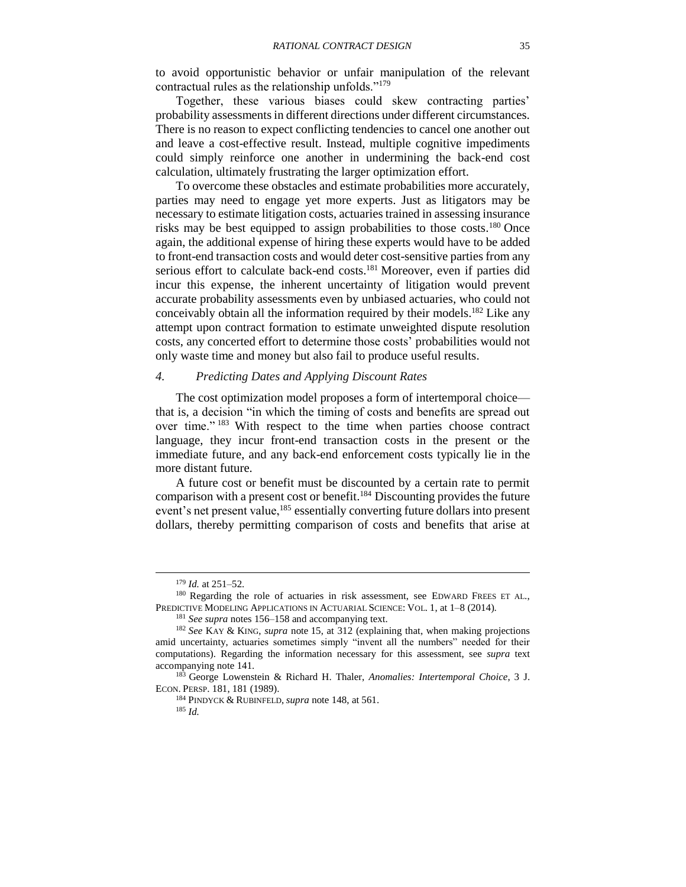to avoid opportunistic behavior or unfair manipulation of the relevant contractual rules as the relationship unfolds."[179]

Together, these various biases could skew contracting parties' probability assessments in different directions under different circumstances. There is no reason to expect conflicting tendencies to cancel one another out and leave a cost-effective result. Instead, multiple cognitive impediments could simply reinforce one another in undermining the back-end cost calculation, ultimately frustrating the larger optimization effort.

To overcome these obstacles and estimate probabilities more accurately, parties may need to engage yet more experts. Just as litigators may be necessary to estimate litigation costs, actuaries trained in assessing insurance risks may be best equipped to assign probabilities to those costs.[180] Once again, the additional expense of hiring these experts would have to be added to front-end transaction costs and would deter cost-sensitive parties from any serious effort to calculate back-end costs.[181] Moreover, even if parties did incur this expense, the inherent uncertainty of litigation would prevent accurate probability assessments even by unbiased actuaries, who could not conceivably obtain all the information required by their models.[182] Like any attempt upon contract formation to estimate unweighted dispute resolution costs, any concerted effort to determine those costs' probabilities would not only waste time and money but also fail to produce useful results.

### *4. Predicting Dates and Applying Discount Rates*

The cost optimization model proposes a form of intertemporal choice—that is, a decision "in which the timing of costs and benefits are spread out over time."[183] With respect to the time when parties choose contract language, they incur front-end transaction costs in the present or the immediate future, and any back-end enforcement costs typically lie in the more distant future.

A future cost or benefit must be discounted by a certain rate to permit comparison with a present cost or benefit.[184] Discounting provides the future event's net present value,[185] essentially converting future dollars into present dollars, thereby permitting comparison of costs and benefits that arise at

---

[179] *Id.* at 251–52.

[180] Regarding the role of actuaries in risk assessment, see EDWARD FREES ET AL., PREDICTIVE MODELING APPLICATIONS IN ACTUARIAL SCIENCE: VOL. 1, at 1–8 (2014).

[181] *See supra* notes 156–158 and accompanying text.

[182] *See* KAY & KING, *supra* note 15, at 312 (explaining that, when making projections amid uncertainty, actuaries sometimes simply "invent all the numbers" needed for their computations). Regarding the information necessary for this assessment, see *supra* text accompanying note 141.

[183] George Lowenstein & Richard H. Thaler, *Anomalies: Intertemporal Choice*, 3 J. ECON. PERSP. 181, 181 (1989).

[184] PINDYCK & RUBINFELD, *supra* note 148, at 561.

[185] *Id.*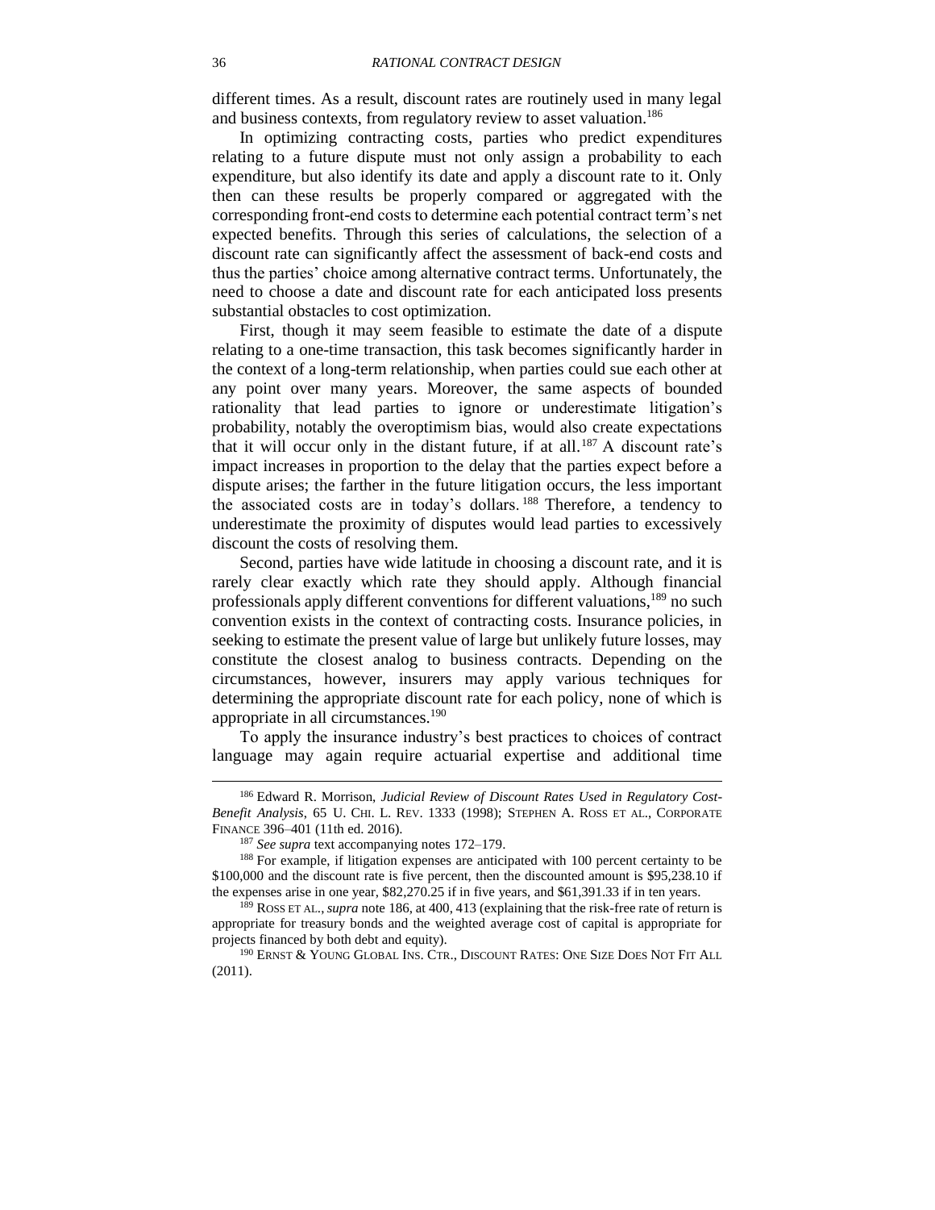different times. As a result, discount rates are routinely used in many legal and business contexts, from regulatory review to asset valuation.[186]

In optimizing contracting costs, parties who predict expenditures relating to a future dispute must not only assign a probability to each expenditure, but also identify its date and apply a discount rate to it. Only then can these results be properly compared or aggregated with the corresponding front-end costs to determine each potential contract term's net expected benefits. Through this series of calculations, the selection of a discount rate can significantly affect the assessment of back-end costs and thus the parties' choice among alternative contract terms. Unfortunately, the need to choose a date and discount rate for each anticipated loss presents substantial obstacles to cost optimization.

First, though it may seem feasible to estimate the date of a dispute relating to a one-time transaction, this task becomes significantly harder in the context of a long-term relationship, when parties could sue each other at any point over many years. Moreover, the same aspects of bounded rationality that lead parties to ignore or underestimate litigation's probability, notably the overoptimism bias, would also create expectations that it will occur only in the distant future, if at all.[187] A discount rate's impact increases in proportion to the delay that the parties expect before a dispute arises; the farther in the future litigation occurs, the less important the associated costs are in today's dollars.[188] Therefore, a tendency to underestimate the proximity of disputes would lead parties to excessively discount the costs of resolving them.

Second, parties have wide latitude in choosing a discount rate, and it is rarely clear exactly which rate they should apply. Although financial professionals apply different conventions for different valuations,[189] no such convention exists in the context of contracting costs. Insurance policies, in seeking to estimate the present value of large but unlikely future losses, may constitute the closest analog to business contracts. Depending on the circumstances, however, insurers may apply various techniques for determining the appropriate discount rate for each policy, none of which is appropriate in all circumstances.[190]

To apply the insurance industry's best practices to choices of contract language may again require actuarial expertise and additional time

---

[186] Edward R. Morrison, *Judicial Review of Discount Rates Used in Regulatory Cost-Benefit Analysis*, 65 U. CHI. L. REV. 1333 (1998); STEPHEN A. ROSS ET AL., CORPORATE FINANCE 396–401 (11th ed. 2016).

[187] *See supra* text accompanying notes 172–179.

[188] For example, if litigation expenses are anticipated with 100 percent certainty to be $100,000 and the discount rate is five percent, then the discounted amount is $95,238.10 if the expenses arise in one year, $82,270.25 if in five years, and $61,391.33 if in ten years.

[189] ROSS ET AL., *supra* note 186, at 400, 413 (explaining that the risk-free rate of return is appropriate for treasury bonds and the weighted average cost of capital is appropriate for projects financed by both debt and equity).

[190] ERNST & YOUNG GLOBAL INS. CTR., DISCOUNT RATES: ONE SIZE DOES NOT FIT ALL (2011).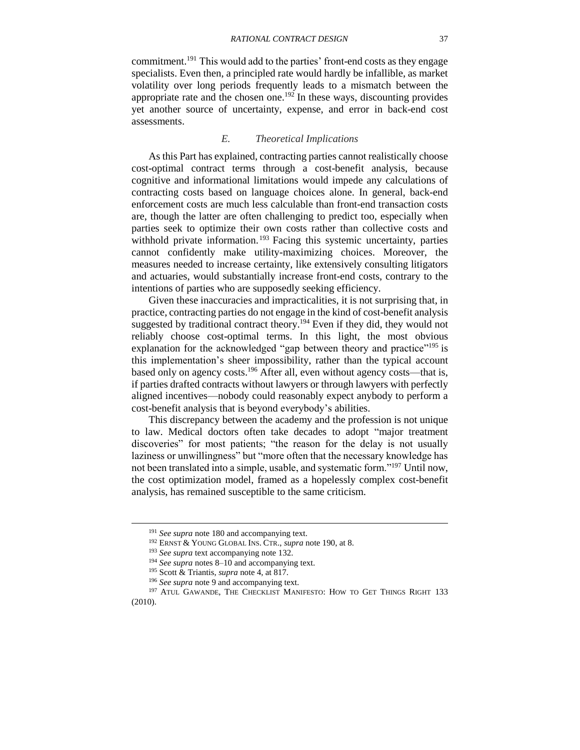commitment.[191] This would add to the parties' front-end costs as they engage specialists. Even then, a principled rate would hardly be infallible, as market volatility over long periods frequently leads to a mismatch between the appropriate rate and the chosen one.[192] In these ways, discounting provides yet another source of uncertainty, expense, and error in back-end cost assessments.

### *E. Theoretical Implications*

As this Part has explained, contracting parties cannot realistically choose cost-optimal contract terms through a cost-benefit analysis, because cognitive and informational limitations would impede any calculations of contracting costs based on language choices alone. In general, back-end enforcement costs are much less calculable than front-end transaction costs are, though the latter are often challenging to predict too, especially when parties seek to optimize their own costs rather than collective costs and withhold private information.[193] Facing this systemic uncertainty, parties cannot confidently make utility-maximizing choices. Moreover, the measures needed to increase certainty, like extensively consulting litigators and actuaries, would substantially increase front-end costs, contrary to the intentions of parties who are supposedly seeking efficiency.

Given these inaccuracies and impracticalities, it is not surprising that, in practice, contracting parties do not engage in the kind of cost-benefit analysis suggested by traditional contract theory.[194] Even if they did, they would not reliably choose cost-optimal terms. In this light, the most obvious explanation for the acknowledged "gap between theory and practice"[195] is this implementation's sheer impossibility, rather than the typical account based only on agency costs.[196] After all, even without agency costs—that is, if parties drafted contracts without lawyers or through lawyers with perfectly aligned incentives—nobody could reasonably expect anybody to perform a cost-benefit analysis that is beyond everybody's abilities.

This discrepancy between the academy and the profession is not unique to law. Medical doctors often take decades to adopt "major treatment discoveries" for most patients; "the reason for the delay is not usually laziness or unwillingness" but "more often that the necessary knowledge has not been translated into a simple, usable, and systematic form."[197] Until now, the cost optimization model, framed as a hopelessly complex cost-benefit analysis, has remained susceptible to the same criticism.

---

[191] *See supra* note 180 and accompanying text.

[192] ERNST & YOUNG GLOBAL INS. CTR., *supra* note 190, at 8.

[193] *See supra* text accompanying note 132.

[194] *See supra* notes 8–10 and accompanying text.

[195] Scott & Triantis, *supra* note 4, at 817.

[196] *See supra* note 9 and accompanying text.

[197] ATUL GAWANDE, THE CHECKLIST MANIFESTO: HOW TO GET THINGS RIGHT 133 (2010).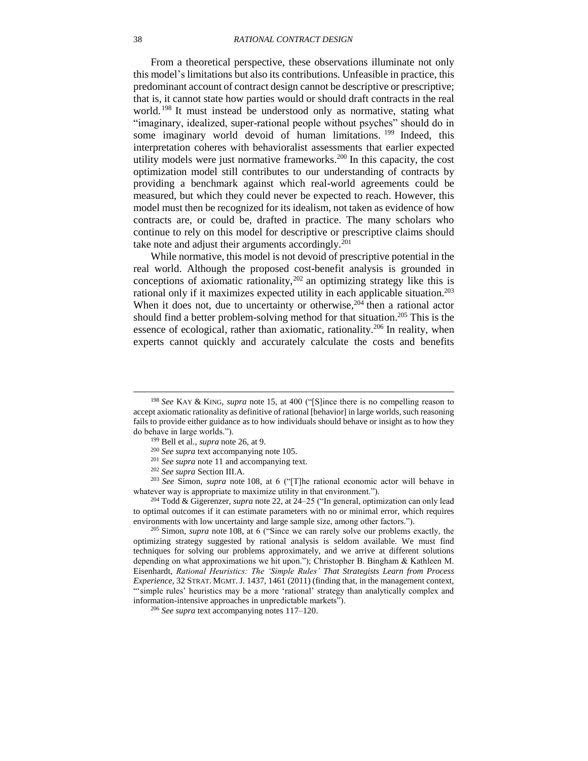From a theoretical perspective, these observations illuminate not only this model's limitations but also its contributions. Unfeasible in practice, this predominant account of contract design cannot be descriptive or prescriptive; that is, it cannot state how parties would or should draft contracts in the real world.[198] It must instead be understood only as normative, stating what "imaginary, idealized, super-rational people without psyches" should do in some imaginary world devoid of human limitations.[199] Indeed, this interpretation coheres with behavioralist assessments that earlier expected utility models were just normative frameworks.[200] In this capacity, the cost optimization model still contributes to our understanding of contracts by providing a benchmark against which real-world agreements could be measured, but which they could never be expected to reach. However, this model must then be recognized for its idealism, not taken as evidence of how contracts are, or could be, drafted in practice. The many scholars who continue to rely on this model for descriptive or prescriptive claims should take note and adjust their arguments accordingly.[201]

While normative, this model is not devoid of prescriptive potential in the real world. Although the proposed cost-benefit analysis is grounded in conceptions of axiomatic rationality,[202] an optimizing strategy like this is rational only if it maximizes expected utility in each applicable situation.[203] When it does not, due to uncertainty or otherwise,[204] then a rational actor should find a better problem-solving method for that situation.[205] This is the essence of ecological, rather than axiomatic, rationality.[206] In reality, when experts cannot quickly and accurately calculate the costs and benefits

---

[198] *See* KAY & KING, *supra* note 15, at 400 ("[S]ince there is no compelling reason to accept axiomatic rationality as definitive of rational [behavior] in large worlds, such reasoning fails to provide either guidance as to how individuals should behave or insight as to how they do behave in large worlds.").

[199] Bell et al., *supra* note 26, at 9.

[200] *See supra* text accompanying note 105.

[201] *See supra* note 11 and accompanying text.

[202] *See supra* Section III.A.

[203] *See* Simon, *supra* note 108, at 6 ("[T]he rational economic actor will behave in whatever way is appropriate to maximize utility in that environment.").

[204] Todd & Gigerenzer, *supra* note 22, at 24–25 ("In general, optimization can only lead to optimal outcomes if it can estimate parameters with no or minimal error, which requires environments with low uncertainty and large sample size, among other factors.").

[205] Simon, *supra* note 108, at 6 ("Since we can rarely solve our problems exactly, the optimizing strategy suggested by rational analysis is seldom available. We must find techniques for solving our problems approximately, and we arrive at different solutions depending on what approximations we hit upon."); Christopher B. Bingham & Kathleen M. Eisenhardt, *Rational Heuristics: The 'Simple Rules' That Strategists Learn from Process Experience*, 32 STRAT. MGMT. J. 1437, 1461 (2011) (finding that, in the management context, "'simple rules' heuristics may be a more 'rational' strategy than analytically complex and information-intensive approaches in unpredictable markets").

[206] *See supra* text accompanying notes 117–120.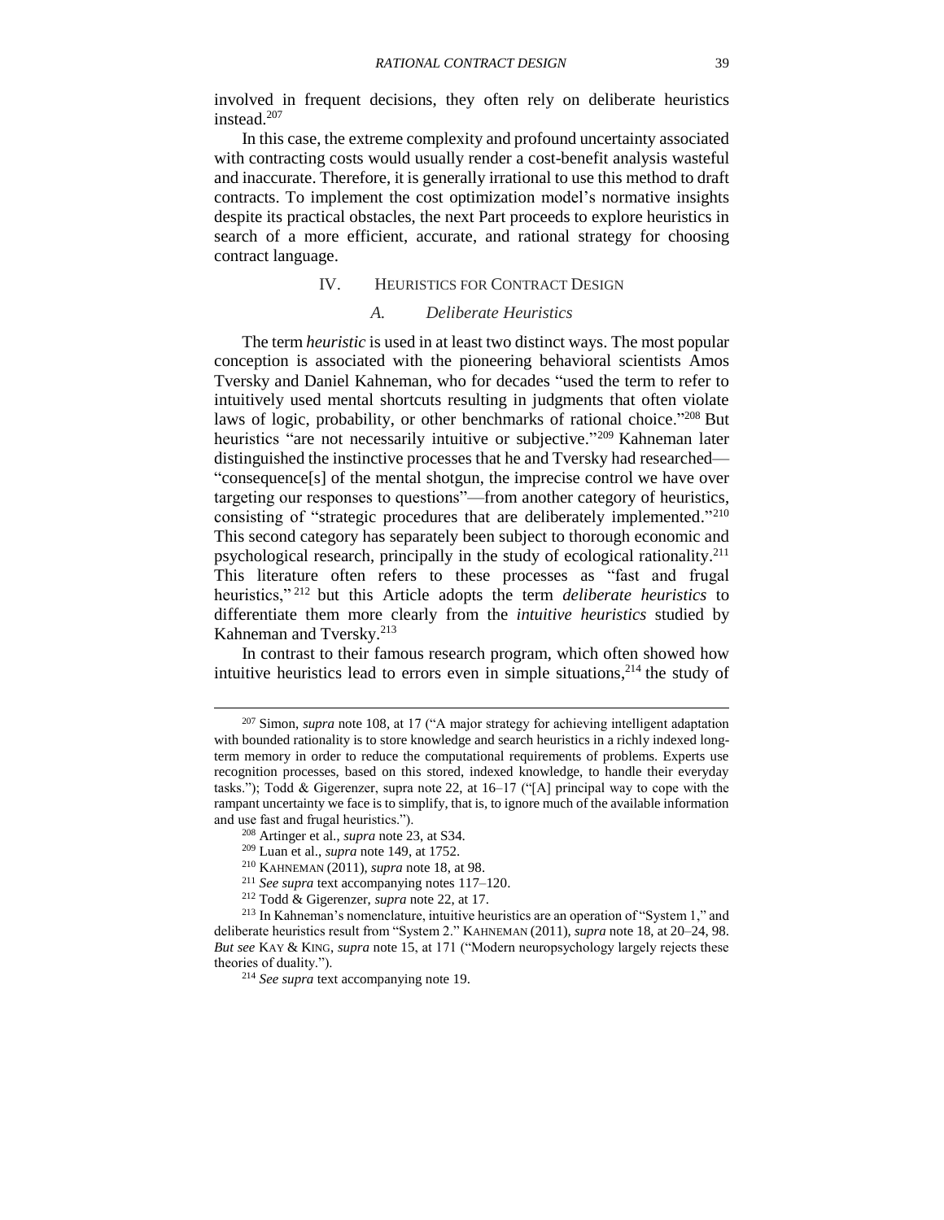involved in frequent decisions, they often rely on deliberate heuristics instead.[207]

In this case, the extreme complexity and profound uncertainty associated with contracting costs would usually render a cost-benefit analysis wasteful and inaccurate. Therefore, it is generally irrational to use this method to draft contracts. To implement the cost optimization model's normative insights despite its practical obstacles, the next Part proceeds to explore heuristics in search of a more efficient, accurate, and rational strategy for choosing contract language.

## IV. HEURISTICS FOR CONTRACT DESIGN

### *A. Deliberate Heuristics*

The term *heuristic* is used in at least two distinct ways. The most popular conception is associated with the pioneering behavioral scientists Amos Tversky and Daniel Kahneman, who for decades "used the term to refer to intuitively used mental shortcuts resulting in judgments that often violate laws of logic, probability, or other benchmarks of rational choice."[208] But heuristics "are not necessarily intuitive or subjective."[209] Kahneman later distinguished the instinctive processes that he and Tversky had researched—"consequence[s] of the mental shotgun, the imprecise control we have over targeting our responses to questions"—from another category of heuristics, consisting of "strategic procedures that are deliberately implemented."[210] This second category has separately been subject to thorough economic and psychological research, principally in the study of ecological rationality.[211] This literature often refers to these processes as "fast and frugal heuristics,"[212] but this Article adopts the term *deliberate heuristics* to differentiate them more clearly from the *intuitive heuristics* studied by Kahneman and Tversky.[213]

In contrast to their famous research program, which often showed how intuitive heuristics lead to errors even in simple situations,[214] the study of

---

[207] Simon, *supra* note 108, at 17 ("A major strategy for achieving intelligent adaptation with bounded rationality is to store knowledge and search heuristics in a richly indexed long-term memory in order to reduce the computational requirements of problems. Experts use recognition processes, based on this stored, indexed knowledge, to handle their everyday tasks."); Todd & Gigerenzer, supra note 22, at 16–17 ("[A] principal way to cope with the rampant uncertainty we face is to simplify, that is, to ignore much of the available information and use fast and frugal heuristics.").

[208] Artinger et al., *supra* note 23, at S34.

[209] Luan et al., *supra* note 149, at 1752.

[210] KAHNEMAN (2011), *supra* note 18, at 98.

[211] *See supra* text accompanying notes 117–120.

[212] Todd & Gigerenzer, *supra* note 22, at 17.

[213] In Kahneman's nomenclature, intuitive heuristics are an operation of "System 1," and deliberate heuristics result from "System 2." KAHNEMAN (2011), *supra* note 18, at 20–24, 98. *But see* KAY & KING, *supra* note 15, at 171 ("Modern neuropsychology largely rejects these theories of duality.").

[214] *See supra* text accompanying note 19.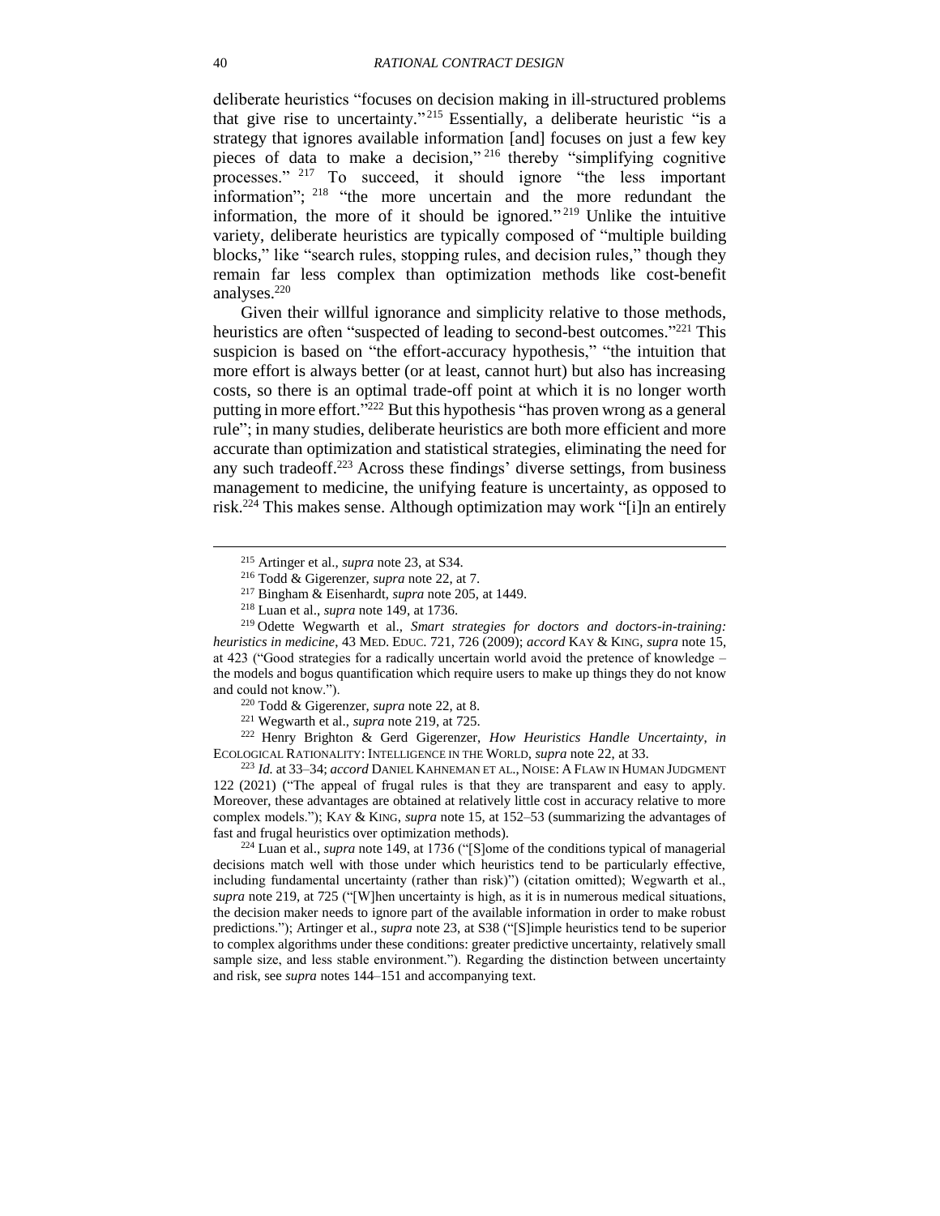deliberate heuristics "focuses on decision making in ill-structured problems that give rise to uncertainty."[215] Essentially, a deliberate heuristic "is a strategy that ignores available information [and] focuses on just a few key pieces of data to make a decision,"[216] thereby "simplifying cognitive processes."[217] To succeed, it should ignore "the less important information";[218] "the more uncertain and the more redundant the information, the more of it should be ignored."[219] Unlike the intuitive variety, deliberate heuristics are typically composed of "multiple building blocks," like "search rules, stopping rules, and decision rules," though they remain far less complex than optimization methods like cost-benefit analyses.[220]

Given their willful ignorance and simplicity relative to those methods, heuristics are often "suspected of leading to second-best outcomes."[221] This suspicion is based on "the effort-accuracy hypothesis," "the intuition that more effort is always better (or at least, cannot hurt) but also has increasing costs, so there is an optimal trade-off point at which it is no longer worth putting in more effort."[222] But this hypothesis "has proven wrong as a general rule"; in many studies, deliberate heuristics are both more efficient and more accurate than optimization and statistical strategies, eliminating the need for any such tradeoff.[223] Across these findings' diverse settings, from business management to medicine, the unifying feature is uncertainty, as opposed to risk.[224] This makes sense. Although optimization may work "[i]n an entirely

---

[215] Artinger et al., *supra* note 23, at S34.

[216] Todd & Gigerenzer, *supra* note 22, at 7.

[217] Bingham & Eisenhardt, *supra* note 205, at 1449.

[218] Luan et al., *supra* note 149, at 1736.

[219] Odette Wegwarth et al., *Smart strategies for doctors and doctors-in-training: heuristics in medicine*, 43 MED. EDUC. 721, 726 (2009); *accord* KAY & KING, *supra* note 15, at 423 ("Good strategies for a radically uncertain world avoid the pretence of knowledge – the models and bogus quantification which require users to make up things they do not know and could not know.").

[220] Todd & Gigerenzer, *supra* note 22, at 8.

[221] Wegwarth et al., *supra* note 219, at 725.

[222] Henry Brighton & Gerd Gigerenzer, *How Heuristics Handle Uncertainty*, *in* ECOLOGICAL RATIONALITY: INTELLIGENCE IN THE WORLD, *supra* note 22, at 33.

[223] *Id.* at 33–34; *accord* DANIEL KAHNEMAN ET AL., NOISE: A FLAW IN HUMAN JUDGMENT 122 (2021) ("The appeal of frugal rules is that they are transparent and easy to apply. Moreover, these advantages are obtained at relatively little cost in accuracy relative to more complex models."); KAY & KING, *supra* note 15, at 152–53 (summarizing the advantages of fast and frugal heuristics over optimization methods).

[224] Luan et al., *supra* note 149, at 1736 ("[S]ome of the conditions typical of managerial decisions match well with those under which heuristics tend to be particularly effective, including fundamental uncertainty (rather than risk)") (citation omitted); Wegwarth et al., *supra* note 219, at 725 ("[W]hen uncertainty is high, as it is in numerous medical situations, the decision maker needs to ignore part of the available information in order to make robust predictions."); Artinger et al., *supra* note 23, at S38 ("[S]imple heuristics tend to be superior to complex algorithms under these conditions: greater predictive uncertainty, relatively small sample size, and less stable environment."). Regarding the distinction between uncertainty and risk, see *supra* notes 144–151 and accompanying text.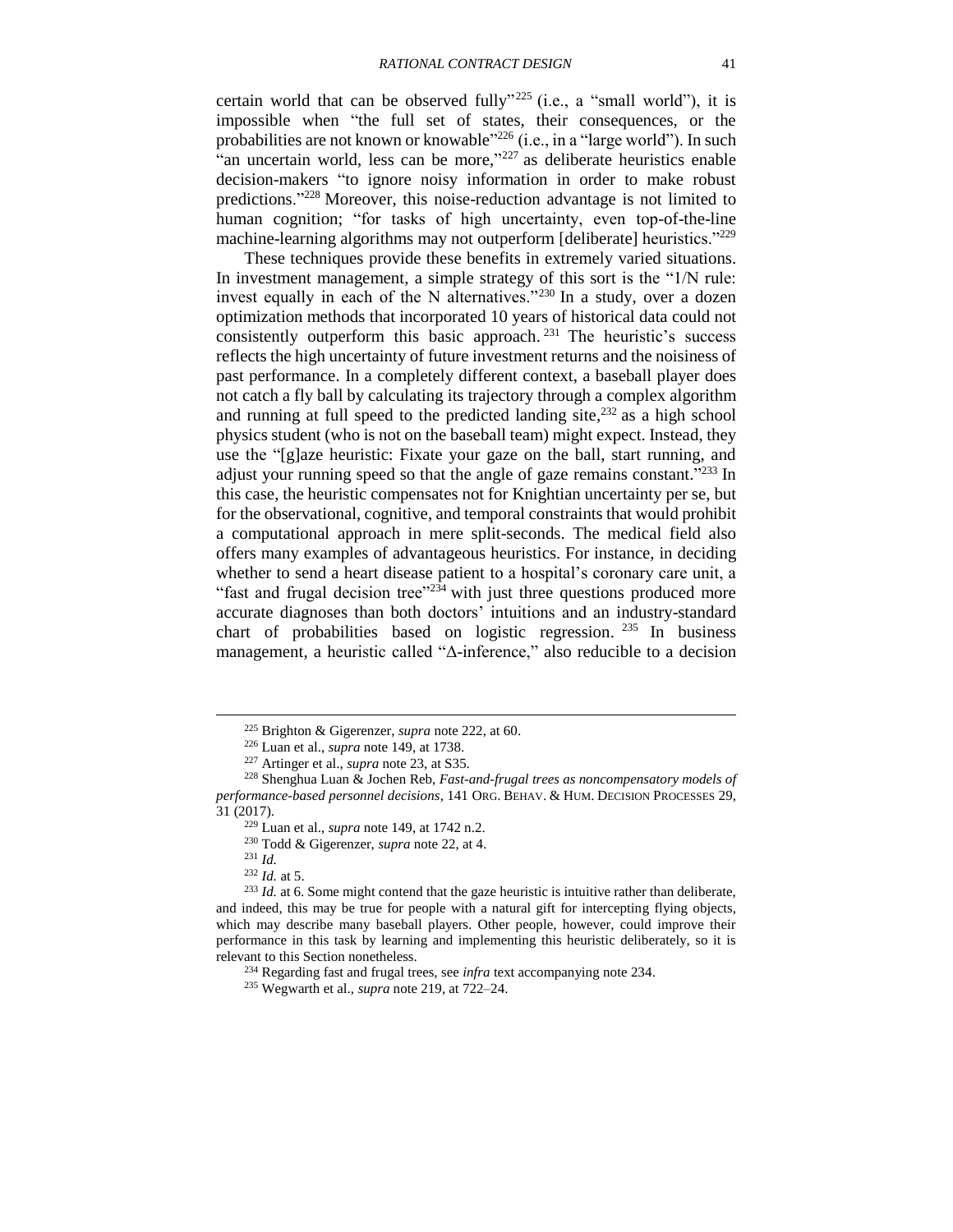certain world that can be observed fully"[225] (i.e., a "small world"), it is impossible when "the full set of states, their consequences, or the probabilities are not known or knowable"[226] (i.e., in a "large world"). In such "an uncertain world, less can be more,"[227] as deliberate heuristics enable decision-makers "to ignore noisy information in order to make robust predictions."[228] Moreover, this noise-reduction advantage is not limited to human cognition; "for tasks of high uncertainty, even top-of-the-line machine-learning algorithms may not outperform [deliberate] heuristics."[229]

These techniques provide these benefits in extremely varied situations. In investment management, a simple strategy of this sort is the "1/N rule: invest equally in each of the N alternatives."[230] In a study, over a dozen optimization methods that incorporated 10 years of historical data could not consistently outperform this basic approach.[231] The heuristic's success reflects the high uncertainty of future investment returns and the noisiness of past performance. In a completely different context, a baseball player does not catch a fly ball by calculating its trajectory through a complex algorithm and running at full speed to the predicted landing site,[232] as a high school physics student (who is not on the baseball team) might expect. Instead, they use the "[g]aze heuristic: Fixate your gaze on the ball, start running, and adjust your running speed so that the angle of gaze remains constant."[233] In this case, the heuristic compensates not for Knightian uncertainty per se, but for the observational, cognitive, and temporal constraints that would prohibit a computational approach in mere split-seconds. The medical field also offers many examples of advantageous heuristics. For instance, in deciding whether to send a heart disease patient to a hospital's coronary care unit, a "fast and frugal decision tree"[234] with just three questions produced more accurate diagnoses than both doctors' intuitions and an industry-standard chart of probabilities based on logistic regression.[235] In business management, a heuristic called "Δ-inference," also reducible to a decision

---

[225] Brighton & Gigerenzer, *supra* note 222, at 60.

[226] Luan et al., *supra* note 149, at 1738.

[227] Artinger et al., *supra* note 23, at S35.

[228] Shenghua Luan & Jochen Reb, *Fast-and-frugal trees as noncompensatory models of performance-based personnel decisions*, 141 ORG. BEHAV. & HUM. DECISION PROCESSES 29, 31 (2017).

[229] Luan et al., *supra* note 149, at 1742 n.2.

[230] Todd & Gigerenzer, *supra* note 22, at 4.

[231] *Id.*

[232] *Id.* at 5.

[233] *Id.* at 6. Some might contend that the gaze heuristic is intuitive rather than deliberate, and indeed, this may be true for people with a natural gift for intercepting flying objects, which may describe many baseball players. Other people, however, could improve their performance in this task by learning and implementing this heuristic deliberately, so it is relevant to this Section nonetheless.

[234] Regarding fast and frugal trees, see *infra* text accompanying note 234.

[235] Wegwarth et al., *supra* note 219, at 722–24.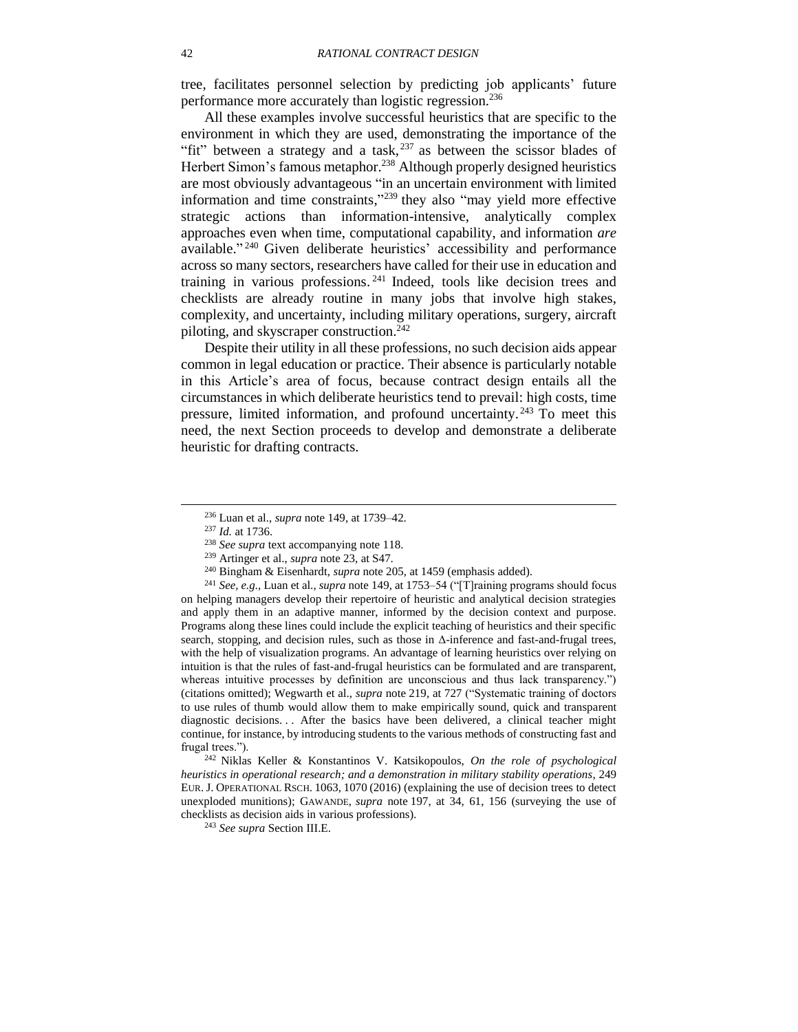tree, facilitates personnel selection by predicting job applicants' future performance more accurately than logistic regression.[236]

All these examples involve successful heuristics that are specific to the environment in which they are used, demonstrating the importance of the "fit" between a strategy and a task,[237] as between the scissor blades of Herbert Simon's famous metaphor.[238] Although properly designed heuristics are most obviously advantageous "in an uncertain environment with limited information and time constraints,"[239] they also "may yield more effective strategic actions than information-intensive, analytically complex approaches even when time, computational capability, and information *are* available."[240] Given deliberate heuristics' accessibility and performance across so many sectors, researchers have called for their use in education and training in various professions.[241] Indeed, tools like decision trees and checklists are already routine in many jobs that involve high stakes, complexity, and uncertainty, including military operations, surgery, aircraft piloting, and skyscraper construction.[242]

Despite their utility in all these professions, no such decision aids appear common in legal education or practice. Their absence is particularly notable in this Article's area of focus, because contract design entails all the circumstances in which deliberate heuristics tend to prevail: high costs, time pressure, limited information, and profound uncertainty.[243] To meet this need, the next Section proceeds to develop and demonstrate a deliberate heuristic for drafting contracts.

---

[236] Luan et al., *supra* note 149, at 1739–42.

[237] *Id.* at 1736.

[238] *See supra* text accompanying note 118.

[239] Artinger et al., *supra* note 23, at S47.

[240] Bingham & Eisenhardt, *supra* note 205, at 1459 (emphasis added).

[241] *See, e.g.*, Luan et al., *supra* note 149, at 1753–54 ("[T]raining programs should focus on helping managers develop their repertoire of heuristic and analytical decision strategies and apply them in an adaptive manner, informed by the decision context and purpose. Programs along these lines could include the explicit teaching of heuristics and their specific search, stopping, and decision rules, such as those in Δ-inference and fast-and-frugal trees, with the help of visualization programs. An advantage of learning heuristics over relying on intuition is that the rules of fast-and-frugal heuristics can be formulated and are transparent, whereas intuitive processes by definition are unconscious and thus lack transparency.") (citations omitted); Wegwarth et al., *supra* note 219, at 727 ("Systematic training of doctors to use rules of thumb would allow them to make empirically sound, quick and transparent diagnostic decisions. . . After the basics have been delivered, a clinical teacher might continue, for instance, by introducing students to the various methods of constructing fast and frugal trees.").

[242] Niklas Keller & Konstantinos V. Katsikopoulos, *On the role of psychological heuristics in operational research; and a demonstration in military stability operations*, 249 EUR. J. OPERATIONAL RSCH. 1063, 1070 (2016) (explaining the use of decision trees to detect unexploded munitions); GAWANDE, *supra* note 197, at 34, 61, 156 (surveying the use of checklists as decision aids in various professions).

[243] *See supra* Section III.E.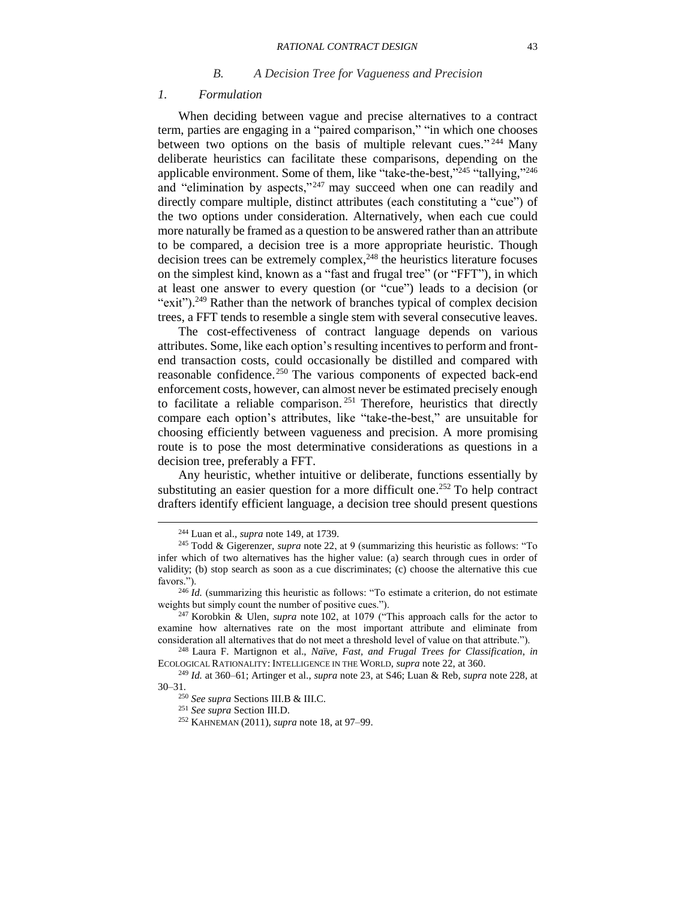### *B. A Decision Tree for Vagueness and Precision*

#### *1. Formulation*

When deciding between vague and precise alternatives to a contract term, parties are engaging in a "paired comparison," "in which one chooses between two options on the basis of multiple relevant cues."[244] Many deliberate heuristics can facilitate these comparisons, depending on the applicable environment. Some of them, like "take-the-best,"[245] "tallying,"[246] and "elimination by aspects,"[247] may succeed when one can readily and directly compare multiple, distinct attributes (each constituting a "cue") of the two options under consideration. Alternatively, when each cue could more naturally be framed as a question to be answered rather than an attribute to be compared, a decision tree is a more appropriate heuristic. Though decision trees can be extremely complex,[248] the heuristics literature focuses on the simplest kind, known as a "fast and frugal tree" (or "FFT"), in which at least one answer to every question (or "cue") leads to a decision (or "exit").[249] Rather than the network of branches typical of complex decision trees, a FFT tends to resemble a single stem with several consecutive leaves.

The cost-effectiveness of contract language depends on various attributes. Some, like each option's resulting incentives to perform and front-end transaction costs, could occasionally be distilled and compared with reasonable confidence.[250] The various components of expected back-end enforcement costs, however, can almost never be estimated precisely enough to facilitate a reliable comparison.[251] Therefore, heuristics that directly compare each option's attributes, like "take-the-best," are unsuitable for choosing efficiently between vagueness and precision. A more promising route is to pose the most determinative considerations as questions in a decision tree, preferably a FFT.

Any heuristic, whether intuitive or deliberate, functions essentially by substituting an easier question for a more difficult one.[252] To help contract drafters identify efficient language, a decision tree should present questions

---

[244] Luan et al., *supra* note 149, at 1739.

[245] Todd & Gigerenzer, *supra* note 22, at 9 (summarizing this heuristic as follows: "To infer which of two alternatives has the higher value: (a) search through cues in order of validity; (b) stop search as soon as a cue discriminates; (c) choose the alternative this cue favors.").

[246] *Id.* (summarizing this heuristic as follows: "To estimate a criterion, do not estimate weights but simply count the number of positive cues.").

[247] Korobkin & Ulen, *supra* note 102, at 1079 ("This approach calls for the actor to examine how alternatives rate on the most important attribute and eliminate from consideration all alternatives that do not meet a threshold level of value on that attribute.").

[248] Laura F. Martignon et al., *Naïve, Fast, and Frugal Trees for Classification*, *in* ECOLOGICAL RATIONALITY: INTELLIGENCE IN THE WORLD, *supra* note 22, at 360.

[249] *Id.* at 360–61; Artinger et al., *supra* note 23, at S46; Luan & Reb, *supra* note 228, at 30–31.

[250] *See supra* Sections III.B & III.C.

[251] *See supra* Section III.D.

[252] KAHNEMAN (2011), *supra* note 18, at 97–99.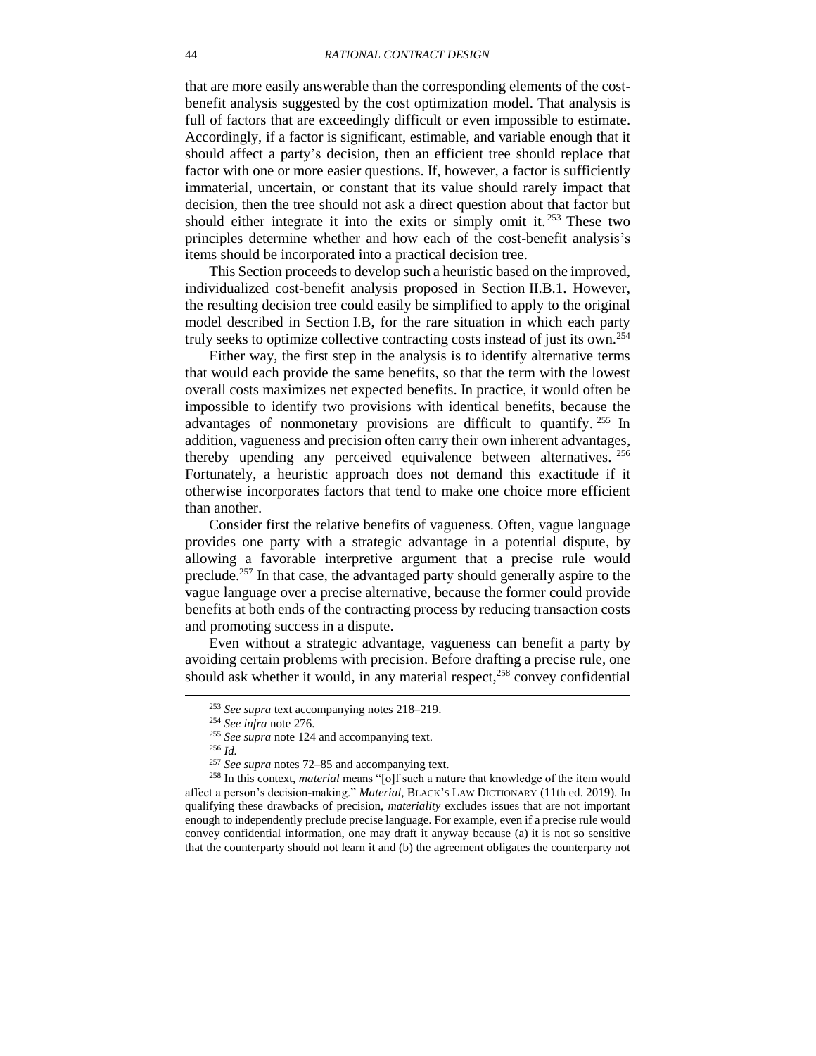that are more easily answerable than the corresponding elements of the cost-benefit analysis suggested by the cost optimization model. That analysis is full of factors that are exceedingly difficult or even impossible to estimate. Accordingly, if a factor is significant, estimable, and variable enough that it should affect a party's decision, then an efficient tree should replace that factor with one or more easier questions. If, however, a factor is sufficiently immaterial, uncertain, or constant that its value should rarely impact that decision, then the tree should not ask a direct question about that factor but should either integrate it into the exits or simply omit it.[253] These two principles determine whether and how each of the cost-benefit analysis's items should be incorporated into a practical decision tree.

This Section proceeds to develop such a heuristic based on the improved, individualized cost-benefit analysis proposed in Section II.B.1. However, the resulting decision tree could easily be simplified to apply to the original model described in Section I.B, for the rare situation in which each party truly seeks to optimize collective contracting costs instead of just its own.[254]

Either way, the first step in the analysis is to identify alternative terms that would each provide the same benefits, so that the term with the lowest overall costs maximizes net expected benefits. In practice, it would often be impossible to identify two provisions with identical benefits, because the advantages of nonmonetary provisions are difficult to quantify.[255] In addition, vagueness and precision often carry their own inherent advantages, thereby upending any perceived equivalence between alternatives.[256] Fortunately, a heuristic approach does not demand this exactitude if it otherwise incorporates factors that tend to make one choice more efficient than another.

Consider first the relative benefits of vagueness. Often, vague language provides one party with a strategic advantage in a potential dispute, by allowing a favorable interpretive argument that a precise rule would preclude.[257] In that case, the advantaged party should generally aspire to the vague language over a precise alternative, because the former could provide benefits at both ends of the contracting process by reducing transaction costs and promoting success in a dispute.

Even without a strategic advantage, vagueness can benefit a party by avoiding certain problems with precision. Before drafting a precise rule, one should ask whether it would, in any material respect,[258] convey confidential

---

[253] *See supra* text accompanying notes 218–219.

[254] *See infra* note 276.

[255] *See supra* note 124 and accompanying text.

[256] *Id.*

[257] *See supra* notes 72–85 and accompanying text.

[258] In this context, *material* means "[o]f such a nature that knowledge of the item would affect a person's decision-making." *Material*, BLACK'S LAW DICTIONARY (11th ed. 2019). In qualifying these drawbacks of precision, *materiality* excludes issues that are not important enough to independently preclude precise language. For example, even if a precise rule would convey confidential information, one may draft it anyway because (a) it is not so sensitive that the counterparty should not learn it and (b) the agreement obligates the counterparty not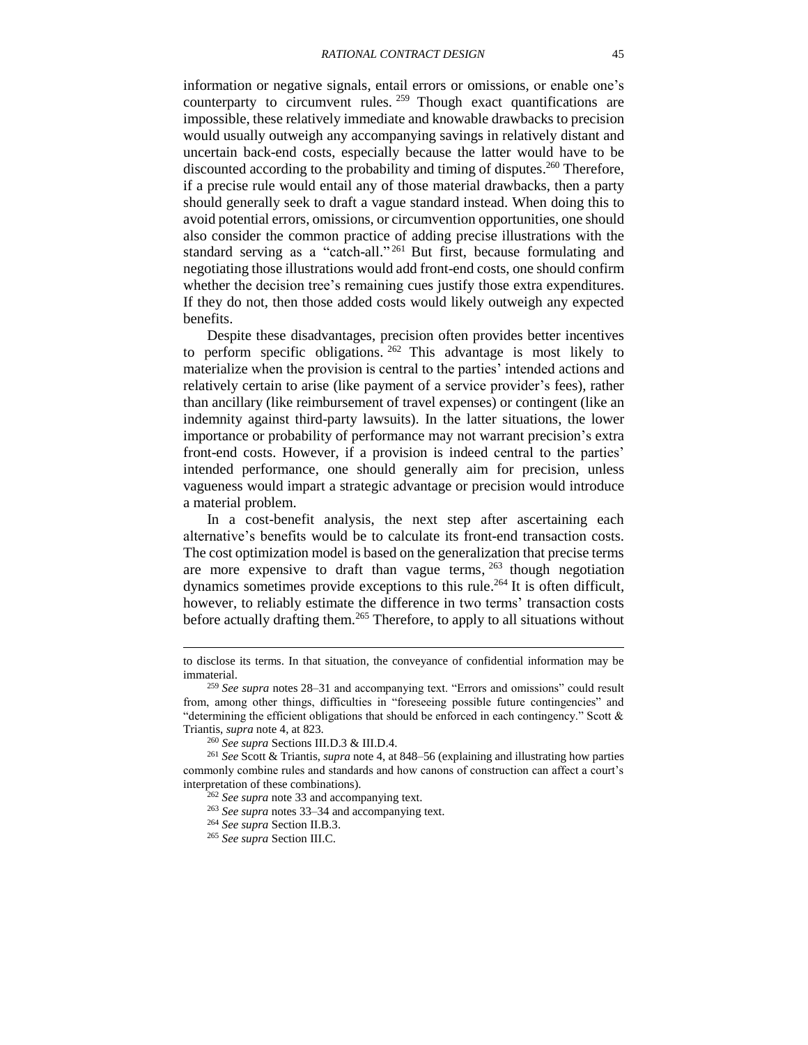information or negative signals, entail errors or omissions, or enable one's counterparty to circumvent rules.[259] Though exact quantifications are impossible, these relatively immediate and knowable drawbacks to precision would usually outweigh any accompanying savings in relatively distant and uncertain back-end costs, especially because the latter would have to be discounted according to the probability and timing of disputes.[260] Therefore, if a precise rule would entail any of those material drawbacks, then a party should generally seek to draft a vague standard instead. When doing this to avoid potential errors, omissions, or circumvention opportunities, one should also consider the common practice of adding precise illustrations with the standard serving as a "catch-all."[261] But first, because formulating and negotiating those illustrations would add front-end costs, one should confirm whether the decision tree's remaining cues justify those extra expenditures. If they do not, then those added costs would likely outweigh any expected benefits.

Despite these disadvantages, precision often provides better incentives to perform specific obligations.[262] This advantage is most likely to materialize when the provision is central to the parties' intended actions and relatively certain to arise (like payment of a service provider's fees), rather than ancillary (like reimbursement of travel expenses) or contingent (like an indemnity against third-party lawsuits). In the latter situations, the lower importance or probability of performance may not warrant precision's extra front-end costs. However, if a provision is indeed central to the parties' intended performance, one should generally aim for precision, unless vagueness would impart a strategic advantage or precision would introduce a material problem.

In a cost-benefit analysis, the next step after ascertaining each alternative's benefits would be to calculate its front-end transaction costs. The cost optimization model is based on the generalization that precise terms are more expensive to draft than vague terms,[263] though negotiation dynamics sometimes provide exceptions to this rule.[264] It is often difficult, however, to reliably estimate the difference in two terms' transaction costs before actually drafting them.[265] Therefore, to apply to all situations without

---

to disclose its terms. In that situation, the conveyance of confidential information may be immaterial.

[259] *See supra* notes 28–31 and accompanying text. "Errors and omissions" could result from, among other things, difficulties in "foreseeing possible future contingencies" and "determining the efficient obligations that should be enforced in each contingency." Scott & Triantis, *supra* note 4, at 823.

[260] *See supra* Sections III.D.3 & III.D.4.

[261] *See* Scott & Triantis, *supra* note 4, at 848–56 (explaining and illustrating how parties commonly combine rules and standards and how canons of construction can affect a court's interpretation of these combinations).

[262] *See supra* note 33 and accompanying text.

[263] *See supra* notes 33–34 and accompanying text.

[264] *See supra* Section II.B.3.

[265] *See supra* Section III.C.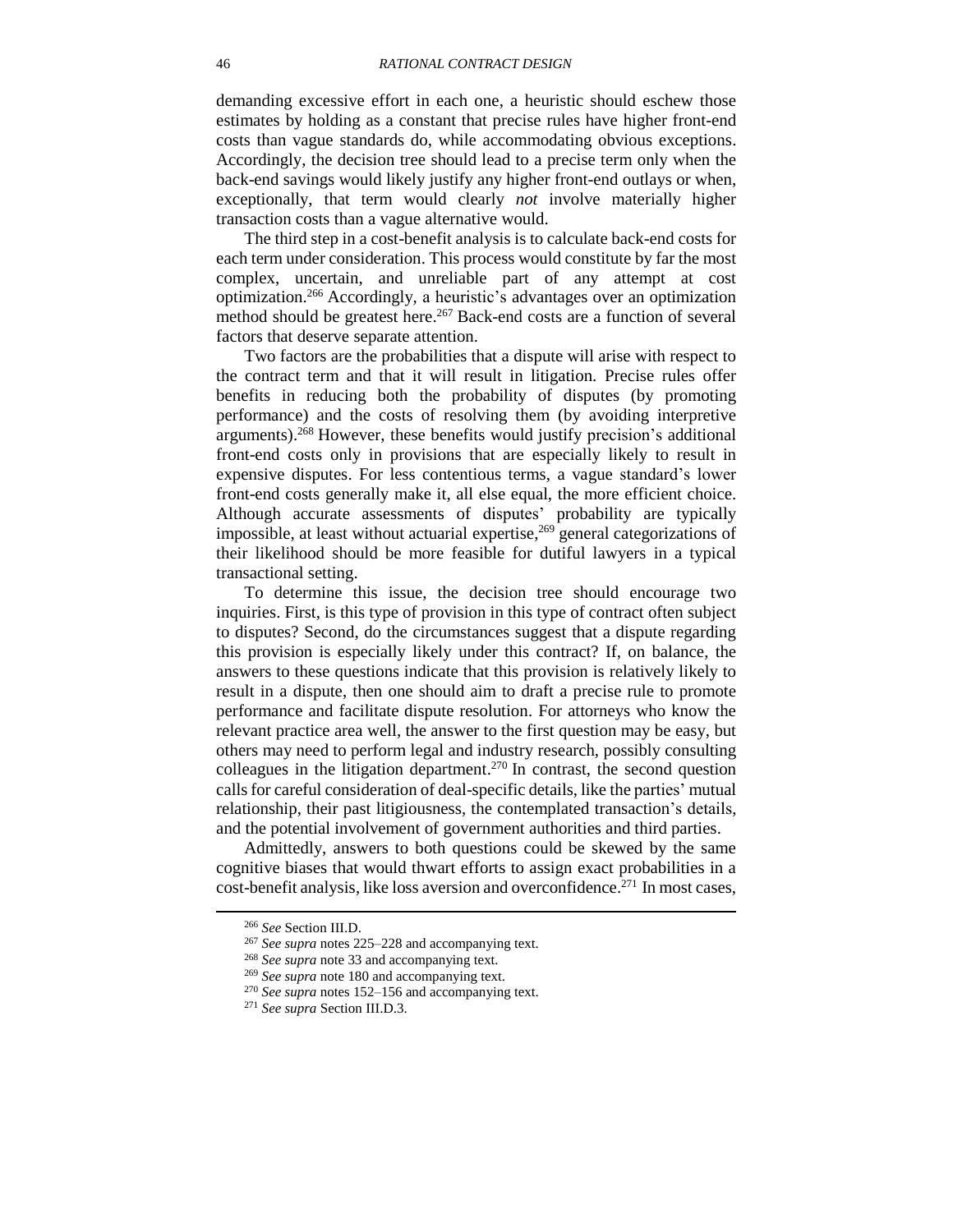demanding excessive effort in each one, a heuristic should eschew those estimates by holding as a constant that precise rules have higher front-end costs than vague standards do, while accommodating obvious exceptions. Accordingly, the decision tree should lead to a precise term only when the back-end savings would likely justify any higher front-end outlays or when, exceptionally, that term would clearly *not* involve materially higher transaction costs than a vague alternative would.

The third step in a cost-benefit analysis is to calculate back-end costs for each term under consideration. This process would constitute by far the most complex, uncertain, and unreliable part of any attempt at cost optimization.[266] Accordingly, a heuristic's advantages over an optimization method should be greatest here.[267] Back-end costs are a function of several factors that deserve separate attention.

Two factors are the probabilities that a dispute will arise with respect to the contract term and that it will result in litigation. Precise rules offer benefits in reducing both the probability of disputes (by promoting performance) and the costs of resolving them (by avoiding interpretive arguments).[268] However, these benefits would justify precision's additional front-end costs only in provisions that are especially likely to result in expensive disputes. For less contentious terms, a vague standard's lower front-end costs generally make it, all else equal, the more efficient choice. Although accurate assessments of disputes' probability are typically impossible, at least without actuarial expertise,[269] general categorizations of their likelihood should be more feasible for dutiful lawyers in a typical transactional setting.

To determine this issue, the decision tree should encourage two inquiries. First, is this type of provision in this type of contract often subject to disputes? Second, do the circumstances suggest that a dispute regarding this provision is especially likely under this contract? If, on balance, the answers to these questions indicate that this provision is relatively likely to result in a dispute, then one should aim to draft a precise rule to promote performance and facilitate dispute resolution. For attorneys who know the relevant practice area well, the answer to the first question may be easy, but others may need to perform legal and industry research, possibly consulting colleagues in the litigation department.[270] In contrast, the second question calls for careful consideration of deal-specific details, like the parties' mutual relationship, their past litigiousness, the contemplated transaction's details, and the potential involvement of government authorities and third parties.

Admittedly, answers to both questions could be skewed by the same cognitive biases that would thwart efforts to assign exact probabilities in a cost-benefit analysis, like loss aversion and overconfidence.[271] In most cases,

---

[266] *See* Section III.D.

[267] *See supra* notes 225–228 and accompanying text.

[268] *See supra* note 33 and accompanying text.

[269] *See supra* note 180 and accompanying text.

[270] *See supra* notes 152–156 and accompanying text.

[271] *See supra* Section III.D.3.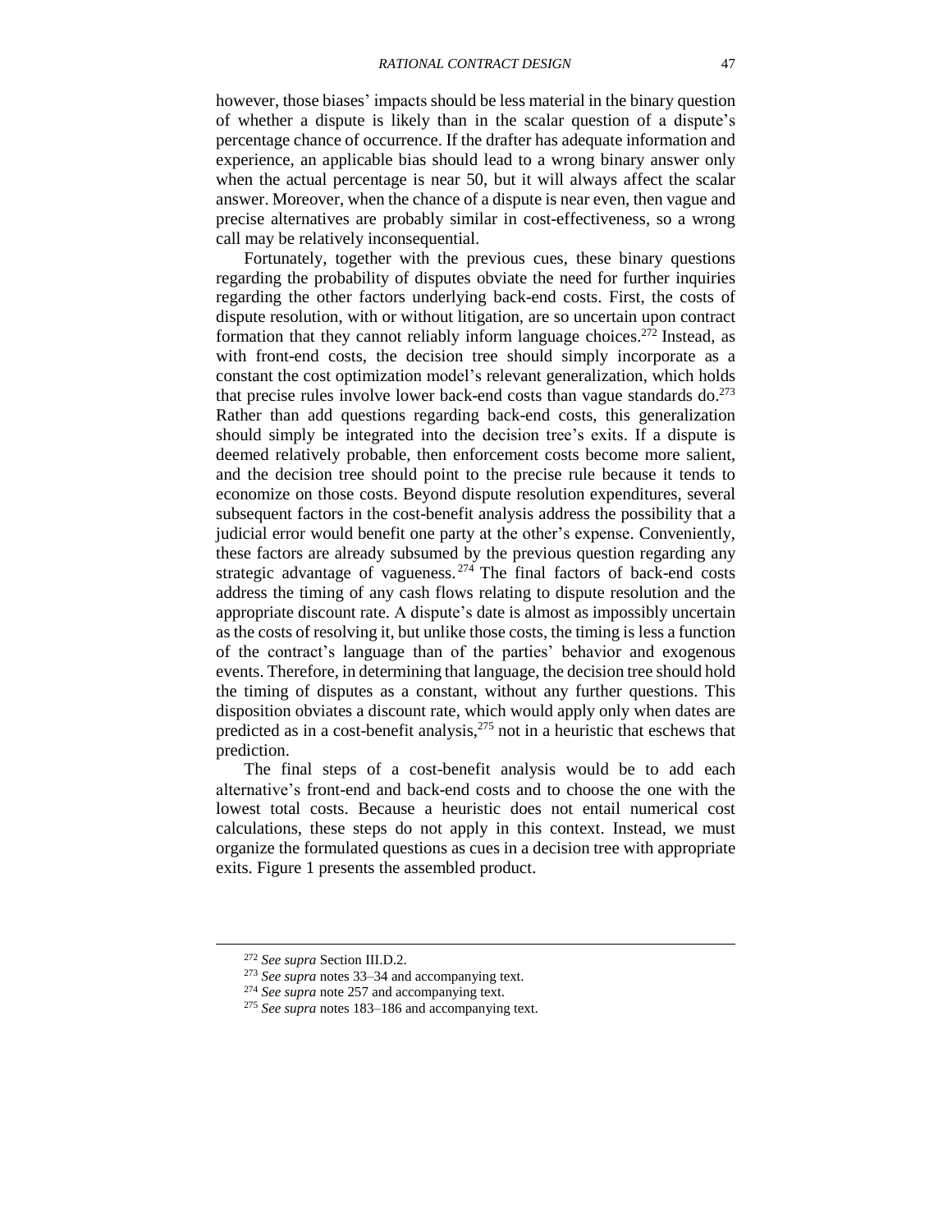however, those biases' impacts should be less material in the binary question of whether a dispute is likely than in the scalar question of a dispute's percentage chance of occurrence. If the drafter has adequate information and experience, an applicable bias should lead to a wrong binary answer only when the actual percentage is near 50, but it will always affect the scalar answer. Moreover, when the chance of a dispute is near even, then vague and precise alternatives are probably similar in cost-effectiveness, so a wrong call may be relatively inconsequential.

Fortunately, together with the previous cues, these binary questions regarding the probability of disputes obviate the need for further inquiries regarding the other factors underlying back-end costs. First, the costs of dispute resolution, with or without litigation, are so uncertain upon contract formation that they cannot reliably inform language choices.[272] Instead, as with front-end costs, the decision tree should simply incorporate as a constant the cost optimization model's relevant generalization, which holds that precise rules involve lower back-end costs than vague standards do.[273] Rather than add questions regarding back-end costs, this generalization should simply be integrated into the decision tree's exits. If a dispute is deemed relatively probable, then enforcement costs become more salient, and the decision tree should point to the precise rule because it tends to economize on those costs. Beyond dispute resolution expenditures, several subsequent factors in the cost-benefit analysis address the possibility that a judicial error would benefit one party at the other's expense. Conveniently, these factors are already subsumed by the previous question regarding any strategic advantage of vagueness.[274] The final factors of back-end costs address the timing of any cash flows relating to dispute resolution and the appropriate discount rate. A dispute's date is almost as impossibly uncertain as the costs of resolving it, but unlike those costs, the timing is less a function of the contract's language than of the parties' behavior and exogenous events. Therefore, in determining that language, the decision tree should hold the timing of disputes as a constant, without any further questions. This disposition obviates a discount rate, which would apply only when dates are predicted as in a cost-benefit analysis,[275] not in a heuristic that eschews that prediction.

The final steps of a cost-benefit analysis would be to add each alternative's front-end and back-end costs and to choose the one with the lowest total costs. Because a heuristic does not entail numerical cost calculations, these steps do not apply in this context. Instead, we must organize the formulated questions as cues in a decision tree with appropriate exits. Figure 1 presents the assembled product.

---

[272] *See supra* Section III.D.2.

[273] *See supra* notes 33–34 and accompanying text.

[274] *See supra* note 257 and accompanying text.

[275] *See supra* notes 183–186 and accompanying text.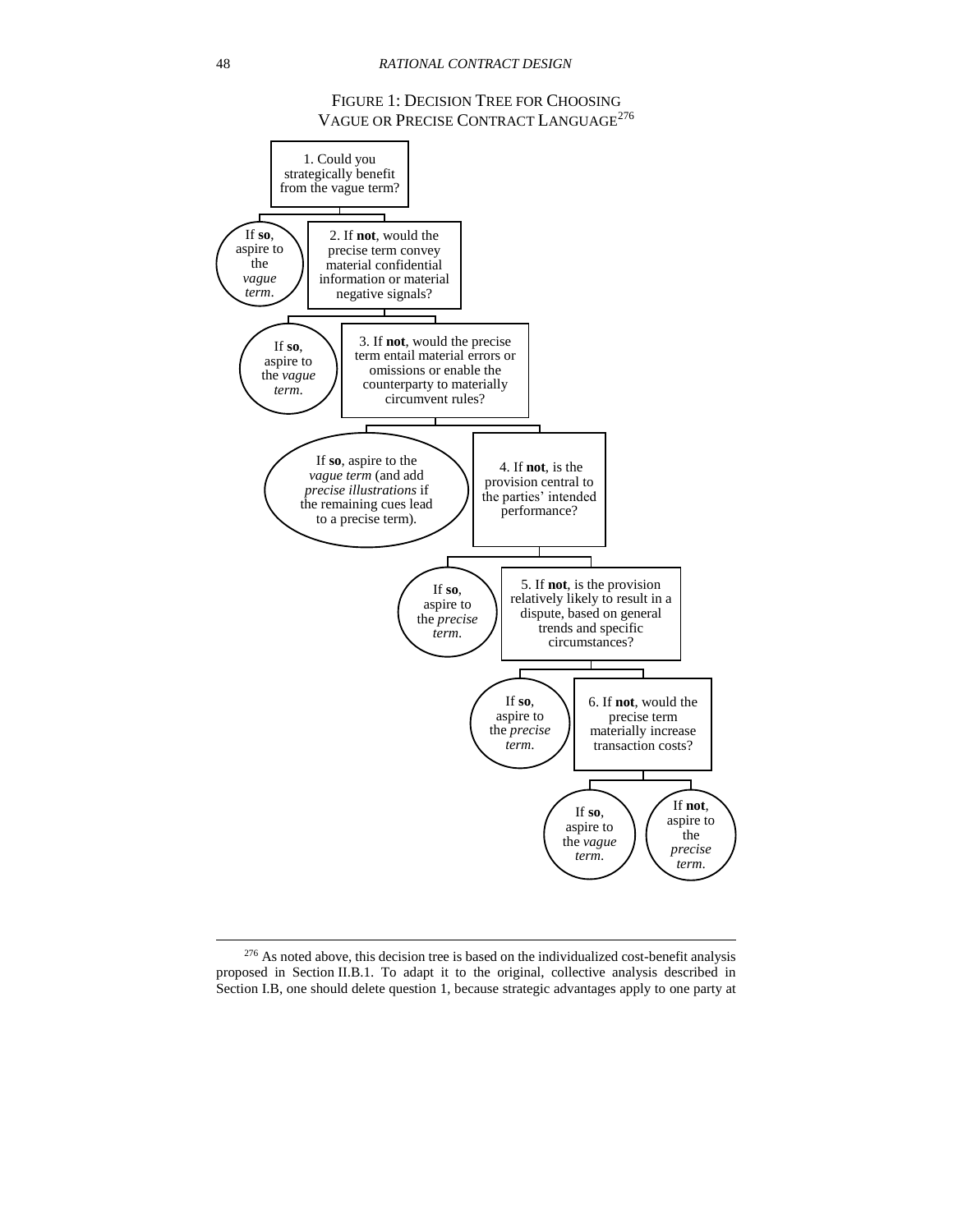FIGURE 1: DECISION TREE FOR CHOOSING VAGUE OR PRECISE CONTRACT LANGUAGE[276]

1. Could you strategically benefit from the vague term?

- If **so**, aspire to the *vague term*.
- 2. If **not**, would the precise term convey material confidential information or material negative signals?
  - If **so**, aspire to the *vague term*.
  - 3. If **not**, would the precise term entail material errors or omissions or enable the counterparty to materially circumvent rules?
    - If **so**, aspire to the *vague term* (and add *precise illustrations* if the remaining cues lead to a precise term).
    - 4. If **not**, is the provision central to the parties' intended performance?
      - If **so**, aspire to the *precise term*.
      - 5. If **not**, is the provision relatively likely to result in a dispute, based on general trends and specific circumstances?
        - If **so**, aspire to the *precise term*.
        - 6. If **not**, would the precise term materially increase transaction costs?
          - If **so**, aspire to the *vague term*.
          - If **not**, aspire to the *precise term*.

[276] As noted above, this decision tree is based on the individualized cost-benefit analysis proposed in Section II.B.1. To adapt it to the original, collective analysis described in Section I.B, one should delete question 1, because strategic advantages apply to one party at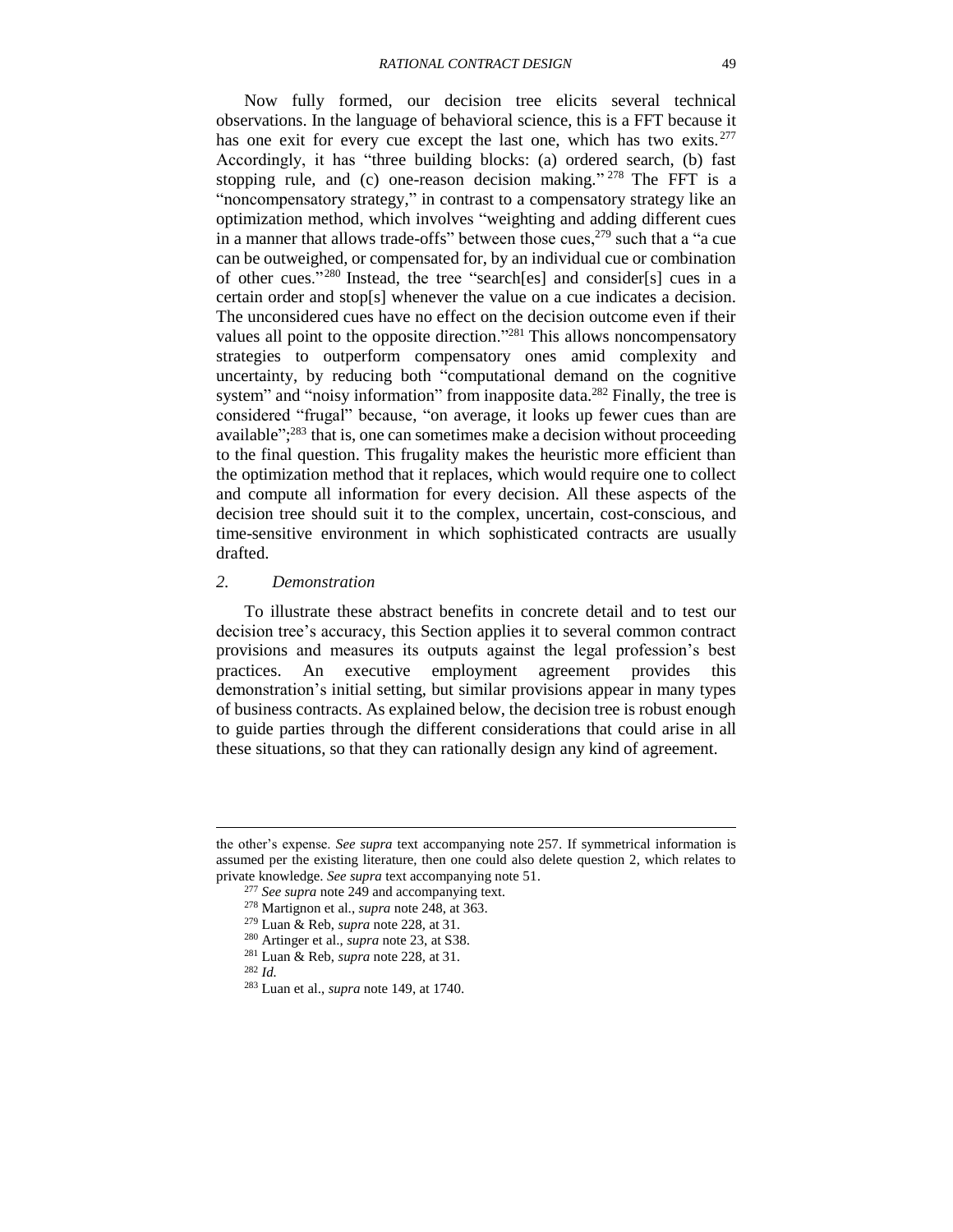Now fully formed, our decision tree elicits several technical observations. In the language of behavioral science, this is a FFT because it has one exit for every cue except the last one, which has two exits.[277] Accordingly, it has "three building blocks: (a) ordered search, (b) fast stopping rule, and (c) one-reason decision making."[278] The FFT is a "noncompensatory strategy," in contrast to a compensatory strategy like an optimization method, which involves "weighting and adding different cues in a manner that allows trade-offs" between those cues,[279] such that a "a cue can be outweighed, or compensated for, by an individual cue or combination of other cues."[280] Instead, the tree "search[es] and consider[s] cues in a certain order and stop[s] whenever the value on a cue indicates a decision. The unconsidered cues have no effect on the decision outcome even if their values all point to the opposite direction."[281] This allows noncompensatory strategies to outperform compensatory ones amid complexity and uncertainty, by reducing both "computational demand on the cognitive system" and "noisy information" from inapposite data.[282] Finally, the tree is considered "frugal" because, "on average, it looks up fewer cues than are available";[283] that is, one can sometimes make a decision without proceeding to the final question. This frugality makes the heuristic more efficient than the optimization method that it replaces, which would require one to collect and compute all information for every decision. All these aspects of the decision tree should suit it to the complex, uncertain, cost-conscious, and time-sensitive environment in which sophisticated contracts are usually drafted.

### *2. Demonstration*

To illustrate these abstract benefits in concrete detail and to test our decision tree's accuracy, this Section applies it to several common contract provisions and measures its outputs against the legal profession's best practices. An executive employment agreement provides this demonstration's initial setting, but similar provisions appear in many types of business contracts. As explained below, the decision tree is robust enough to guide parties through the different considerations that could arise in all these situations, so that they can rationally design any kind of agreement.

---

the other's expense. *See supra* text accompanying note 257. If symmetrical information is assumed per the existing literature, then one could also delete question 2, which relates to private knowledge. *See supra* text accompanying note 51.

[277] *See supra* note 249 and accompanying text.

[278] Martignon et al., *supra* note 248, at 363.

[279] Luan & Reb, *supra* note 228, at 31.

[280] Artinger et al., *supra* note 23, at S38.

[281] Luan & Reb, *supra* note 228, at 31.

[282] *Id.*

[283] Luan et al., *supra* note 149, at 1740.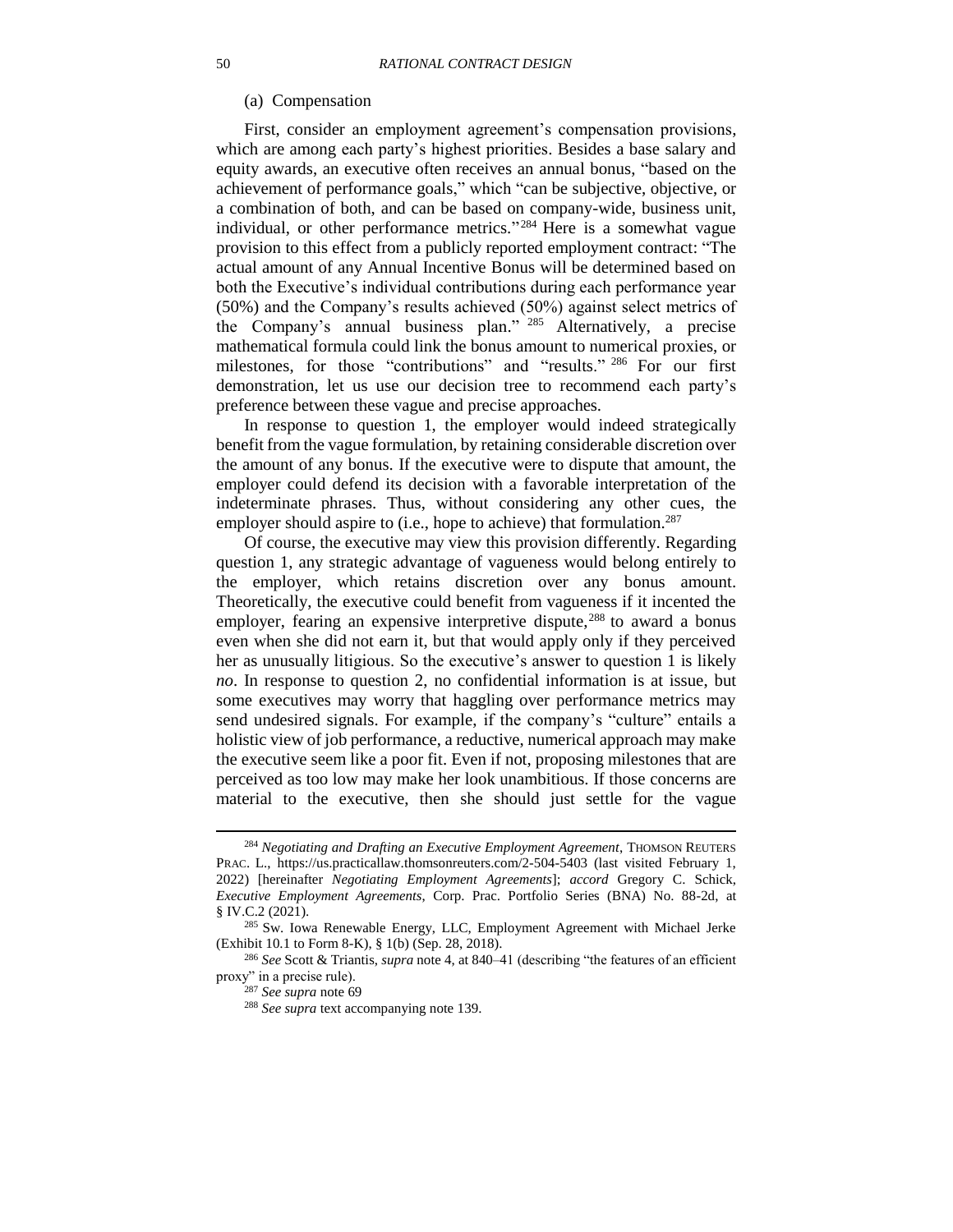(a) Compensation

First, consider an employment agreement's compensation provisions, which are among each party's highest priorities. Besides a base salary and equity awards, an executive often receives an annual bonus, "based on the achievement of performance goals," which "can be subjective, objective, or a combination of both, and can be based on company-wide, business unit, individual, or other performance metrics."[284] Here is a somewhat vague provision to this effect from a publicly reported employment contract: "The actual amount of any Annual Incentive Bonus will be determined based on both the Executive's individual contributions during each performance year (50%) and the Company's results achieved (50%) against select metrics of the Company's annual business plan."[285] Alternatively, a precise mathematical formula could link the bonus amount to numerical proxies, or milestones, for those "contributions" and "results."[286] For our first demonstration, let us use our decision tree to recommend each party's preference between these vague and precise approaches.

In response to question 1, the employer would indeed strategically benefit from the vague formulation, by retaining considerable discretion over the amount of any bonus. If the executive were to dispute that amount, the employer could defend its decision with a favorable interpretation of the indeterminate phrases. Thus, without considering any other cues, the employer should aspire to (i.e., hope to achieve) that formulation.[287]

Of course, the executive may view this provision differently. Regarding question 1, any strategic advantage of vagueness would belong entirely to the employer, which retains discretion over any bonus amount. Theoretically, the executive could benefit from vagueness if it incented the employer, fearing an expensive interpretive dispute,[288] to award a bonus even when she did not earn it, but that would apply only if they perceived her as unusually litigious. So the executive's answer to question 1 is likely *no*. In response to question 2, no confidential information is at issue, but some executives may worry that haggling over performance metrics may send undesired signals. For example, if the company's "culture" entails a holistic view of job performance, a reductive, numerical approach may make the executive seem like a poor fit. Even if not, proposing milestones that are perceived as too low may make her look unambitious. If those concerns are material to the executive, then she should just settle for the vague

---

[284] *Negotiating and Drafting an Executive Employment Agreement*, THOMSON REUTERS PRAC. L., https://us.practicallaw.thomsonreuters.com/2-504-5403 (last visited February 1, 2022) [hereinafter *Negotiating Employment Agreements*]; *accord* Gregory C. Schick, *Executive Employment Agreements*, Corp. Prac. Portfolio Series (BNA) No. 88-2d, at § IV.C.2 (2021).

[285] Sw. Iowa Renewable Energy, LLC, Employment Agreement with Michael Jerke (Exhibit 10.1 to Form 8-K), § 1(b) (Sep. 28, 2018).

[286] *See* Scott & Triantis, *supra* note 4, at 840–41 (describing "the features of an efficient proxy" in a precise rule).

[287] *See supra* note 69

[288] *See supra* text accompanying note 139.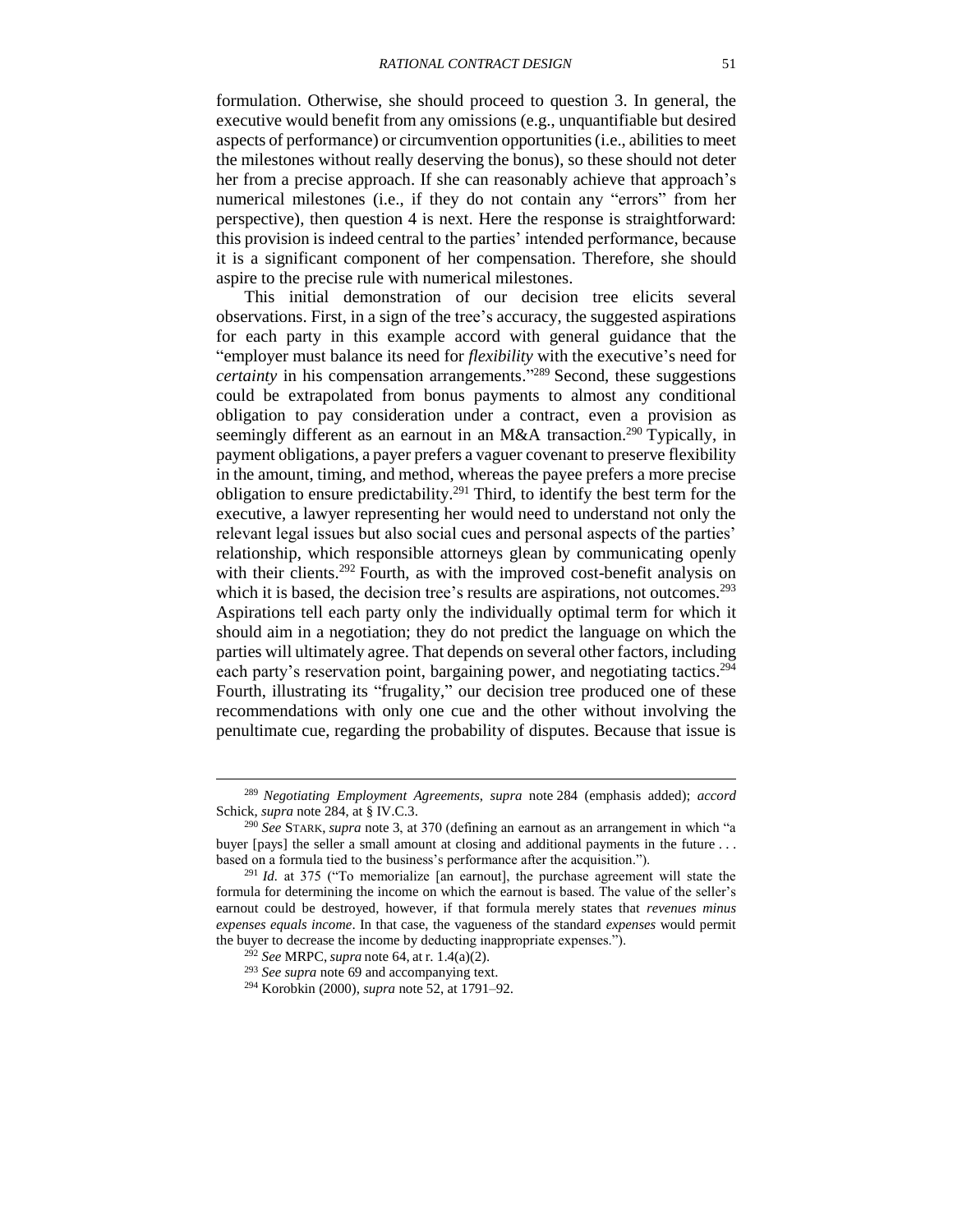formulation. Otherwise, she should proceed to question 3. In general, the executive would benefit from any omissions (e.g., unquantifiable but desired aspects of performance) or circumvention opportunities (i.e., abilities to meet the milestones without really deserving the bonus), so these should not deter her from a precise approach. If she can reasonably achieve that approach's numerical milestones (i.e., if they do not contain any "errors" from her perspective), then question 4 is next. Here the response is straightforward: this provision is indeed central to the parties' intended performance, because it is a significant component of her compensation. Therefore, she should aspire to the precise rule with numerical milestones.

This initial demonstration of our decision tree elicits several observations. First, in a sign of the tree's accuracy, the suggested aspirations for each party in this example accord with general guidance that the "employer must balance its need for *flexibility* with the executive's need for *certainty* in his compensation arrangements."[289] Second, these suggestions could be extrapolated from bonus payments to almost any conditional obligation to pay consideration under a contract, even a provision as seemingly different as an earnout in an M&A transaction.[290] Typically, in payment obligations, a payer prefers a vaguer covenant to preserve flexibility in the amount, timing, and method, whereas the payee prefers a more precise obligation to ensure predictability.[291] Third, to identify the best term for the executive, a lawyer representing her would need to understand not only the relevant legal issues but also social cues and personal aspects of the parties' relationship, which responsible attorneys glean by communicating openly with their clients.[292] Fourth, as with the improved cost-benefit analysis on which it is based, the decision tree's results are aspirations, not outcomes.[293] Aspirations tell each party only the individually optimal term for which it should aim in a negotiation; they do not predict the language on which the parties will ultimately agree. That depends on several other factors, including each party's reservation point, bargaining power, and negotiating tactics.[294] Fourth, illustrating its "frugality," our decision tree produced one of these recommendations with only one cue and the other without involving the penultimate cue, regarding the probability of disputes. Because that issue is

---

[289] *Negotiating Employment Agreements*, *supra* note 284 (emphasis added); *accord* Schick, *supra* note 284, at § IV.C.3.

[290] *See* STARK, *supra* note 3, at 370 (defining an earnout as an arrangement in which "a buyer [pays] the seller a small amount at closing and additional payments in the future . . . based on a formula tied to the business's performance after the acquisition.").

[291] *Id.* at 375 ("To memorialize [an earnout], the purchase agreement will state the formula for determining the income on which the earnout is based. The value of the seller's earnout could be destroyed, however, if that formula merely states that *revenues minus expenses equals income*. In that case, the vagueness of the standard *expenses* would permit the buyer to decrease the income by deducting inappropriate expenses.").

[292] *See* MRPC, *supra* note 64, at r. 1.4(a)(2).

[293] *See supra* note 69 and accompanying text.

[294] Korobkin (2000), *supra* note 52, at 1791–92.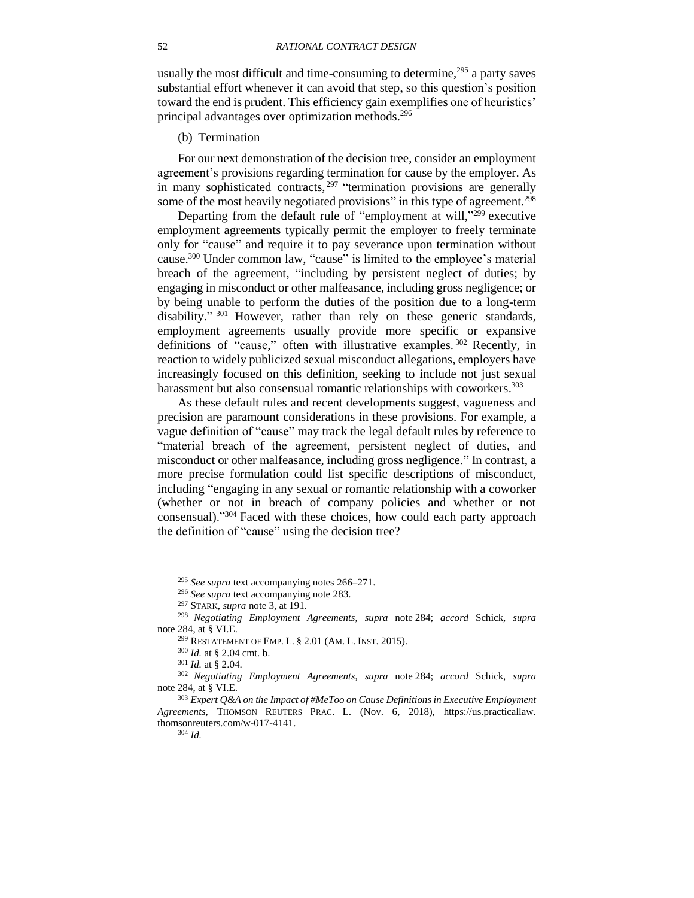usually the most difficult and time-consuming to determine,[295] a party saves substantial effort whenever it can avoid that step, so this question's position toward the end is prudent. This efficiency gain exemplifies one of heuristics' principal advantages over optimization methods.[296]

(b) Termination

For our next demonstration of the decision tree, consider an employment agreement's provisions regarding termination for cause by the employer. As in many sophisticated contracts,[297] "termination provisions are generally some of the most heavily negotiated provisions" in this type of agreement.[298]

Departing from the default rule of "employment at will,"[299] executive employment agreements typically permit the employer to freely terminate only for "cause" and require it to pay severance upon termination without cause.[300] Under common law, "cause" is limited to the employee's material breach of the agreement, "including by persistent neglect of duties; by engaging in misconduct or other malfeasance, including gross negligence; or by being unable to perform the duties of the position due to a long-term disability."[301] However, rather than rely on these generic standards, employment agreements usually provide more specific or expansive definitions of "cause," often with illustrative examples.[302] Recently, in reaction to widely publicized sexual misconduct allegations, employers have increasingly focused on this definition, seeking to include not just sexual harassment but also consensual romantic relationships with coworkers.[303]

As these default rules and recent developments suggest, vagueness and precision are paramount considerations in these provisions. For example, a vague definition of "cause" may track the legal default rules by reference to "material breach of the agreement, persistent neglect of duties, and misconduct or other malfeasance, including gross negligence." In contrast, a more precise formulation could list specific descriptions of misconduct, including "engaging in any sexual or romantic relationship with a coworker (whether or not in breach of company policies and whether or not consensual)."[304] Faced with these choices, how could each party approach the definition of "cause" using the decision tree?

---

[295] *See supra* text accompanying notes 266–271.

[296] *See supra* text accompanying note 283.

[297] STARK, *supra* note 3, at 191.

[298] *Negotiating Employment Agreements*, *supra* note 284; *accord* Schick, *supra* note 284, at § VI.E.

[299] RESTATEMENT OF EMP. L. § 2.01 (AM. L. INST. 2015).

[300] *Id.* at § 2.04 cmt. b.

[301] *Id.* at § 2.04.

[302] *Negotiating Employment Agreements*, *supra* note 284; *accord* Schick, *supra* note 284, at § VI.E.

[303] *Expert Q&A on the Impact of #MeToo on Cause Definitions in Executive Employment Agreements*, THOMSON REUTERS PRAC. L. (Nov. 6, 2018), https://us.practicallaw.thomsonreuters.com/w-017-4141.

[304] *Id.*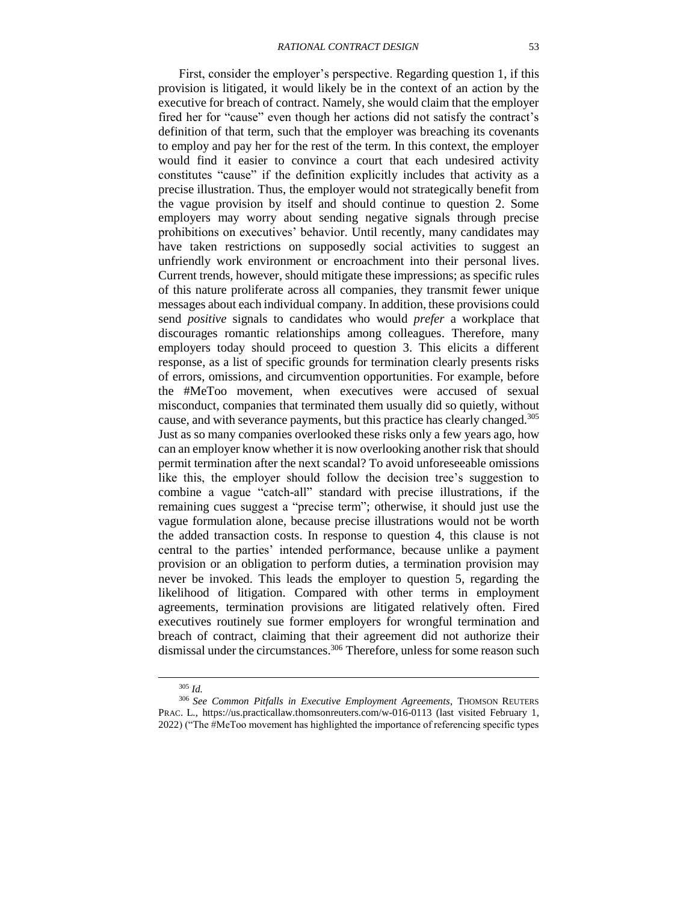First, consider the employer's perspective. Regarding question 1, if this provision is litigated, it would likely be in the context of an action by the executive for breach of contract. Namely, she would claim that the employer fired her for "cause" even though her actions did not satisfy the contract's definition of that term, such that the employer was breaching its covenants to employ and pay her for the rest of the term. In this context, the employer would find it easier to convince a court that each undesired activity constitutes "cause" if the definition explicitly includes that activity as a precise illustration. Thus, the employer would not strategically benefit from the vague provision by itself and should continue to question 2. Some employers may worry about sending negative signals through precise prohibitions on executives' behavior. Until recently, many candidates may have taken restrictions on supposedly social activities to suggest an unfriendly work environment or encroachment into their personal lives. Current trends, however, should mitigate these impressions; as specific rules of this nature proliferate across all companies, they transmit fewer unique messages about each individual company. In addition, these provisions could send *positive* signals to candidates who would *prefer* a workplace that discourages romantic relationships among colleagues. Therefore, many employers today should proceed to question 3. This elicits a different response, as a list of specific grounds for termination clearly presents risks of errors, omissions, and circumvention opportunities. For example, before the #MeToo movement, when executives were accused of sexual misconduct, companies that terminated them usually did so quietly, without cause, and with severance payments, but this practice has clearly changed.[305] Just as so many companies overlooked these risks only a few years ago, how can an employer know whether it is now overlooking another risk that should permit termination after the next scandal? To avoid unforeseeable omissions like this, the employer should follow the decision tree's suggestion to combine a vague "catch-all" standard with precise illustrations, if the remaining cues suggest a "precise term"; otherwise, it should just use the vague formulation alone, because precise illustrations would not be worth the added transaction costs. In response to question 4, this clause is not central to the parties' intended performance, because unlike a payment provision or an obligation to perform duties, a termination provision may never be invoked. This leads the employer to question 5, regarding the likelihood of litigation. Compared with other terms in employment agreements, termination provisions are litigated relatively often. Fired executives routinely sue former employers for wrongful termination and breach of contract, claiming that their agreement did not authorize their dismissal under the circumstances.[306] Therefore, unless for some reason such

---

[305] *Id.*

[306] *See Common Pitfalls in Executive Employment Agreements*, THOMSON REUTERS PRAC. L., https://us.practicallaw.thomsonreuters.com/w-016-0113 (last visited February 1, 2022) ("The #MeToo movement has highlighted the importance of referencing specific types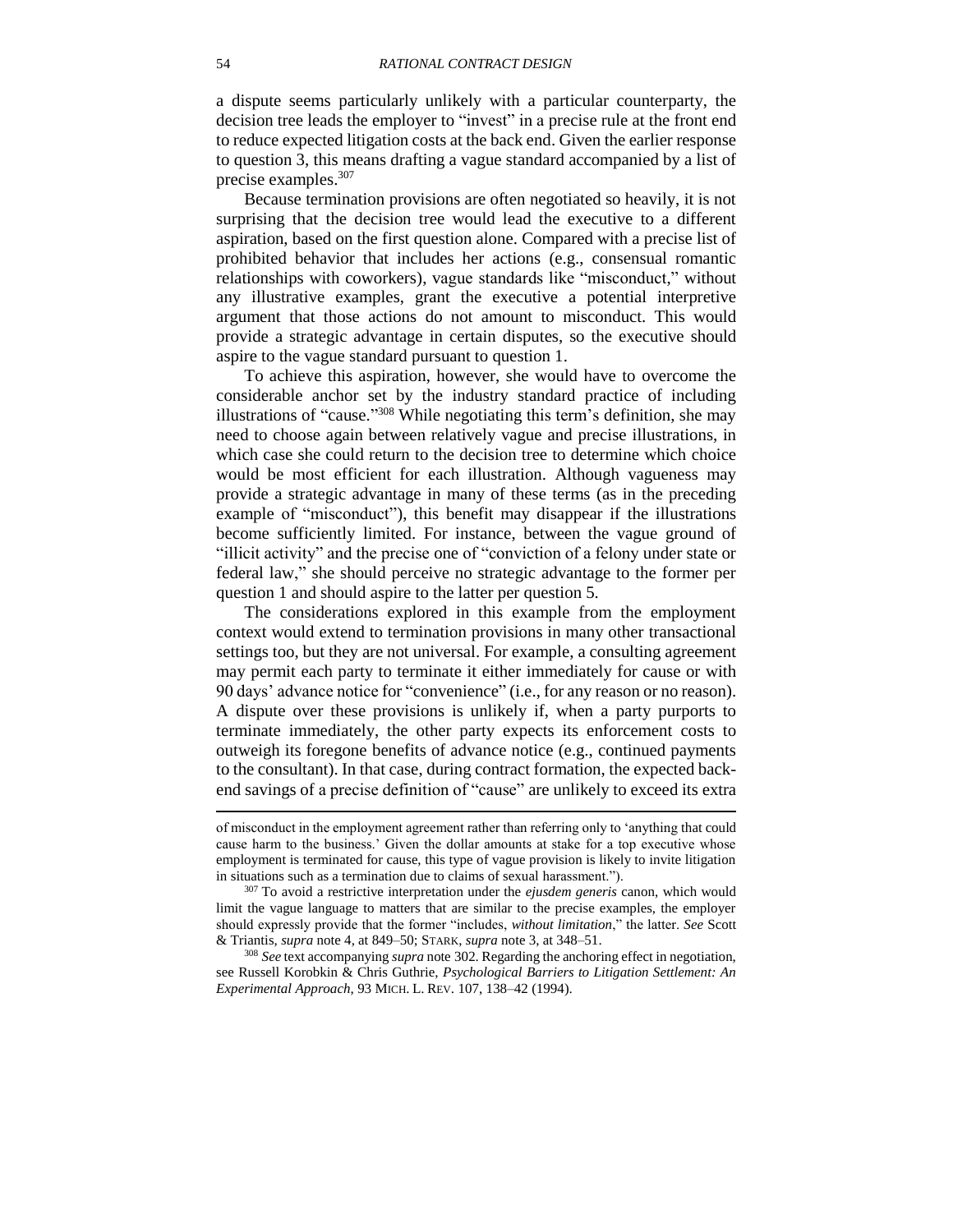a dispute seems particularly unlikely with a particular counterparty, the decision tree leads the employer to "invest" in a precise rule at the front end to reduce expected litigation costs at the back end. Given the earlier response to question 3, this means drafting a vague standard accompanied by a list of precise examples.[307]

Because termination provisions are often negotiated so heavily, it is not surprising that the decision tree would lead the executive to a different aspiration, based on the first question alone. Compared with a precise list of prohibited behavior that includes her actions (e.g., consensual romantic relationships with coworkers), vague standards like "misconduct," without any illustrative examples, grant the executive a potential interpretive argument that those actions do not amount to misconduct. This would provide a strategic advantage in certain disputes, so the executive should aspire to the vague standard pursuant to question 1.

To achieve this aspiration, however, she would have to overcome the considerable anchor set by the industry standard practice of including illustrations of "cause."[308] While negotiating this term's definition, she may need to choose again between relatively vague and precise illustrations, in which case she could return to the decision tree to determine which choice would be most efficient for each illustration. Although vagueness may provide a strategic advantage in many of these terms (as in the preceding example of "misconduct"), this benefit may disappear if the illustrations become sufficiently limited. For instance, between the vague ground of "illicit activity" and the precise one of "conviction of a felony under state or federal law," she should perceive no strategic advantage to the former per question 1 and should aspire to the latter per question 5.

The considerations explored in this example from the employment context would extend to termination provisions in many other transactional settings too, but they are not universal. For example, a consulting agreement may permit each party to terminate it either immediately for cause or with 90 days' advance notice for "convenience" (i.e., for any reason or no reason). A dispute over these provisions is unlikely if, when a party purports to terminate immediately, the other party expects its enforcement costs to outweigh its foregone benefits of advance notice (e.g., continued payments to the consultant). In that case, during contract formation, the expected back-end savings of a precise definition of "cause" are unlikely to exceed its extra

---

of misconduct in the employment agreement rather than referring only to 'anything that could cause harm to the business.' Given the dollar amounts at stake for a top executive whose employment is terminated for cause, this type of vague provision is likely to invite litigation in situations such as a termination due to claims of sexual harassment.").

[307] To avoid a restrictive interpretation under the *ejusdem generis* canon, which would limit the vague language to matters that are similar to the precise examples, the employer should expressly provide that the former "includes, *without limitation*," the latter. *See* Scott & Triantis, *supra* note 4, at 849–50; STARK, *supra* note 3, at 348–51.

[308] *See* text accompanying *supra* note 302. Regarding the anchoring effect in negotiation, see Russell Korobkin & Chris Guthrie, *Psychological Barriers to Litigation Settlement: An Experimental Approach*, 93 MICH. L. REV. 107, 138–42 (1994).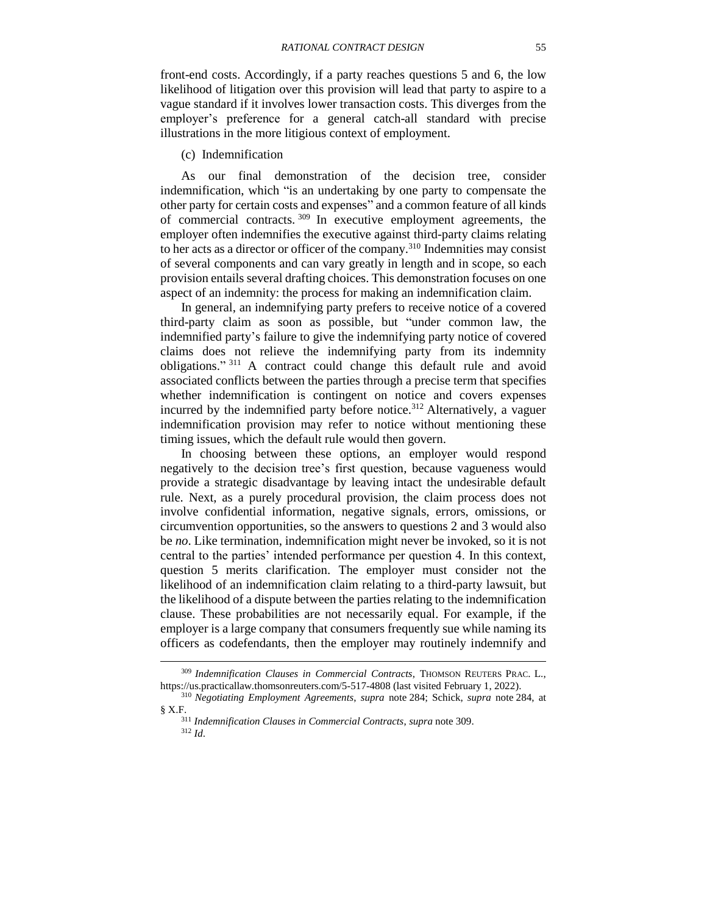front-end costs. Accordingly, if a party reaches questions 5 and 6, the low likelihood of litigation over this provision will lead that party to aspire to a vague standard if it involves lower transaction costs. This diverges from the employer's preference for a general catch-all standard with precise illustrations in the more litigious context of employment.

(c) Indemnification

As our final demonstration of the decision tree, consider indemnification, which "is an undertaking by one party to compensate the other party for certain costs and expenses" and a common feature of all kinds of commercial contracts.[309] In executive employment agreements, the employer often indemnifies the executive against third-party claims relating to her acts as a director or officer of the company.[310] Indemnities may consist of several components and can vary greatly in length and in scope, so each provision entails several drafting choices. This demonstration focuses on one aspect of an indemnity: the process for making an indemnification claim.

In general, an indemnifying party prefers to receive notice of a covered third-party claim as soon as possible, but "under common law, the indemnified party's failure to give the indemnifying party notice of covered claims does not relieve the indemnifying party from its indemnity obligations."[311] A contract could change this default rule and avoid associated conflicts between the parties through a precise term that specifies whether indemnification is contingent on notice and covers expenses incurred by the indemnified party before notice.[312] Alternatively, a vaguer indemnification provision may refer to notice without mentioning these timing issues, which the default rule would then govern.

In choosing between these options, an employer would respond negatively to the decision tree's first question, because vagueness would provide a strategic disadvantage by leaving intact the undesirable default rule. Next, as a purely procedural provision, the claim process does not involve confidential information, negative signals, errors, omissions, or circumvention opportunities, so the answers to questions 2 and 3 would also be *no*. Like termination, indemnification might never be invoked, so it is not central to the parties' intended performance per question 4. In this context, question 5 merits clarification. The employer must consider not the likelihood of an indemnification claim relating to a third-party lawsuit, but the likelihood of a dispute between the parties relating to the indemnification clause. These probabilities are not necessarily equal. For example, if the employer is a large company that consumers frequently sue while naming its officers as codefendants, then the employer may routinely indemnify and

---

[309] *Indemnification Clauses in Commercial Contracts*, THOMSON REUTERS PRAC. L., https://us.practicallaw.thomsonreuters.com/5-517-4808 (last visited February 1, 2022).

[310] *Negotiating Employment Agreements*, *supra* note 284; Schick, *supra* note 284, at § X.F.

[311] *Indemnification Clauses in Commercial Contracts*, *supra* note 309.

[312] *Id*.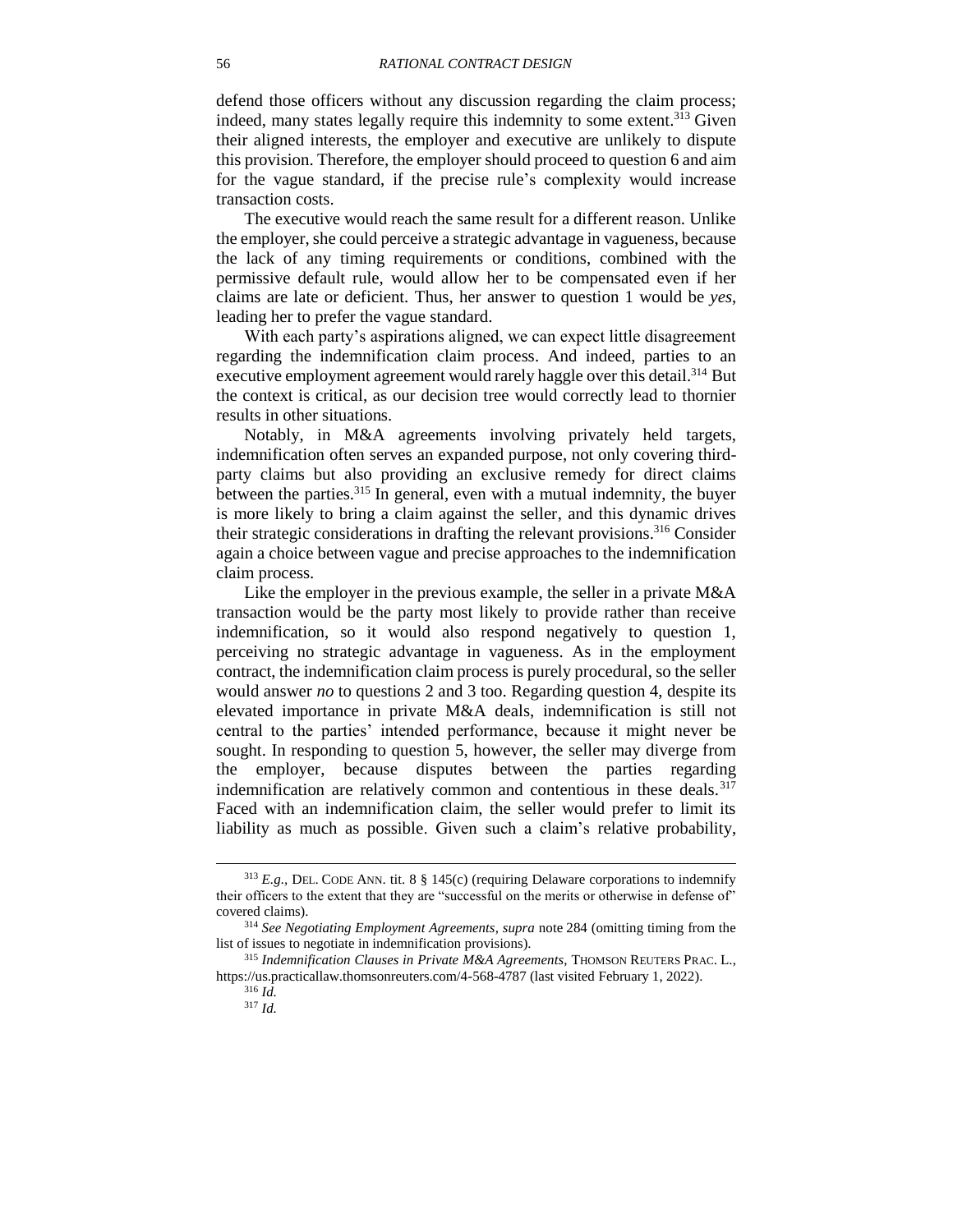defend those officers without any discussion regarding the claim process; indeed, many states legally require this indemnity to some extent.[313] Given their aligned interests, the employer and executive are unlikely to dispute this provision. Therefore, the employer should proceed to question 6 and aim for the vague standard, if the precise rule's complexity would increase transaction costs.

The executive would reach the same result for a different reason. Unlike the employer, she could perceive a strategic advantage in vagueness, because the lack of any timing requirements or conditions, combined with the permissive default rule, would allow her to be compensated even if her claims are late or deficient. Thus, her answer to question 1 would be *yes*, leading her to prefer the vague standard.

With each party's aspirations aligned, we can expect little disagreement regarding the indemnification claim process. And indeed, parties to an executive employment agreement would rarely haggle over this detail.[314] But the context is critical, as our decision tree would correctly lead to thornier results in other situations.

Notably, in M&A agreements involving privately held targets, indemnification often serves an expanded purpose, not only covering third-party claims but also providing an exclusive remedy for direct claims between the parties.[315] In general, even with a mutual indemnity, the buyer is more likely to bring a claim against the seller, and this dynamic drives their strategic considerations in drafting the relevant provisions.[316] Consider again a choice between vague and precise approaches to the indemnification claim process.

Like the employer in the previous example, the seller in a private M&A transaction would be the party most likely to provide rather than receive indemnification, so it would also respond negatively to question 1, perceiving no strategic advantage in vagueness. As in the employment contract, the indemnification claim process is purely procedural, so the seller would answer *no* to questions 2 and 3 too. Regarding question 4, despite its elevated importance in private M&A deals, indemnification is still not central to the parties' intended performance, because it might never be sought. In responding to question 5, however, the seller may diverge from the employer, because disputes between the parties regarding indemnification are relatively common and contentious in these deals.[317] Faced with an indemnification claim, the seller would prefer to limit its liability as much as possible. Given such a claim's relative probability,

---

[313] *E.g.*, DEL. CODE ANN. tit. 8 § 145(c) (requiring Delaware corporations to indemnify their officers to the extent that they are "successful on the merits or otherwise in defense of" covered claims).

[314] *See Negotiating Employment Agreements*, *supra* note 284 (omitting timing from the list of issues to negotiate in indemnification provisions).

[315] *Indemnification Clauses in Private M&A Agreements*, THOMSON REUTERS PRAC. L., https://us.practicallaw.thomsonreuters.com/4-568-4787 (last visited February 1, 2022).

[316] *Id.*

[317] *Id.*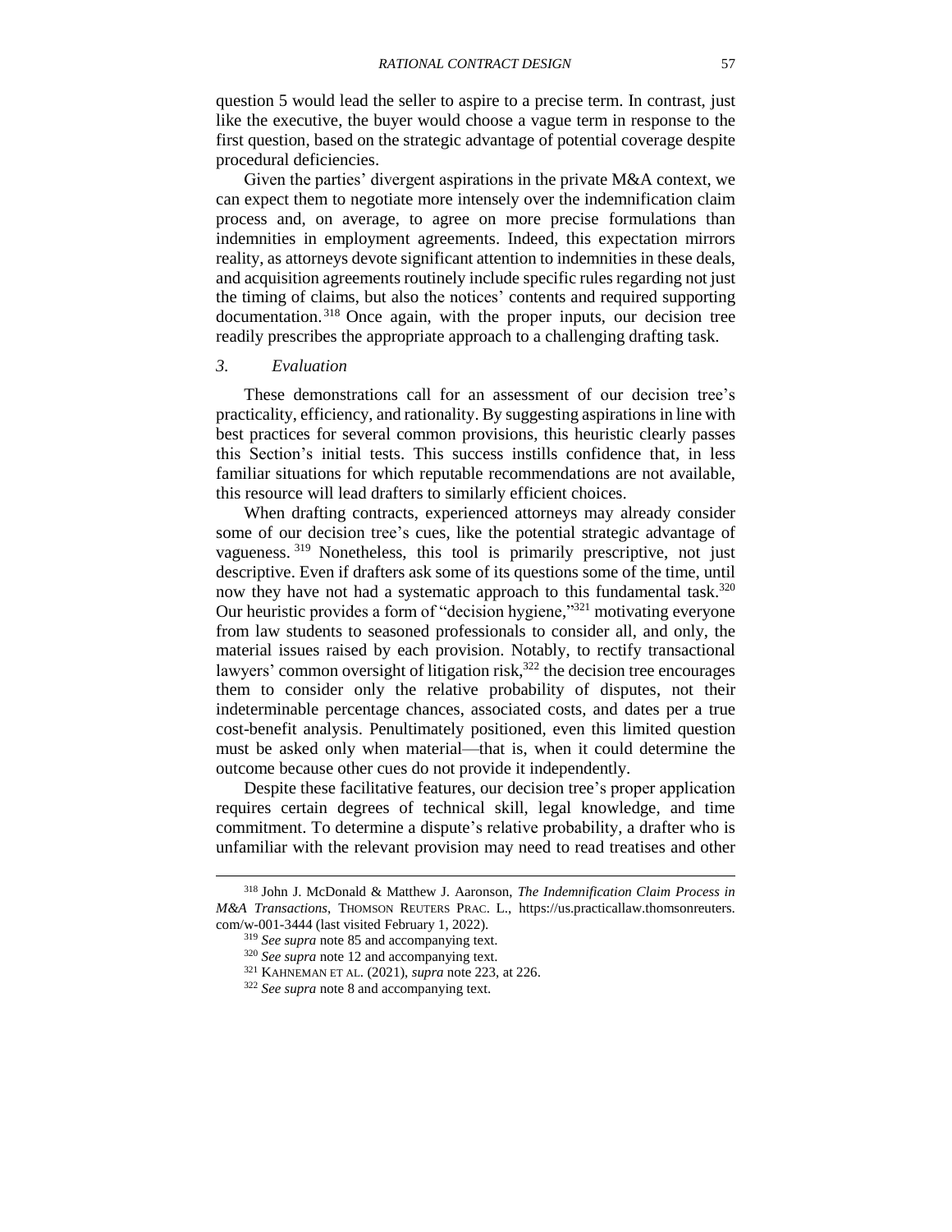question 5 would lead the seller to aspire to a precise term. In contrast, just like the executive, the buyer would choose a vague term in response to the first question, based on the strategic advantage of potential coverage despite procedural deficiencies.

Given the parties' divergent aspirations in the private M&A context, we can expect them to negotiate more intensely over the indemnification claim process and, on average, to agree on more precise formulations than indemnities in employment agreements. Indeed, this expectation mirrors reality, as attorneys devote significant attention to indemnities in these deals, and acquisition agreements routinely include specific rules regarding not just the timing of claims, but also the notices' contents and required supporting documentation.[318] Once again, with the proper inputs, our decision tree readily prescribes the appropriate approach to a challenging drafting task.

### 3. *Evaluation*

These demonstrations call for an assessment of our decision tree's practicality, efficiency, and rationality. By suggesting aspirations in line with best practices for several common provisions, this heuristic clearly passes this Section's initial tests. This success instills confidence that, in less familiar situations for which reputable recommendations are not available, this resource will lead drafters to similarly efficient choices.

When drafting contracts, experienced attorneys may already consider some of our decision tree's cues, like the potential strategic advantage of vagueness.[319] Nonetheless, this tool is primarily prescriptive, not just descriptive. Even if drafters ask some of its questions some of the time, until now they have not had a systematic approach to this fundamental task.[320] Our heuristic provides a form of "decision hygiene,"[321] motivating everyone from law students to seasoned professionals to consider all, and only, the material issues raised by each provision. Notably, to rectify transactional lawyers' common oversight of litigation risk,[322] the decision tree encourages them to consider only the relative probability of disputes, not their indeterminable percentage chances, associated costs, and dates per a true cost-benefit analysis. Penultimately positioned, even this limited question must be asked only when material—that is, when it could determine the outcome because other cues do not provide it independently.

Despite these facilitative features, our decision tree's proper application requires certain degrees of technical skill, legal knowledge, and time commitment. To determine a dispute's relative probability, a drafter who is unfamiliar with the relevant provision may need to read treatises and other

---

[318] John J. McDonald & Matthew J. Aaronson, *The Indemnification Claim Process in M&A Transactions*, THOMSON REUTERS PRAC. L., https://us.practicallaw.thomsonreuters.com/w-001-3444 (last visited February 1, 2022).

[319] *See supra* note 85 and accompanying text.

[320] *See supra* note 12 and accompanying text.

[321] KAHNEMAN ET AL. (2021), *supra* note 223, at 226.

[322] *See supra* note 8 and accompanying text.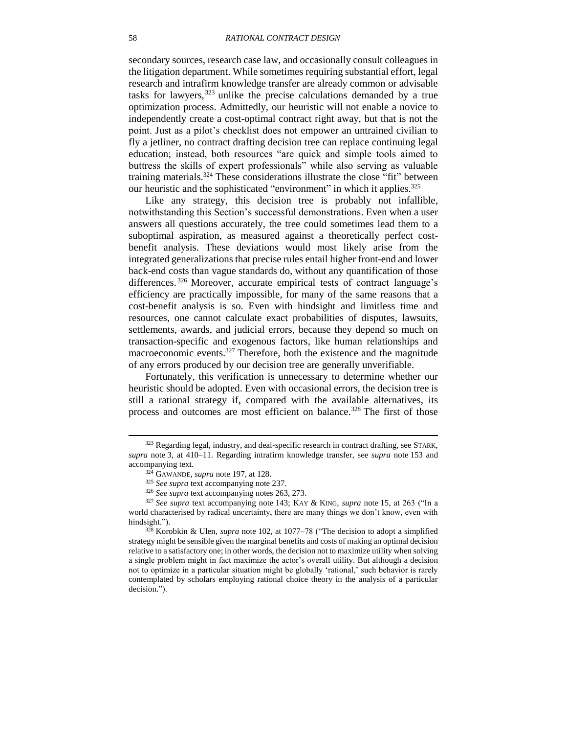secondary sources, research case law, and occasionally consult colleagues in the litigation department. While sometimes requiring substantial effort, legal research and intrafirm knowledge transfer are already common or advisable tasks for lawyers,[323] unlike the precise calculations demanded by a true optimization process. Admittedly, our heuristic will not enable a novice to independently create a cost-optimal contract right away, but that is not the point. Just as a pilot's checklist does not empower an untrained civilian to fly a jetliner, no contract drafting decision tree can replace continuing legal education; instead, both resources "are quick and simple tools aimed to buttress the skills of expert professionals" while also serving as valuable training materials.[324] These considerations illustrate the close "fit" between our heuristic and the sophisticated "environment" in which it applies.[325]

Like any strategy, this decision tree is probably not infallible, notwithstanding this Section's successful demonstrations. Even when a user answers all questions accurately, the tree could sometimes lead them to a suboptimal aspiration, as measured against a theoretically perfect cost-benefit analysis. These deviations would most likely arise from the integrated generalizations that precise rules entail higher front-end and lower back-end costs than vague standards do, without any quantification of those differences.[326] Moreover, accurate empirical tests of contract language's efficiency are practically impossible, for many of the same reasons that a cost-benefit analysis is so. Even with hindsight and limitless time and resources, one cannot calculate exact probabilities of disputes, lawsuits, settlements, awards, and judicial errors, because they depend so much on transaction-specific and exogenous factors, like human relationships and macroeconomic events.[327] Therefore, both the existence and the magnitude of any errors produced by our decision tree are generally unverifiable.

Fortunately, this verification is unnecessary to determine whether our heuristic should be adopted. Even with occasional errors, the decision tree is still a rational strategy if, compared with the available alternatives, its process and outcomes are most efficient on balance.[328] The first of those

---

[323] Regarding legal, industry, and deal-specific research in contract drafting, see STARK, *supra* note 3, at 410–11. Regarding intrafirm knowledge transfer, see *supra* note 153 and accompanying text.

[324] GAWANDE, *supra* note 197, at 128.

[325] *See supra* text accompanying note 237.

[326] *See supra* text accompanying notes 263, 273.

[327] *See supra* text accompanying note 143; KAY & KING, *supra* note 15, at 263 ("In a world characterised by radical uncertainty, there are many things we don't know, even with hindsight.").

[328] Korobkin & Ulen, *supra* note 102, at 1077–78 ("The decision to adopt a simplified strategy might be sensible given the marginal benefits and costs of making an optimal decision relative to a satisfactory one; in other words, the decision not to maximize utility when solving a single problem might in fact maximize the actor's overall utility. But although a decision not to optimize in a particular situation might be globally 'rational,' such behavior is rarely contemplated by scholars employing rational choice theory in the analysis of a particular decision.").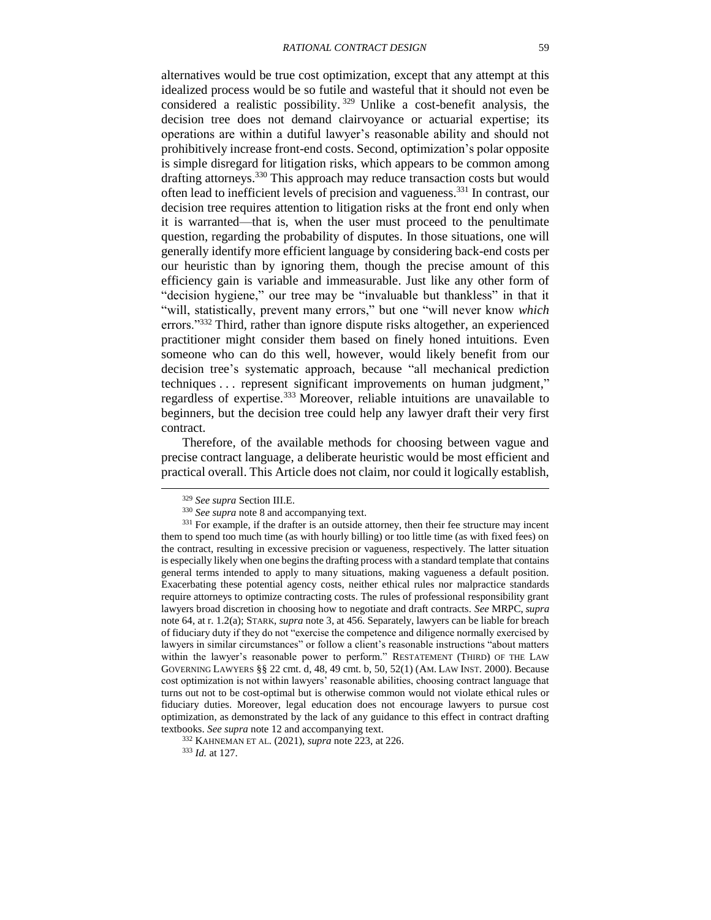alternatives would be true cost optimization, except that any attempt at this idealized process would be so futile and wasteful that it should not even be considered a realistic possibility.[329] Unlike a cost-benefit analysis, the decision tree does not demand clairvoyance or actuarial expertise; its operations are within a dutiful lawyer's reasonable ability and should not prohibitively increase front-end costs. Second, optimization's polar opposite is simple disregard for litigation risks, which appears to be common among drafting attorneys.[330] This approach may reduce transaction costs but would often lead to inefficient levels of precision and vagueness.[331] In contrast, our decision tree requires attention to litigation risks at the front end only when it is warranted—that is, when the user must proceed to the penultimate question, regarding the probability of disputes. In those situations, one will generally identify more efficient language by considering back-end costs per our heuristic than by ignoring them, though the precise amount of this efficiency gain is variable and immeasurable. Just like any other form of "decision hygiene," our tree may be "invaluable but thankless" in that it "will, statistically, prevent many errors," but one "will never know *which* errors."[332] Third, rather than ignore dispute risks altogether, an experienced practitioner might consider them based on finely honed intuitions. Even someone who can do this well, however, would likely benefit from our decision tree's systematic approach, because "all mechanical prediction techniques . . . represent significant improvements on human judgment," regardless of expertise.[333] Moreover, reliable intuitions are unavailable to beginners, but the decision tree could help any lawyer draft their very first contract.

Therefore, of the available methods for choosing between vague and precise contract language, a deliberate heuristic would be most efficient and practical overall. This Article does not claim, nor could it logically establish,

---

[329] *See supra* Section III.E.

[330] *See supra* note 8 and accompanying text.

[331] For example, if the drafter is an outside attorney, then their fee structure may incent them to spend too much time (as with hourly billing) or too little time (as with fixed fees) on the contract, resulting in excessive precision or vagueness, respectively. The latter situation is especially likely when one begins the drafting process with a standard template that contains general terms intended to apply to many situations, making vagueness a default position. Exacerbating these potential agency costs, neither ethical rules nor malpractice standards require attorneys to optimize contracting costs. The rules of professional responsibility grant lawyers broad discretion in choosing how to negotiate and draft contracts. *See* MRPC, *supra* note 64, at r. 1.2(a); STARK, *supra* note 3, at 456. Separately, lawyers can be liable for breach of fiduciary duty if they do not "exercise the competence and diligence normally exercised by lawyers in similar circumstances" or follow a client's reasonable instructions "about matters within the lawyer's reasonable power to perform." RESTATEMENT (THIRD) OF THE LAW GOVERNING LAWYERS §§ 22 cmt. d, 48, 49 cmt. b, 50, 52(1) (AM. LAW INST. 2000). Because cost optimization is not within lawyers' reasonable abilities, choosing contract language that turns out not to be cost-optimal but is otherwise common would not violate ethical rules or fiduciary duties. Moreover, legal education does not encourage lawyers to pursue cost optimization, as demonstrated by the lack of any guidance to this effect in contract drafting textbooks. *See supra* note 12 and accompanying text.

[332] KAHNEMAN ET AL. (2021), *supra* note 223, at 226.

[333] *Id.* at 127.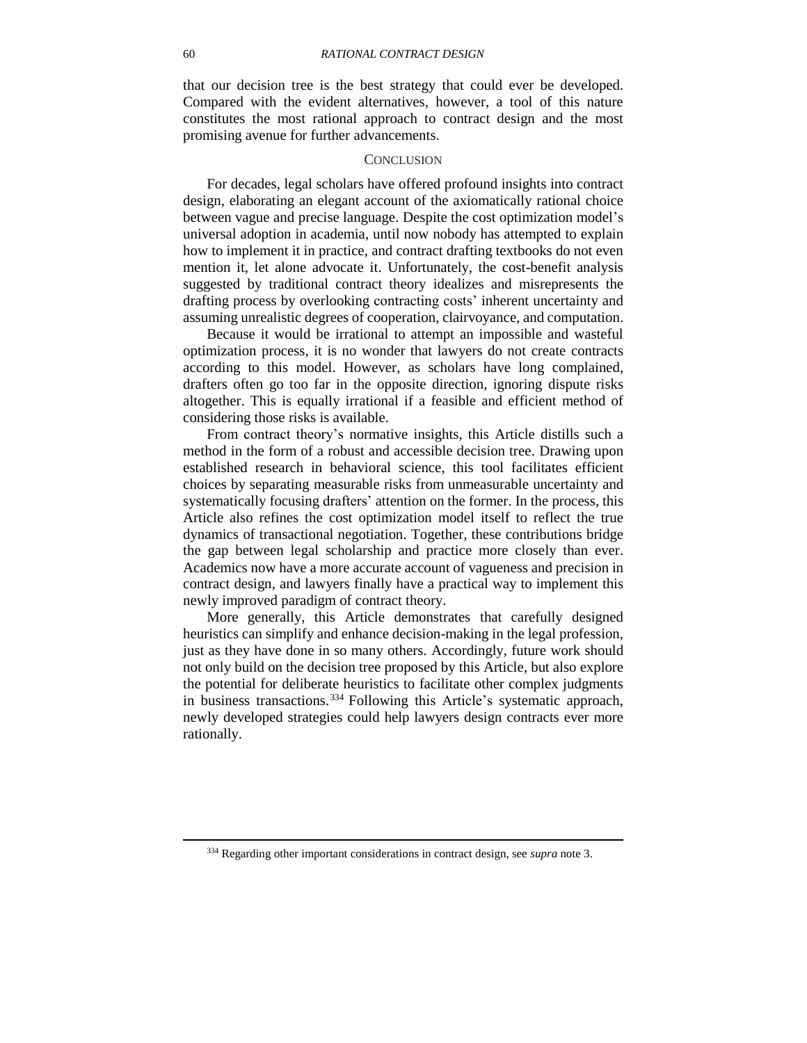that our decision tree is the best strategy that could ever be developed. Compared with the evident alternatives, however, a tool of this nature constitutes the most rational approach to contract design and the most promising avenue for further advancements.

## CONCLUSION

For decades, legal scholars have offered profound insights into contract design, elaborating an elegant account of the axiomatically rational choice between vague and precise language. Despite the cost optimization model's universal adoption in academia, until now nobody has attempted to explain how to implement it in practice, and contract drafting textbooks do not even mention it, let alone advocate it. Unfortunately, the cost-benefit analysis suggested by traditional contract theory idealizes and misrepresents the drafting process by overlooking contracting costs' inherent uncertainty and assuming unrealistic degrees of cooperation, clairvoyance, and computation.

Because it would be irrational to attempt an impossible and wasteful optimization process, it is no wonder that lawyers do not create contracts according to this model. However, as scholars have long complained, drafters often go too far in the opposite direction, ignoring dispute risks altogether. This is equally irrational if a feasible and efficient method of considering those risks is available.

From contract theory's normative insights, this Article distills such a method in the form of a robust and accessible decision tree. Drawing upon established research in behavioral science, this tool facilitates efficient choices by separating measurable risks from unmeasurable uncertainty and systematically focusing drafters' attention on the former. In the process, this Article also refines the cost optimization model itself to reflect the true dynamics of transactional negotiation. Together, these contributions bridge the gap between legal scholarship and practice more closely than ever. Academics now have a more accurate account of vagueness and precision in contract design, and lawyers finally have a practical way to implement this newly improved paradigm of contract theory.

More generally, this Article demonstrates that carefully designed heuristics can simplify and enhance decision-making in the legal profession, just as they have done in so many others. Accordingly, future work should not only build on the decision tree proposed by this Article, but also explore the potential for deliberate heuristics to facilitate other complex judgments in business transactions.[334] Following this Article's systematic approach, newly developed strategies could help lawyers design contracts ever more rationally.

---

[334] Regarding other important considerations in contract design, see *supra* note 3.